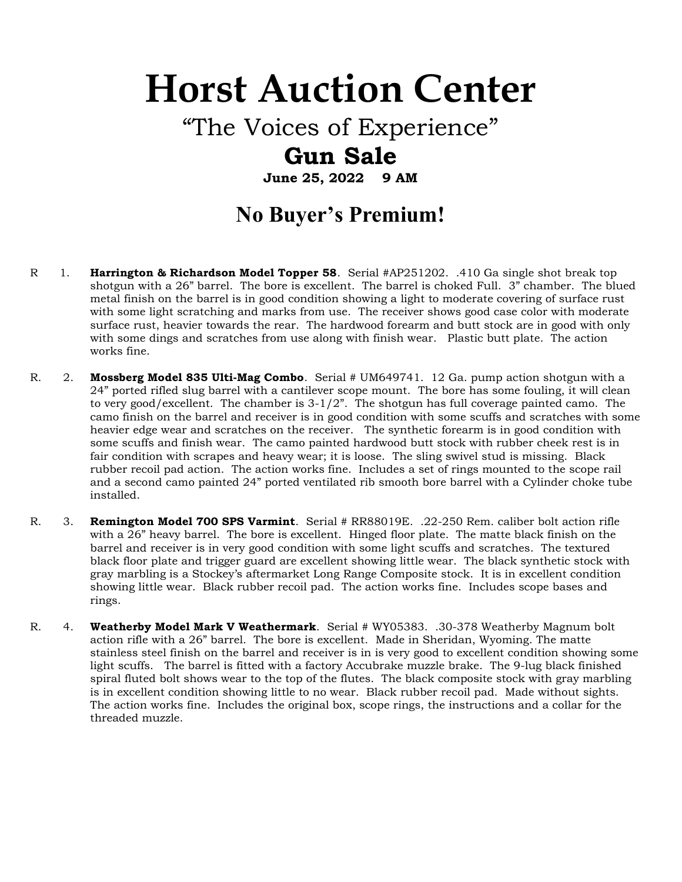# Horst Auction Center

## "The Voices of Experience"

## Gun Sale

**June 25, 2022 9 AM**

## No Buyer's Premium!

R 1. **Harrington & Richardson Model Topper 58**. Serial #AP251202. .410 Ga single shot break top shotgun with a 26" barrel. The bore is excellent. The barrel is choked Full. 3" chamber. The blued metal finish on the barrel is in good condition showing a light to moderate covering of surface rust with some light scratching and marks from use. The receiver shows good case color with moderate surface rust, heavier towards the rear. The hardwood forearm and butt stock are in good with only with some dings and scratches from use along with finish wear. Plastic butt plate. The action works fine.

R. 2. **Mossberg Model 835 Ulti-Mag Combo**. Serial # UM649741. 12 Ga. pump action shotgun with a 24" ported rifled slug barrel with a cantilever scope mount. The bore has some fouling, it will clean to very good/excellent. The chamber is 3-1/2". The shotgun has full coverage painted camo. The camo finish on the barrel and receiver is in good condition with some scuffs and scratches with some heavier edge wear and scratches on the receiver. The synthetic forearm is in good condition with some scuffs and finish wear. The camo painted hardwood butt stock with rubber cheek rest is in fair condition with scrapes and heavy wear; it is loose. The sling swivel stud is missing. Black rubber recoil pad action. The action works fine. Includes a set of rings mounted to the scope rail and a second camo painted 24" ported ventilated rib smooth bore barrel with a Cylinder choke tube installed.

R. 3. **Remington Model 700 SPS Varmint**. Serial # RR88019E. .22-250 Rem. caliber bolt action rifle with a 26" heavy barrel. The bore is excellent. Hinged floor plate. The matte black finish on the barrel and receiver is in very good condition with some light scuffs and scratches. The textured black floor plate and trigger guard are excellent showing little wear. The black synthetic stock with gray marbling is a Stockey's aftermarket Long Range Composite stock. It is in excellent condition showing little wear. Black rubber recoil pad. The action works fine. Includes scope bases and rings.

R. 4. **Weatherby Model Mark V Weathermark**. Serial # WY05383. .30-378 Weatherby Magnum bolt action rifle with a 26" barrel. The bore is excellent. Made in Sheridan, Wyoming. The matte stainless steel finish on the barrel and receiver is in is very good to excellent condition showing some light scuffs. The barrel is fitted with a factory Accubrake muzzle brake. The 9-lug black finished spiral fluted bolt shows wear to the top of the flutes. The black composite stock with gray marbling is in excellent condition showing little to no wear. Black rubber recoil pad. Made without sights. The action works fine. Includes the original box, scope rings, the instructions and a collar for the threaded muzzle.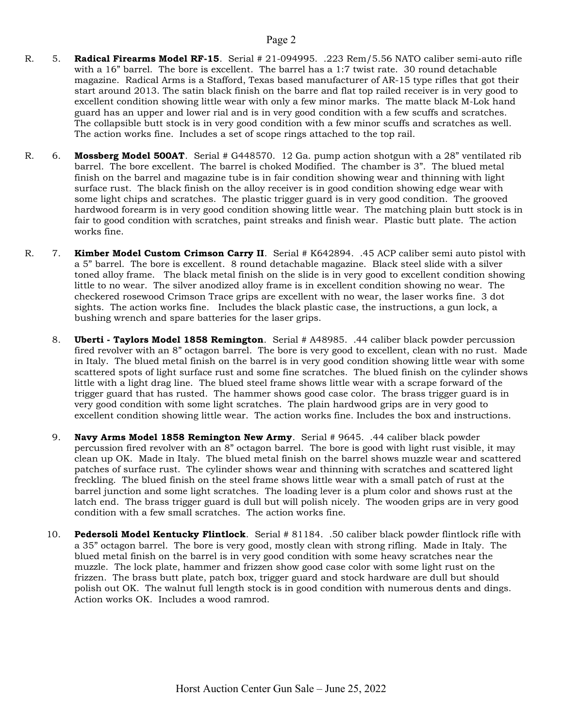R. 5. **Radical Firearms Model RF-15**. Serial # 21-094995. .223 Rem/5.56 NATO caliber semi-auto rifle with a 16" barrel. The bore is excellent. The barrel has a 1:7 twist rate. 30 round detachable magazine. Radical Arms is a Stafford, Texas based manufacturer of AR-15 type rifles that got their start around 2013. The satin black finish on the barre and flat top railed receiver is in very good to excellent condition showing little wear with only a few minor marks. The matte black M-Lok hand guard has an upper and lower rial and is in very good condition with a few scuffs and scratches. The collapsible butt stock is in very good condition with a few minor scuffs and scratches as well. The action works fine. Includes a set of scope rings attached to the top rail.

R. 6. **Mossberg Model 500AT**. Serial # G448570. 12 Ga. pump action shotgun with a 28" ventilated rib barrel. The bore excellent. The barrel is choked Modified. The chamber is 3". The blued metal finish on the barrel and magazine tube is in fair condition showing wear and thinning with light surface rust. The black finish on the alloy receiver is in good condition showing edge wear with some light chips and scratches. The plastic trigger guard is in very good condition. The grooved hardwood forearm is in very good condition showing little wear. The matching plain butt stock is in fair to good condition with scratches, paint streaks and finish wear. Plastic butt plate. The action works fine.

R. 7. **Kimber Model Custom Crimson Carry II**. Serial # K642894. .45 ACP caliber semi auto pistol with a 5" barrel. The bore is excellent. 8 round detachable magazine. Black steel slide with a silver toned alloy frame. The black metal finish on the slide is in very good to excellent condition showing little to no wear. The silver anodized alloy frame is in excellent condition showing no wear. The checkered rosewood Crimson Trace grips are excellent with no wear, the laser works fine. 3 dot sights. The action works fine. Includes the black plastic case, the instructions, a gun lock, a bushing wrench and spare batteries for the laser grips.

8. **Uberti - Taylors Model 1858 Remington**. Serial # A48985. .44 caliber black powder percussion fired revolver with an 8" octagon barrel. The bore is very good to excellent, clean with no rust. Made in Italy. The blued metal finish on the barrel is in very good condition showing little wear with some scattered spots of light surface rust and some fine scratches. The blued finish on the cylinder shows little with a light drag line. The blued steel frame shows little wear with a scrape forward of the trigger guard that has rusted. The hammer shows good case color. The brass trigger guard is in very good condition with some light scratches. The plain hardwood grips are in very good to excellent condition showing little wear. The action works fine. Includes the box and instructions.

9. **Navy Arms Model 1858 Remington New Army**. Serial # 9645. .44 caliber black powder percussion fired revolver with an 8" octagon barrel. The bore is good with light rust visible, it may clean up OK. Made in Italy. The blued metal finish on the barrel shows muzzle wear and scattered patches of surface rust. The cylinder shows wear and thinning with scratches and scattered light freckling. The blued finish on the steel frame shows little wear with a small patch of rust at the barrel junction and some light scratches. The loading lever is a plum color and shows rust at the latch end. The brass trigger guard is dull but will polish nicely. The wooden grips are in very good condition with a few small scratches. The action works fine.

10. **Pedersoli Model Kentucky Flintlock**. Serial # 81184. .50 caliber black powder flintlock rifle with a 35" octagon barrel. The bore is very good, mostly clean with strong rifling. Made in Italy. The blued metal finish on the barrel is in very good condition with some heavy scratches near the muzzle. The lock plate, hammer and frizzen show good case color with some light rust on the frizzen. The brass butt plate, patch box, trigger guard and stock hardware are dull but should polish out OK. The walnut full length stock is in good condition with numerous dents and dings. Action works OK. Includes a wood ramrod.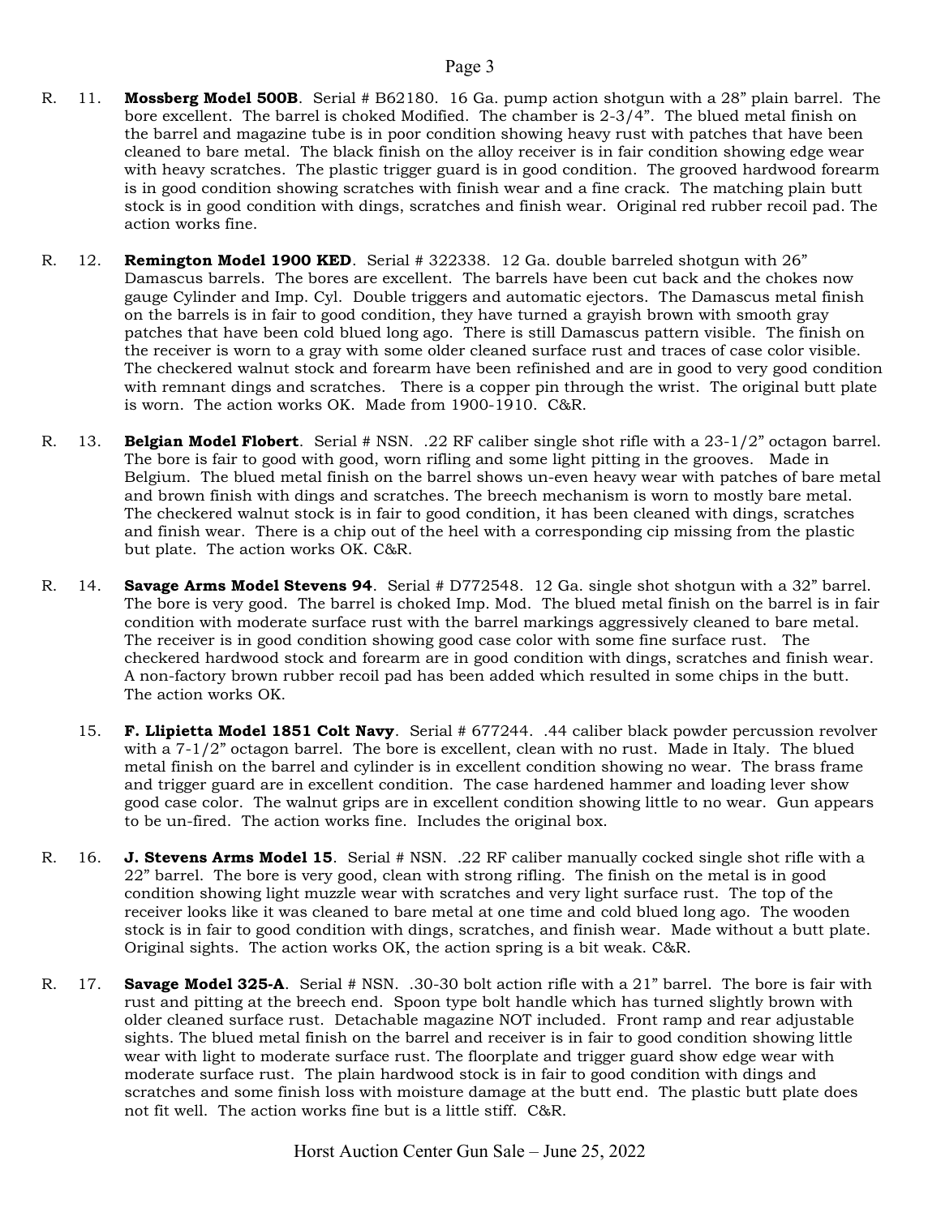R. 11. **Mossberg Model 500B**. Serial # B62180. 16 Ga. pump action shotgun with a 28" plain barrel. The bore excellent. The barrel is choked Modified. The chamber is 2-3/4". The blued metal finish on the barrel and magazine tube is in poor condition showing heavy rust with patches that have been cleaned to bare metal. The black finish on the alloy receiver is in fair condition showing edge wear with heavy scratches. The plastic trigger guard is in good condition. The grooved hardwood forearm is in good condition showing scratches with finish wear and a fine crack. The matching plain butt stock is in good condition with dings, scratches and finish wear. Original red rubber recoil pad. The action works fine.

R. 12. **Remington Model 1900 KED**. Serial # 322338. 12 Ga. double barreled shotgun with 26" Damascus barrels. The bores are excellent. The barrels have been cut back and the chokes now gauge Cylinder and Imp. Cyl. Double triggers and automatic ejectors. The Damascus metal finish on the barrels is in fair to good condition, they have turned a grayish brown with smooth gray patches that have been cold blued long ago. There is still Damascus pattern visible. The finish on the receiver is worn to a gray with some older cleaned surface rust and traces of case color visible. The checkered walnut stock and forearm have been refinished and are in good to very good condition with remnant dings and scratches. There is a copper pin through the wrist. The original butt plate is worn. The action works OK. Made from 1900-1910. C&R.

R. 13. **Belgian Model Flobert**. Serial # NSN. .22 RF caliber single shot rifle with a 23-1/2" octagon barrel. The bore is fair to good with good, worn rifling and some light pitting in the grooves. Made in Belgium. The blued metal finish on the barrel shows un-even heavy wear with patches of bare metal and brown finish with dings and scratches. The breech mechanism is worn to mostly bare metal. The checkered walnut stock is in fair to good condition, it has been cleaned with dings, scratches and finish wear. There is a chip out of the heel with a corresponding cip missing from the plastic but plate. The action works OK. C&R.

R. 14. **Savage Arms Model Stevens 94**. Serial # D772548. 12 Ga. single shot shotgun with a 32" barrel. The bore is very good. The barrel is choked Imp. Mod. The blued metal finish on the barrel is in fair condition with moderate surface rust with the barrel markings aggressively cleaned to bare metal. The receiver is in good condition showing good case color with some fine surface rust. The checkered hardwood stock and forearm are in good condition with dings, scratches and finish wear. A non-factory brown rubber recoil pad has been added which resulted in some chips in the butt. The action works OK.

15. **F. Llipietta Model 1851 Colt Navy**. Serial # 677244. .44 caliber black powder percussion revolver with a 7-1/2" octagon barrel. The bore is excellent, clean with no rust. Made in Italy. The blued metal finish on the barrel and cylinder is in excellent condition showing no wear. The brass frame and trigger guard are in excellent condition. The case hardened hammer and loading lever show good case color. The walnut grips are in excellent condition showing little to no wear. Gun appears to be un-fired. The action works fine. Includes the original box.

R. 16. **J. Stevens Arms Model 15**. Serial # NSN. .22 RF caliber manually cocked single shot rifle with a 22" barrel. The bore is very good, clean with strong rifling. The finish on the metal is in good condition showing light muzzle wear with scratches and very light surface rust. The top of the receiver looks like it was cleaned to bare metal at one time and cold blued long ago. The wooden stock is in fair to good condition with dings, scratches, and finish wear. Made without a butt plate. Original sights. The action works OK, the action spring is a bit weak. C&R.

R. 17. **Savage Model 325-A**. Serial # NSN. .30-30 bolt action rifle with a 21" barrel. The bore is fair with rust and pitting at the breech end. Spoon type bolt handle which has turned slightly brown with older cleaned surface rust. Detachable magazine NOT included. Front ramp and rear adjustable sights. The blued metal finish on the barrel and receiver is in fair to good condition showing little wear with light to moderate surface rust. The floorplate and trigger guard show edge wear with moderate surface rust. The plain hardwood stock is in fair to good condition with dings and scratches and some finish loss with moisture damage at the butt end. The plastic butt plate does not fit well. The action works fine but is a little stiff. C&R.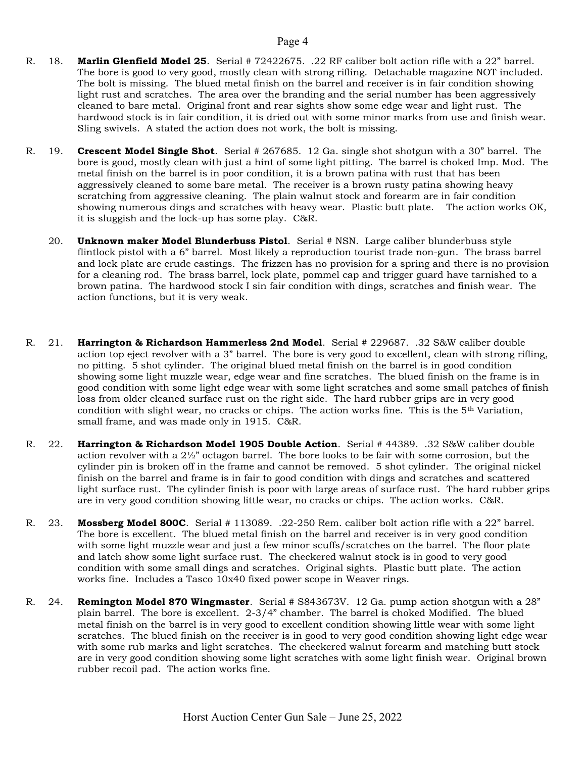R. 18. **Marlin Glenfield Model 25**. Serial # 72422675. .22 RF caliber bolt action rifle with a 22" barrel. The bore is good to very good, mostly clean with strong rifling. Detachable magazine NOT included. The bolt is missing. The blued metal finish on the barrel and receiver is in fair condition showing light rust and scratches. The area over the branding and the serial number has been aggressively cleaned to bare metal. Original front and rear sights show some edge wear and light rust. The hardwood stock is in fair condition, it is dried out with some minor marks from use and finish wear. Sling swivels. A stated the action does not work, the bolt is missing.

R. 19. **Crescent Model Single Shot**. Serial # 267685. 12 Ga. single shot shotgun with a 30" barrel. The bore is good, mostly clean with just a hint of some light pitting. The barrel is choked Imp. Mod. The metal finish on the barrel is in poor condition, it is a brown patina with rust that has been aggressively cleaned to some bare metal. The receiver is a brown rusty patina showing heavy scratching from aggressive cleaning. The plain walnut stock and forearm are in fair condition showing numerous dings and scratches with heavy wear. Plastic butt plate. The action works OK, it is sluggish and the lock-up has some play. C&R.

20. **Unknown maker Model Blunderbuss Pistol**. Serial # NSN. Large caliber blunderbuss style flintlock pistol with a 6" barrel. Most likely a reproduction tourist trade non-gun. The brass barrel and lock plate are crude castings. The frizzen has no provision for a spring and there is no provision for a cleaning rod. The brass barrel, lock plate, pommel cap and trigger guard have tarnished to a brown patina. The hardwood stock I sin fair condition with dings, scratches and finish wear. The action functions, but it is very weak.

R. 21. **Harrington & Richardson Hammerless 2nd Model**. Serial # 229687. .32 S&W caliber double action top eject revolver with a 3" barrel. The bore is very good to excellent, clean with strong rifling, no pitting. 5 shot cylinder. The original blued metal finish on the barrel is in good condition showing some light muzzle wear, edge wear and fine scratches. The blued finish on the frame is in good condition with some light edge wear with some light scratches and some small patches of finish loss from older cleaned surface rust on the right side. The hard rubber grips are in very good condition with slight wear, no cracks or chips. The action works fine. This is the 5th Variation, small frame, and was made only in 1915. C&R.

R. 22. **Harrington & Richardson Model 1905 Double Action**. Serial # 44389. .32 S&W caliber double action revolver with a 2½" octagon barrel. The bore looks to be fair with some corrosion, but the cylinder pin is broken off in the frame and cannot be removed. 5 shot cylinder. The original nickel finish on the barrel and frame is in fair to good condition with dings and scratches and scattered light surface rust. The cylinder finish is poor with large areas of surface rust. The hard rubber grips are in very good condition showing little wear, no cracks or chips. The action works. C&R.

R. 23. **Mossberg Model 800C**. Serial # 113089. .22-250 Rem. caliber bolt action rifle with a 22" barrel. The bore is excellent. The blued metal finish on the barrel and receiver is in very good condition with some light muzzle wear and just a few minor scuffs/scratches on the barrel. The floor plate and latch show some light surface rust. The checkered walnut stock is in good to very good condition with some small dings and scratches. Original sights. Plastic butt plate. The action works fine. Includes a Tasco 10x40 fixed power scope in Weaver rings.

R. 24. **Remington Model 870 Wingmaster**. Serial # S843673V. 12 Ga. pump action shotgun with a 28" plain barrel. The bore is excellent. 2-3/4" chamber. The barrel is choked Modified. The blued metal finish on the barrel is in very good to excellent condition showing little wear with some light scratches. The blued finish on the receiver is in good to very good condition showing light edge wear with some rub marks and light scratches. The checkered walnut forearm and matching butt stock are in very good condition showing some light scratches with some light finish wear. Original brown rubber recoil pad. The action works fine.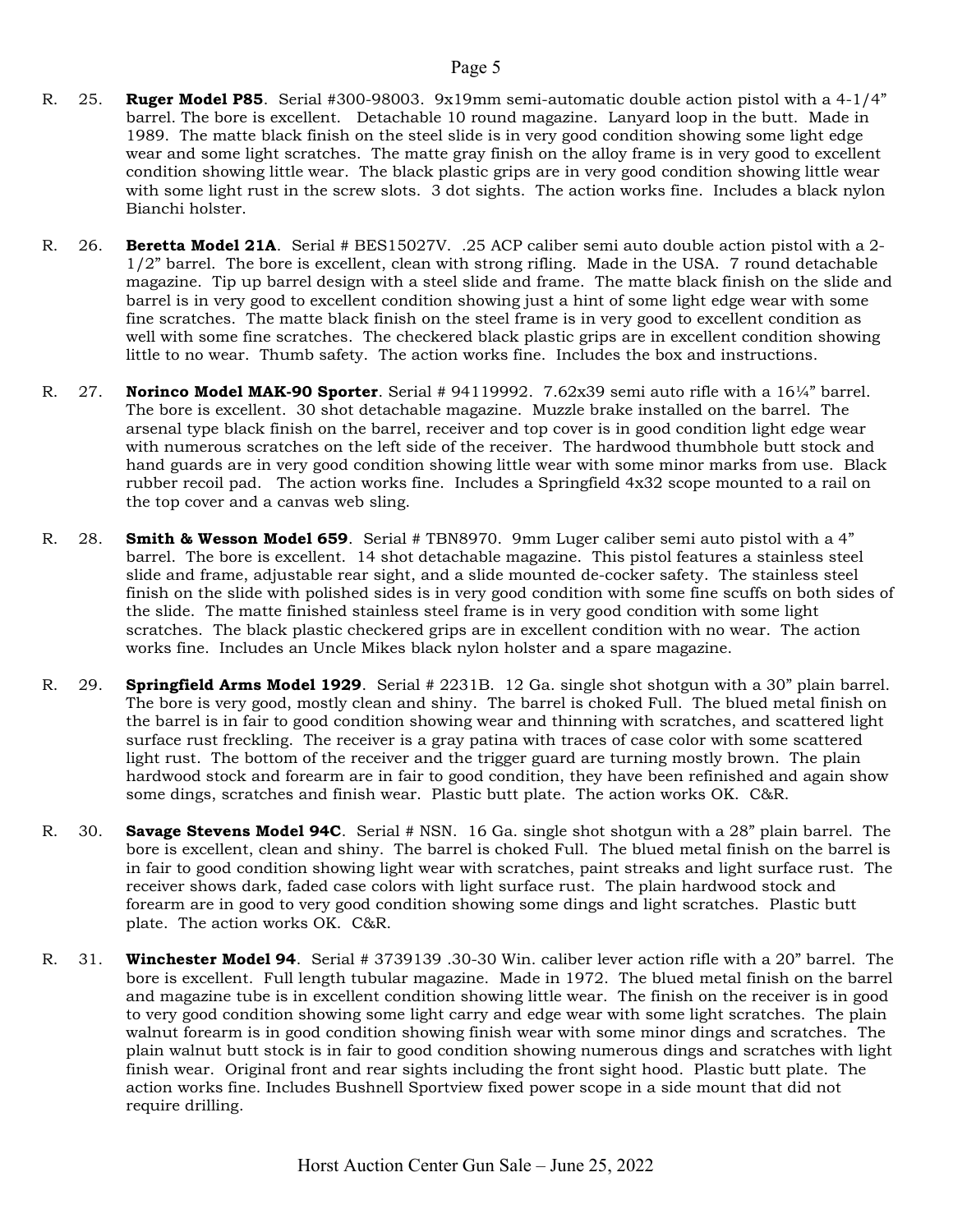R. 25. **Ruger Model P85**. Serial #300-98003. 9x19mm semi-automatic double action pistol with a 4-1/4" barrel. The bore is excellent. Detachable 10 round magazine. Lanyard loop in the butt. Made in 1989. The matte black finish on the steel slide is in very good condition showing some light edge wear and some light scratches. The matte gray finish on the alloy frame is in very good to excellent condition showing little wear. The black plastic grips are in very good condition showing little wear with some light rust in the screw slots. 3 dot sights. The action works fine. Includes a black nylon Bianchi holster.

R. 26. **Beretta Model 21A**. Serial # BES15027V. .25 ACP caliber semi auto double action pistol with a 2-1/2" barrel. The bore is excellent, clean with strong rifling. Made in the USA. 7 round detachable magazine. Tip up barrel design with a steel slide and frame. The matte black finish on the slide and barrel is in very good to excellent condition showing just a hint of some light edge wear with some fine scratches. The matte black finish on the steel frame is in very good to excellent condition as well with some fine scratches. The checkered black plastic grips are in excellent condition showing little to no wear. Thumb safety. The action works fine. Includes the box and instructions.

R. 27. **Norinco Model MAK-90 Sporter**. Serial # 94119992. 7.62x39 semi auto rifle with a 16¼" barrel. The bore is excellent. 30 shot detachable magazine. Muzzle brake installed on the barrel. The arsenal type black finish on the barrel, receiver and top cover is in good condition light edge wear with numerous scratches on the left side of the receiver. The hardwood thumbhole butt stock and hand guards are in very good condition showing little wear with some minor marks from use. Black rubber recoil pad. The action works fine. Includes a Springfield 4x32 scope mounted to a rail on the top cover and a canvas web sling.

R. 28. **Smith & Wesson Model 659**. Serial # TBN8970. 9mm Luger caliber semi auto pistol with a 4" barrel. The bore is excellent. 14 shot detachable magazine. This pistol features a stainless steel slide and frame, adjustable rear sight, and a slide mounted de-cocker safety. The stainless steel finish on the slide with polished sides is in very good condition with some fine scuffs on both sides of the slide. The matte finished stainless steel frame is in very good condition with some light scratches. The black plastic checkered grips are in excellent condition with no wear. The action works fine. Includes an Uncle Mikes black nylon holster and a spare magazine.

R. 29. **Springfield Arms Model 1929**. Serial # 2231B. 12 Ga. single shot shotgun with a 30" plain barrel. The bore is very good, mostly clean and shiny. The barrel is choked Full. The blued metal finish on the barrel is in fair to good condition showing wear and thinning with scratches, and scattered light surface rust freckling. The receiver is a gray patina with traces of case color with some scattered light rust. The bottom of the receiver and the trigger guard are turning mostly brown. The plain hardwood stock and forearm are in fair to good condition, they have been refinished and again show some dings, scratches and finish wear. Plastic butt plate. The action works OK. C&R.

R. 30. **Savage Stevens Model 94C**. Serial # NSN. 16 Ga. single shot shotgun with a 28" plain barrel. The bore is excellent, clean and shiny. The barrel is choked Full. The blued metal finish on the barrel is in fair to good condition showing light wear with scratches, paint streaks and light surface rust. The receiver shows dark, faded case colors with light surface rust. The plain hardwood stock and forearm are in good to very good condition showing some dings and light scratches. Plastic butt plate. The action works OK. C&R.

R. 31. **Winchester Model 94**. Serial # 3739139 .30-30 Win. caliber lever action rifle with a 20" barrel. The bore is excellent. Full length tubular magazine. Made in 1972. The blued metal finish on the barrel and magazine tube is in excellent condition showing little wear. The finish on the receiver is in good to very good condition showing some light carry and edge wear with some light scratches. The plain walnut forearm is in good condition showing finish wear with some minor dings and scratches. The plain walnut butt stock is in fair to good condition showing numerous dings and scratches with light finish wear. Original front and rear sights including the front sight hood. Plastic butt plate. The action works fine. Includes Bushnell Sportview fixed power scope in a side mount that did not require drilling.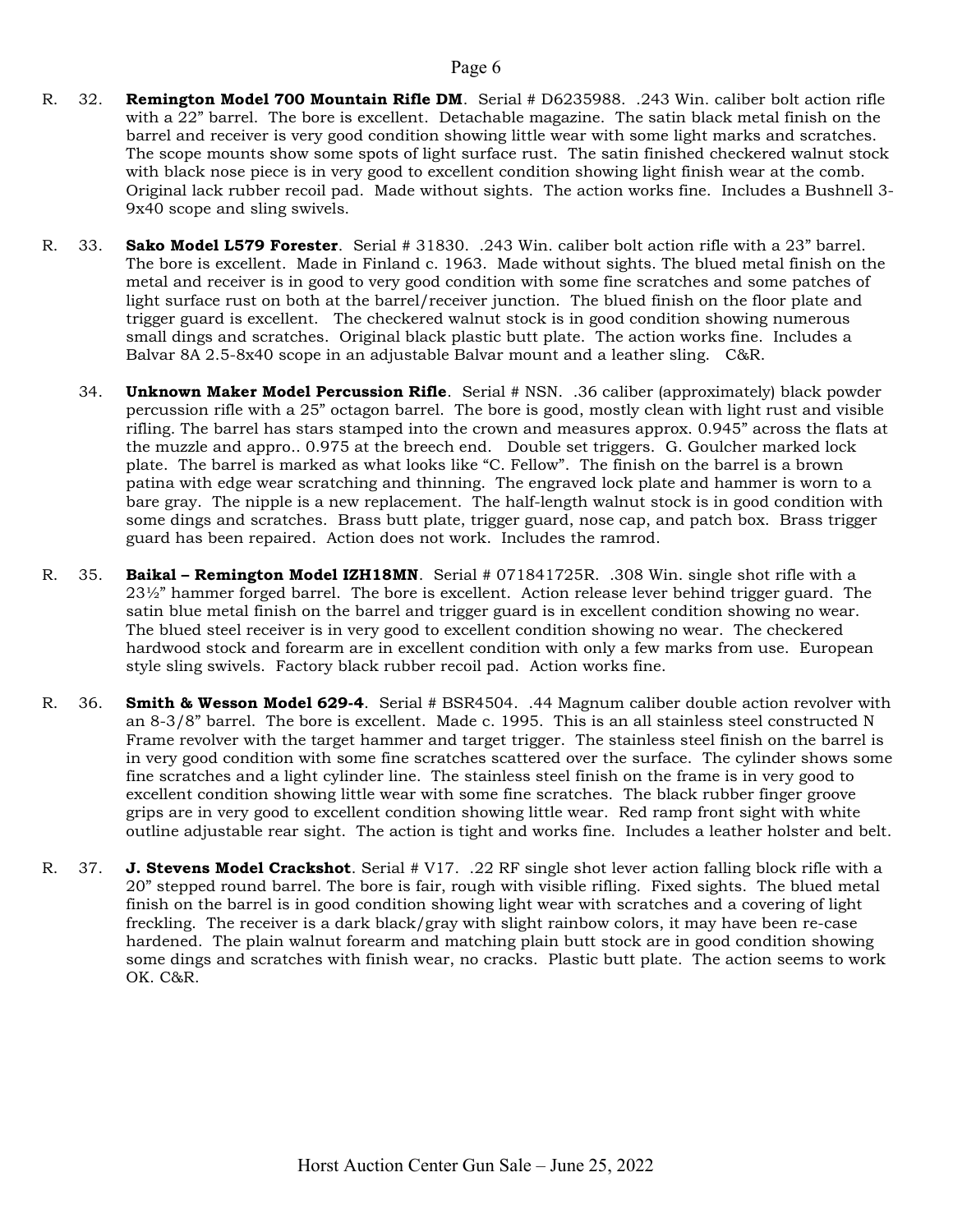R. 32. **Remington Model 700 Mountain Rifle DM**. Serial # D6235988. .243 Win. caliber bolt action rifle with a 22" barrel. The bore is excellent. Detachable magazine. The satin black metal finish on the barrel and receiver is very good condition showing little wear with some light marks and scratches. The scope mounts show some spots of light surface rust. The satin finished checkered walnut stock with black nose piece is in very good to excellent condition showing light finish wear at the comb. Original lack rubber recoil pad. Made without sights. The action works fine. Includes a Bushnell 3-9x40 scope and sling swivels.

R. 33. **Sako Model L579 Forester**. Serial # 31830. .243 Win. caliber bolt action rifle with a 23" barrel. The bore is excellent. Made in Finland c. 1963. Made without sights. The blued metal finish on the metal and receiver is in good to very good condition with some fine scratches and some patches of light surface rust on both at the barrel/receiver junction. The blued finish on the floor plate and trigger guard is excellent. The checkered walnut stock is in good condition showing numerous small dings and scratches. Original black plastic butt plate. The action works fine. Includes a Balvar 8A 2.5-8x40 scope in an adjustable Balvar mount and a leather sling. C&R.

34. **Unknown Maker Model Percussion Rifle**. Serial # NSN. .36 caliber (approximately) black powder percussion rifle with a 25" octagon barrel. The bore is good, mostly clean with light rust and visible rifling. The barrel has stars stamped into the crown and measures approx. 0.945" across the flats at the muzzle and appro.. 0.975 at the breech end. Double set triggers. G. Goulcher marked lock plate. The barrel is marked as what looks like "C. Fellow". The finish on the barrel is a brown patina with edge wear scratching and thinning. The engraved lock plate and hammer is worn to a bare gray. The nipple is a new replacement. The half-length walnut stock is in good condition with some dings and scratches. Brass butt plate, trigger guard, nose cap, and patch box. Brass trigger guard has been repaired. Action does not work. Includes the ramrod.

R. 35. **Baikal – Remington Model IZH18MN**. Serial # 071841725R. .308 Win. single shot rifle with a 23½" hammer forged barrel. The bore is excellent. Action release lever behind trigger guard. The satin blue metal finish on the barrel and trigger guard is in excellent condition showing no wear. The blued steel receiver is in very good to excellent condition showing no wear. The checkered hardwood stock and forearm are in excellent condition with only a few marks from use. European style sling swivels. Factory black rubber recoil pad. Action works fine.

R. 36. **Smith & Wesson Model 629-4**. Serial # BSR4504. .44 Magnum caliber double action revolver with an 8-3/8" barrel. The bore is excellent. Made c. 1995. This is an all stainless steel constructed N Frame revolver with the target hammer and target trigger. The stainless steel finish on the barrel is in very good condition with some fine scratches scattered over the surface. The cylinder shows some fine scratches and a light cylinder line. The stainless steel finish on the frame is in very good to excellent condition showing little wear with some fine scratches. The black rubber finger groove grips are in very good to excellent condition showing little wear. Red ramp front sight with white outline adjustable rear sight. The action is tight and works fine. Includes a leather holster and belt.

R. 37. **J. Stevens Model Crackshot**. Serial # V17. .22 RF single shot lever action falling block rifle with a 20" stepped round barrel. The bore is fair, rough with visible rifling. Fixed sights. The blued metal finish on the barrel is in good condition showing light wear with scratches and a covering of light freckling. The receiver is a dark black/gray with slight rainbow colors, it may have been re-case hardened. The plain walnut forearm and matching plain butt stock are in good condition showing some dings and scratches with finish wear, no cracks. Plastic butt plate. The action seems to work OK. C&R.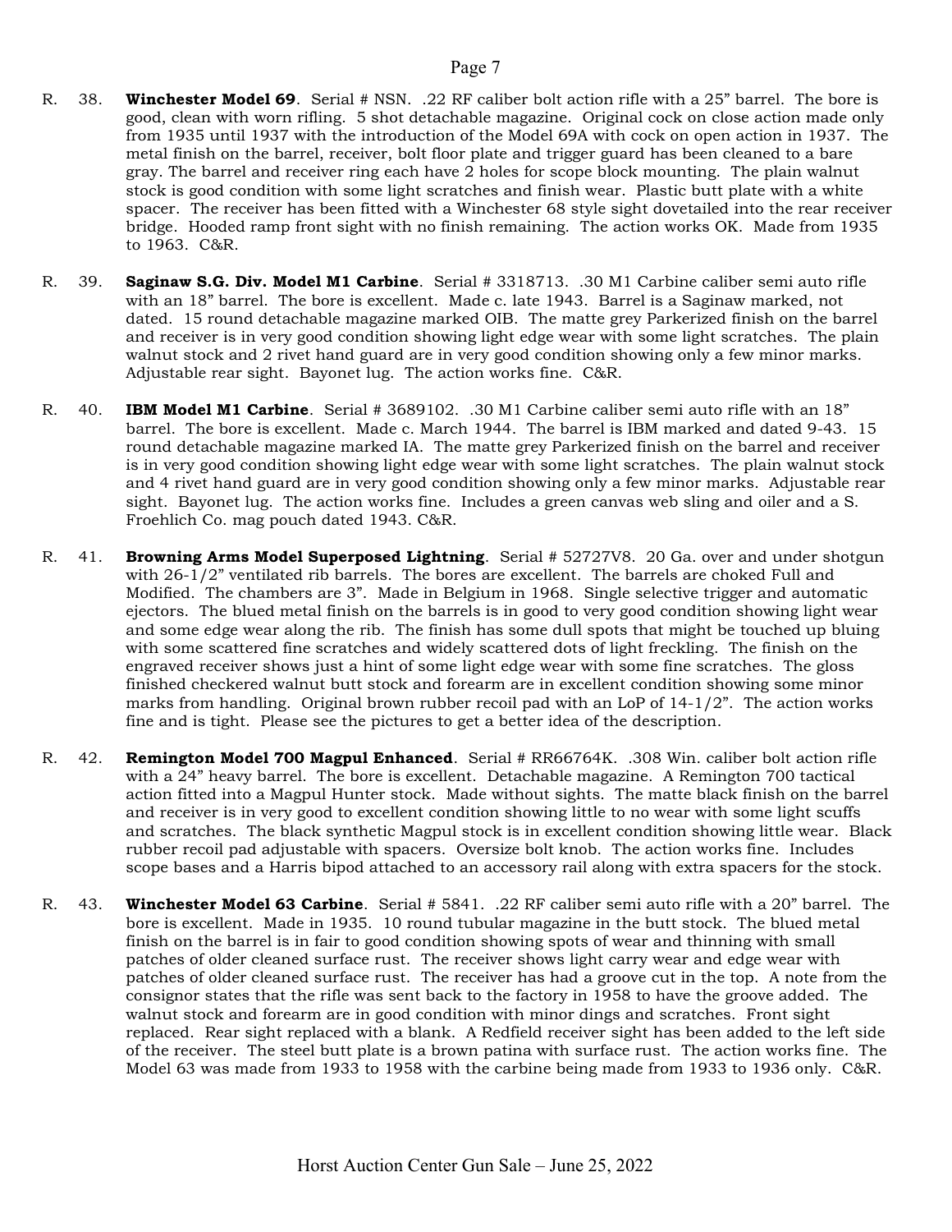R. 38. **Winchester Model 69**. Serial # NSN. .22 RF caliber bolt action rifle with a 25" barrel. The bore is good, clean with worn rifling. 5 shot detachable magazine. Original cock on close action made only from 1935 until 1937 with the introduction of the Model 69A with cock on open action in 1937. The metal finish on the barrel, receiver, bolt floor plate and trigger guard has been cleaned to a bare gray. The barrel and receiver ring each have 2 holes for scope block mounting. The plain walnut stock is good condition with some light scratches and finish wear. Plastic butt plate with a white spacer. The receiver has been fitted with a Winchester 68 style sight dovetailed into the rear receiver bridge. Hooded ramp front sight with no finish remaining. The action works OK. Made from 1935 to 1963. C&R.

R. 39. **Saginaw S.G. Div. Model M1 Carbine**. Serial # 3318713. .30 M1 Carbine caliber semi auto rifle with an 18" barrel. The bore is excellent. Made c. late 1943. Barrel is a Saginaw marked, not dated. 15 round detachable magazine marked OIB. The matte grey Parkerized finish on the barrel and receiver is in very good condition showing light edge wear with some light scratches. The plain walnut stock and 2 rivet hand guard are in very good condition showing only a few minor marks. Adjustable rear sight. Bayonet lug. The action works fine. C&R.

R. 40. **IBM Model M1 Carbine**. Serial # 3689102. .30 M1 Carbine caliber semi auto rifle with an 18" barrel. The bore is excellent. Made c. March 1944. The barrel is IBM marked and dated 9-43. 15 round detachable magazine marked IA. The matte grey Parkerized finish on the barrel and receiver is in very good condition showing light edge wear with some light scratches. The plain walnut stock and 4 rivet hand guard are in very good condition showing only a few minor marks. Adjustable rear sight. Bayonet lug. The action works fine. Includes a green canvas web sling and oiler and a S. Froehlich Co. mag pouch dated 1943. C&R.

R. 41. **Browning Arms Model Superposed Lightning**. Serial # 52727V8. 20 Ga. over and under shotgun with 26-1/2" ventilated rib barrels. The bores are excellent. The barrels are choked Full and Modified. The chambers are 3". Made in Belgium in 1968. Single selective trigger and automatic ejectors. The blued metal finish on the barrels is in good to very good condition showing light wear and some edge wear along the rib. The finish has some dull spots that might be touched up bluing with some scattered fine scratches and widely scattered dots of light freckling. The finish on the engraved receiver shows just a hint of some light edge wear with some fine scratches. The gloss finished checkered walnut butt stock and forearm are in excellent condition showing some minor marks from handling. Original brown rubber recoil pad with an LoP of 14-1/2". The action works fine and is tight. Please see the pictures to get a better idea of the description.

R. 42. **Remington Model 700 Magpul Enhanced**. Serial # RR66764K. .308 Win. caliber bolt action rifle with a 24" heavy barrel. The bore is excellent. Detachable magazine. A Remington 700 tactical action fitted into a Magpul Hunter stock. Made without sights. The matte black finish on the barrel and receiver is in very good to excellent condition showing little to no wear with some light scuffs and scratches. The black synthetic Magpul stock is in excellent condition showing little wear. Black rubber recoil pad adjustable with spacers. Oversize bolt knob. The action works fine. Includes scope bases and a Harris bipod attached to an accessory rail along with extra spacers for the stock.

R. 43. **Winchester Model 63 Carbine**. Serial # 5841. .22 RF caliber semi auto rifle with a 20" barrel. The bore is excellent. Made in 1935. 10 round tubular magazine in the butt stock. The blued metal finish on the barrel is in fair to good condition showing spots of wear and thinning with small patches of older cleaned surface rust. The receiver shows light carry wear and edge wear with patches of older cleaned surface rust. The receiver has had a groove cut in the top. A note from the consignor states that the rifle was sent back to the factory in 1958 to have the groove added. The walnut stock and forearm are in good condition with minor dings and scratches. Front sight replaced. Rear sight replaced with a blank. A Redfield receiver sight has been added to the left side of the receiver. The steel butt plate is a brown patina with surface rust. The action works fine. The Model 63 was made from 1933 to 1958 with the carbine being made from 1933 to 1936 only. C&R.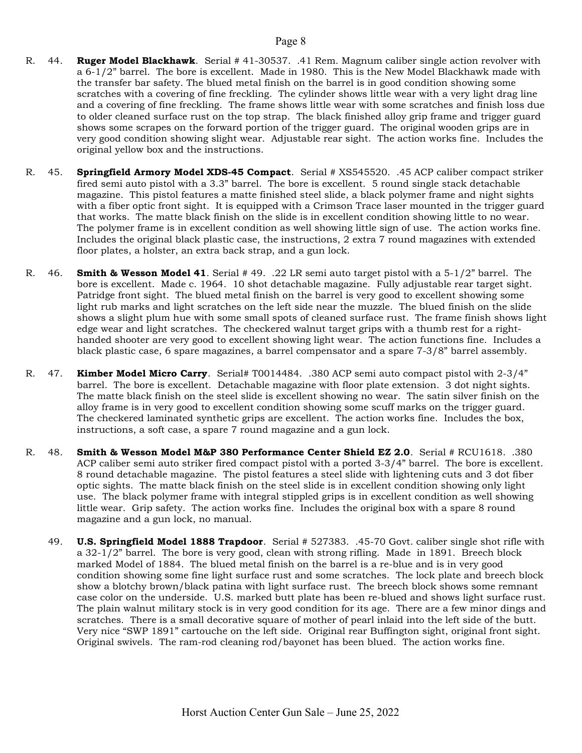R. 44. **Ruger Model Blackhawk**. Serial # 41-30537. .41 Rem. Magnum caliber single action revolver with a 6-1/2" barrel. The bore is excellent. Made in 1980. This is the New Model Blackhawk made with the transfer bar safety. The blued metal finish on the barrel is in good condition showing some scratches with a covering of fine freckling. The cylinder shows little wear with a very light drag line and a covering of fine freckling. The frame shows little wear with some scratches and finish loss due to older cleaned surface rust on the top strap. The black finished alloy grip frame and trigger guard shows some scrapes on the forward portion of the trigger guard. The original wooden grips are in very good condition showing slight wear. Adjustable rear sight. The action works fine. Includes the original yellow box and the instructions.

R. 45. **Springfield Armory Model XDS-45 Compact**. Serial # XS545520. .45 ACP caliber compact striker fired semi auto pistol with a 3.3" barrel. The bore is excellent. 5 round single stack detachable magazine. This pistol features a matte finished steel slide, a black polymer frame and night sights with a fiber optic front sight. It is equipped with a Crimson Trace laser mounted in the trigger guard that works. The matte black finish on the slide is in excellent condition showing little to no wear. The polymer frame is in excellent condition as well showing little sign of use. The action works fine. Includes the original black plastic case, the instructions, 2 extra 7 round magazines with extended floor plates, a holster, an extra back strap, and a gun lock.

R. 46. **Smith & Wesson Model 41**. Serial # 49. .22 LR semi auto target pistol with a 5-1/2" barrel. The bore is excellent. Made c. 1964. 10 shot detachable magazine. Fully adjustable rear target sight. Patridge front sight. The blued metal finish on the barrel is very good to excellent showing some light rub marks and light scratches on the left side near the muzzle. The blued finish on the slide shows a slight plum hue with some small spots of cleaned surface rust. The frame finish shows light edge wear and light scratches. The checkered walnut target grips with a thumb rest for a right-handed shooter are very good to excellent showing light wear. The action functions fine. Includes a black plastic case, 6 spare magazines, a barrel compensator and a spare 7-3/8" barrel assembly.

R. 47. **Kimber Model Micro Carry**. Serial# T0014484. .380 ACP semi auto compact pistol with 2-3/4" barrel. The bore is excellent. Detachable magazine with floor plate extension. 3 dot night sights. The matte black finish on the steel slide is excellent showing no wear. The satin silver finish on the alloy frame is in very good to excellent condition showing some scuff marks on the trigger guard. The checkered laminated synthetic grips are excellent. The action works fine. Includes the box, instructions, a soft case, a spare 7 round magazine and a gun lock.

R. 48. **Smith & Wesson Model M&P 380 Performance Center Shield EZ 2.0**. Serial # RCU1618. .380 ACP caliber semi auto striker fired compact pistol with a ported 3-3/4" barrel. The bore is excellent. 8 round detachable magazine. The pistol features a steel slide with lightening cuts and 3 dot fiber optic sights. The matte black finish on the steel slide is in excellent condition showing only light use. The black polymer frame with integral stippled grips is in excellent condition as well showing little wear. Grip safety. The action works fine. Includes the original box with a spare 8 round magazine and a gun lock, no manual.

49. **U.S. Springfield Model 1888 Trapdoor**. Serial # 527383. .45-70 Govt. caliber single shot rifle with a 32-1/2" barrel. The bore is very good, clean with strong rifling. Made in 1891. Breech block marked Model of 1884. The blued metal finish on the barrel is a re-blue and is in very good condition showing some fine light surface rust and some scratches. The lock plate and breech block show a blotchy brown/black patina with light surface rust. The breech block shows some remnant case color on the underside. U.S. marked butt plate has been re-blued and shows light surface rust. The plain walnut military stock is in very good condition for its age. There are a few minor dings and scratches. There is a small decorative square of mother of pearl inlaid into the left side of the butt. Very nice "SWP 1891" cartouche on the left side. Original rear Buffington sight, original front sight. Original swivels. The ram-rod cleaning rod/bayonet has been blued. The action works fine.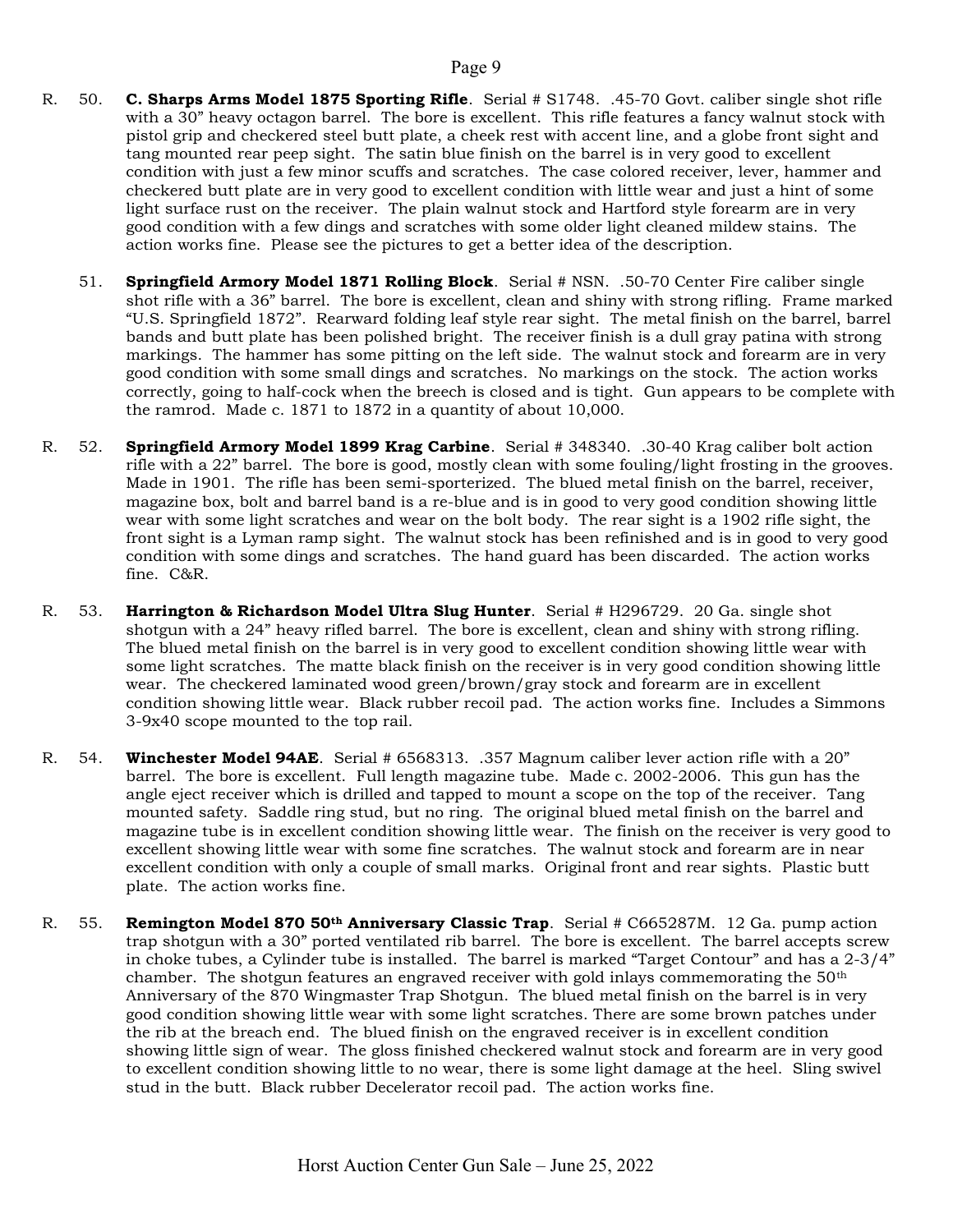R. 50. **C. Sharps Arms Model 1875 Sporting Rifle**. Serial # S1748. .45-70 Govt. caliber single shot rifle with a 30" heavy octagon barrel. The bore is excellent. This rifle features a fancy walnut stock with pistol grip and checkered steel butt plate, a cheek rest with accent line, and a globe front sight and tang mounted rear peep sight. The satin blue finish on the barrel is in very good to excellent condition with just a few minor scuffs and scratches. The case colored receiver, lever, hammer and checkered butt plate are in very good to excellent condition with little wear and just a hint of some light surface rust on the receiver. The plain walnut stock and Hartford style forearm are in very good condition with a few dings and scratches with some older light cleaned mildew stains. The action works fine. Please see the pictures to get a better idea of the description.

51. **Springfield Armory Model 1871 Rolling Block**. Serial # NSN. .50-70 Center Fire caliber single shot rifle with a 36" barrel. The bore is excellent, clean and shiny with strong rifling. Frame marked "U.S. Springfield 1872". Rearward folding leaf style rear sight. The metal finish on the barrel, barrel bands and butt plate has been polished bright. The receiver finish is a dull gray patina with strong markings. The hammer has some pitting on the left side. The walnut stock and forearm are in very good condition with some small dings and scratches. No markings on the stock. The action works correctly, going to half-cock when the breech is closed and is tight. Gun appears to be complete with the ramrod. Made c. 1871 to 1872 in a quantity of about 10,000.

R. 52. **Springfield Armory Model 1899 Krag Carbine**. Serial # 348340. .30-40 Krag caliber bolt action rifle with a 22" barrel. The bore is good, mostly clean with some fouling/light frosting in the grooves. Made in 1901. The rifle has been semi-sporterized. The blued metal finish on the barrel, receiver, magazine box, bolt and barrel band is a re-blue and is in good to very good condition showing little wear with some light scratches and wear on the bolt body. The rear sight is a 1902 rifle sight, the front sight is a Lyman ramp sight. The walnut stock has been refinished and is in good to very good condition with some dings and scratches. The hand guard has been discarded. The action works fine. C&R.

R. 53. **Harrington & Richardson Model Ultra Slug Hunter**. Serial # H296729. 20 Ga. single shot shotgun with a 24" heavy rifled barrel. The bore is excellent, clean and shiny with strong rifling. The blued metal finish on the barrel is in very good to excellent condition showing little wear with some light scratches. The matte black finish on the receiver is in very good condition showing little wear. The checkered laminated wood green/brown/gray stock and forearm are in excellent condition showing little wear. Black rubber recoil pad. The action works fine. Includes a Simmons 3-9x40 scope mounted to the top rail.

R. 54. **Winchester Model 94AE**. Serial # 6568313. .357 Magnum caliber lever action rifle with a 20" barrel. The bore is excellent. Full length magazine tube. Made c. 2002-2006. This gun has the angle eject receiver which is drilled and tapped to mount a scope on the top of the receiver. Tang mounted safety. Saddle ring stud, but no ring. The original blued metal finish on the barrel and magazine tube is in excellent condition showing little wear. The finish on the receiver is very good to excellent showing little wear with some fine scratches. The walnut stock and forearm are in near excellent condition with only a couple of small marks. Original front and rear sights. Plastic butt plate. The action works fine.

R. 55. **Remington Model 870 50th Anniversary Classic Trap**. Serial # C665287M. 12 Ga. pump action trap shotgun with a 30" ported ventilated rib barrel. The bore is excellent. The barrel accepts screw in choke tubes, a Cylinder tube is installed. The barrel is marked "Target Contour" and has a 2-3/4" chamber. The shotgun features an engraved receiver with gold inlays commemorating the 50th Anniversary of the 870 Wingmaster Trap Shotgun. The blued metal finish on the barrel is in very good condition showing little wear with some light scratches. There are some brown patches under the rib at the breach end. The blued finish on the engraved receiver is in excellent condition showing little sign of wear. The gloss finished checkered walnut stock and forearm are in very good to excellent condition showing little to no wear, there is some light damage at the heel. Sling swivel stud in the butt. Black rubber Decelerator recoil pad. The action works fine.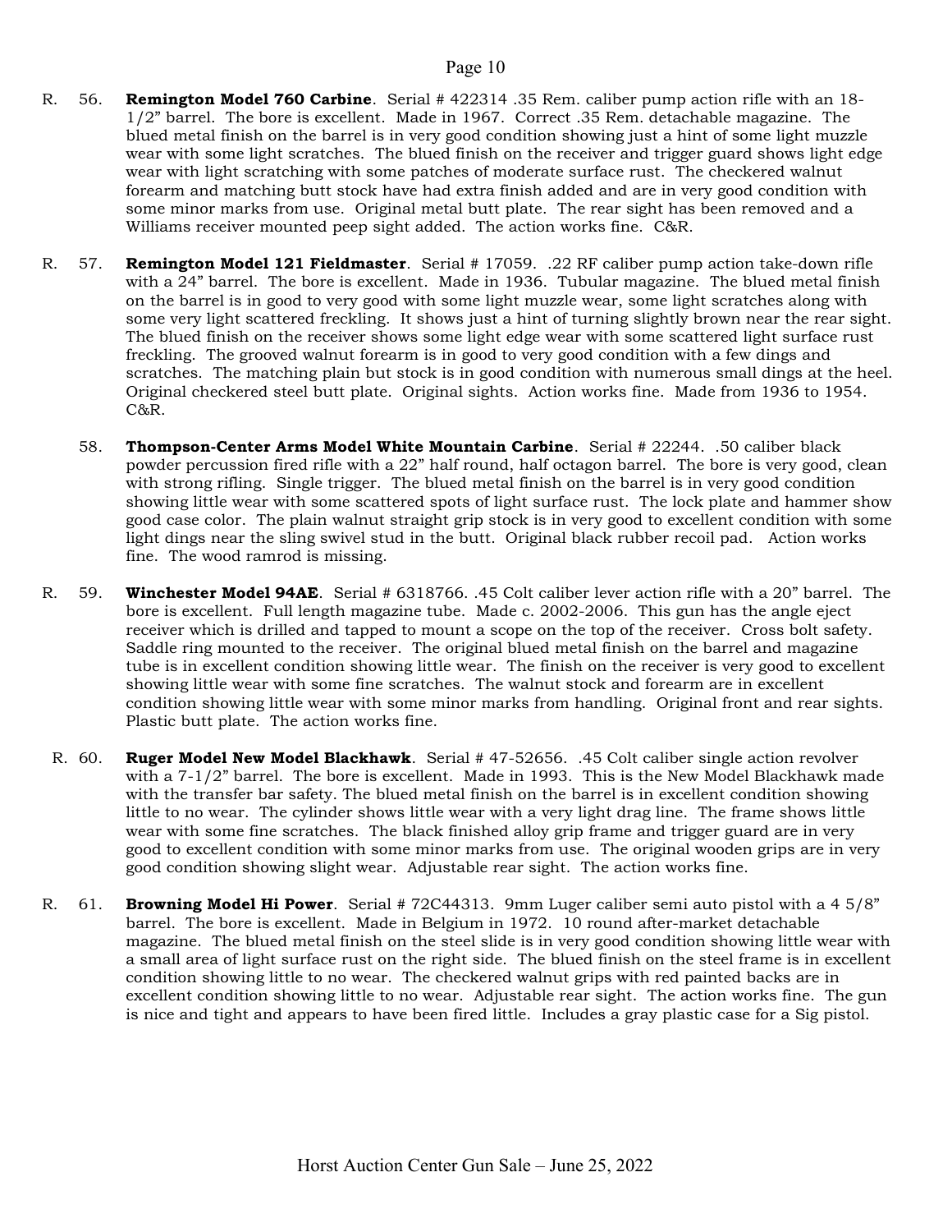R. 56. **Remington Model 760 Carbine**. Serial # 422314 .35 Rem. caliber pump action rifle with an 18-1/2" barrel. The bore is excellent. Made in 1967. Correct .35 Rem. detachable magazine. The blued metal finish on the barrel is in very good condition showing just a hint of some light muzzle wear with some light scratches. The blued finish on the receiver and trigger guard shows light edge wear with light scratching with some patches of moderate surface rust. The checkered walnut forearm and matching butt stock have had extra finish added and are in very good condition with some minor marks from use. Original metal butt plate. The rear sight has been removed and a Williams receiver mounted peep sight added. The action works fine. C&R.

R. 57. **Remington Model 121 Fieldmaster**. Serial # 17059. .22 RF caliber pump action take-down rifle with a 24" barrel. The bore is excellent. Made in 1936. Tubular magazine. The blued metal finish on the barrel is in good to very good with some light muzzle wear, some light scratches along with some very light scattered freckling. It shows just a hint of turning slightly brown near the rear sight. The blued finish on the receiver shows some light edge wear with some scattered light surface rust freckling. The grooved walnut forearm is in good to very good condition with a few dings and scratches. The matching plain but stock is in good condition with numerous small dings at the heel. Original checkered steel butt plate. Original sights. Action works fine. Made from 1936 to 1954. C&R.

58. **Thompson-Center Arms Model White Mountain Carbine**. Serial # 22244. .50 caliber black powder percussion fired rifle with a 22" half round, half octagon barrel. The bore is very good, clean with strong rifling. Single trigger. The blued metal finish on the barrel is in very good condition showing little wear with some scattered spots of light surface rust. The lock plate and hammer show good case color. The plain walnut straight grip stock is in very good to excellent condition with some light dings near the sling swivel stud in the butt. Original black rubber recoil pad. Action works fine. The wood ramrod is missing.

R. 59. **Winchester Model 94AE**. Serial # 6318766. .45 Colt caliber lever action rifle with a 20" barrel. The bore is excellent. Full length magazine tube. Made c. 2002-2006. This gun has the angle eject receiver which is drilled and tapped to mount a scope on the top of the receiver. Cross bolt safety. Saddle ring mounted to the receiver. The original blued metal finish on the barrel and magazine tube is in excellent condition showing little wear. The finish on the receiver is very good to excellent showing little wear with some fine scratches. The walnut stock and forearm are in excellent condition showing little wear with some minor marks from handling. Original front and rear sights. Plastic butt plate. The action works fine.

R. 60. **Ruger Model New Model Blackhawk**. Serial # 47-52656. .45 Colt caliber single action revolver with a 7-1/2" barrel. The bore is excellent. Made in 1993. This is the New Model Blackhawk made with the transfer bar safety. The blued metal finish on the barrel is in excellent condition showing little to no wear. The cylinder shows little wear with a very light drag line. The frame shows little wear with some fine scratches. The black finished alloy grip frame and trigger guard are in very good to excellent condition with some minor marks from use. The original wooden grips are in very good condition showing slight wear. Adjustable rear sight. The action works fine.

R. 61. **Browning Model Hi Power**. Serial # 72C44313. 9mm Luger caliber semi auto pistol with a 4 5/8" barrel. The bore is excellent. Made in Belgium in 1972. 10 round after-market detachable magazine. The blued metal finish on the steel slide is in very good condition showing little wear with a small area of light surface rust on the right side. The blued finish on the steel frame is in excellent condition showing little to no wear. The checkered walnut grips with red painted backs are in excellent condition showing little to no wear. Adjustable rear sight. The action works fine. The gun is nice and tight and appears to have been fired little. Includes a gray plastic case for a Sig pistol.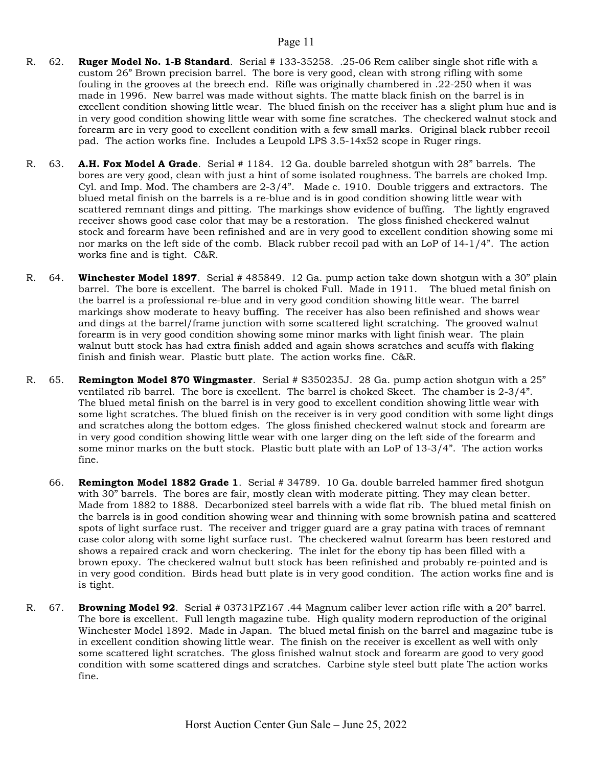R. 62. **Ruger Model No. 1-B Standard**. Serial # 133-35258. .25-06 Rem caliber single shot rifle with a custom 26" Brown precision barrel. The bore is very good, clean with strong rifling with some fouling in the grooves at the breech end. Rifle was originally chambered in .22-250 when it was made in 1996. New barrel was made without sights. The matte black finish on the barrel is in excellent condition showing little wear. The blued finish on the receiver has a slight plum hue and is in very good condition showing little wear with some fine scratches. The checkered walnut stock and forearm are in very good to excellent condition with a few small marks. Original black rubber recoil pad. The action works fine. Includes a Leupold LPS 3.5-14x52 scope in Ruger rings.

R. 63. **A.H. Fox Model A Grade**. Serial # 1184. 12 Ga. double barreled shotgun with 28" barrels. The bores are very good, clean with just a hint of some isolated roughness. The barrels are choked Imp. Cyl. and Imp. Mod. The chambers are 2-3/4". Made c. 1910. Double triggers and extractors. The blued metal finish on the barrels is a re-blue and is in good condition showing little wear with scattered remnant dings and pitting. The markings show evidence of buffing. The lightly engraved receiver shows good case color that may be a restoration. The gloss finished checkered walnut stock and forearm have been refinished and are in very good to excellent condition showing some mi nor marks on the left side of the comb. Black rubber recoil pad with an LoP of 14-1/4". The action works fine and is tight. C&R.

R. 64. **Winchester Model 1897**. Serial # 485849. 12 Ga. pump action take down shotgun with a 30" plain barrel. The bore is excellent. The barrel is choked Full. Made in 1911. The blued metal finish on the barrel is a professional re-blue and in very good condition showing little wear. The barrel markings show moderate to heavy buffing. The receiver has also been refinished and shows wear and dings at the barrel/frame junction with some scattered light scratching. The grooved walnut forearm is in very good condition showing some minor marks with light finish wear. The plain walnut butt stock has had extra finish added and again shows scratches and scuffs with flaking finish and finish wear. Plastic butt plate. The action works fine. C&R.

R. 65. **Remington Model 870 Wingmaster**. Serial # S350235J. 28 Ga. pump action shotgun with a 25" ventilated rib barrel. The bore is excellent. The barrel is choked Skeet. The chamber is 2-3/4". The blued metal finish on the barrel is in very good to excellent condition showing little wear with some light scratches. The blued finish on the receiver is in very good condition with some light dings and scratches along the bottom edges. The gloss finished checkered walnut stock and forearm are in very good condition showing little wear with one larger ding on the left side of the forearm and some minor marks on the butt stock. Plastic butt plate with an LoP of 13-3/4". The action works fine.

66. **Remington Model 1882 Grade 1**. Serial # 34789. 10 Ga. double barreled hammer fired shotgun with 30" barrels. The bores are fair, mostly clean with moderate pitting. They may clean better. Made from 1882 to 1888. Decarbonized steel barrels with a wide flat rib. The blued metal finish on the barrels is in good condition showing wear and thinning with some brownish patina and scattered spots of light surface rust. The receiver and trigger guard are a gray patina with traces of remnant case color along with some light surface rust. The checkered walnut forearm has been restored and shows a repaired crack and worn checkering. The inlet for the ebony tip has been filled with a brown epoxy. The checkered walnut butt stock has been refinished and probably re-pointed and is in very good condition. Birds head butt plate is in very good condition. The action works fine and is is tight.

R. 67. **Browning Model 92**. Serial # 03731PZ167 .44 Magnum caliber lever action rifle with a 20" barrel. The bore is excellent. Full length magazine tube. High quality modern reproduction of the original Winchester Model 1892. Made in Japan. The blued metal finish on the barrel and magazine tube is in excellent condition showing little wear. The finish on the receiver is excellent as well with only some scattered light scratches. The gloss finished walnut stock and forearm are good to very good condition with some scattered dings and scratches. Carbine style steel butt plate The action works fine.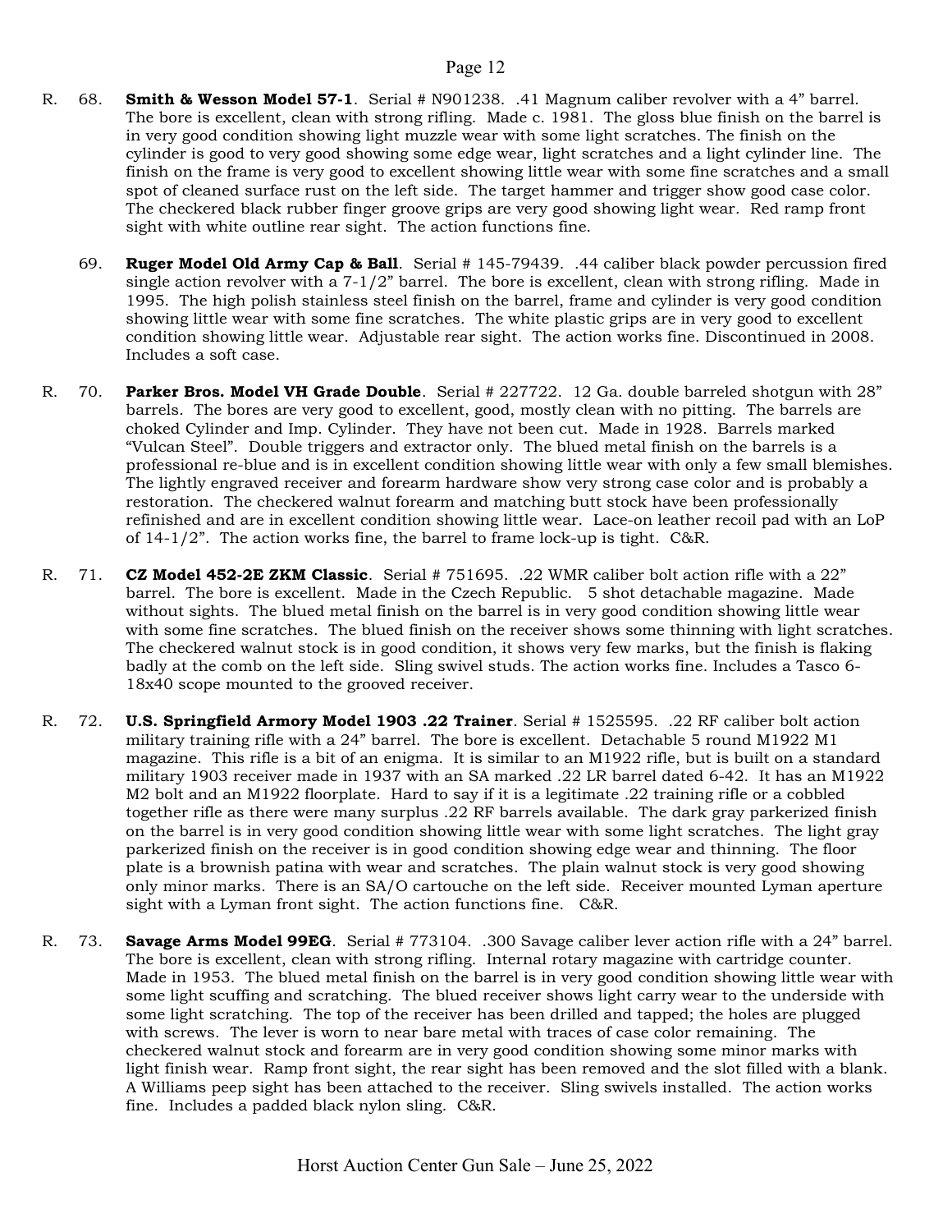R. 68. **Smith & Wesson Model 57-1**. Serial # N901238. .41 Magnum caliber revolver with a 4" barrel. The bore is excellent, clean with strong rifling. Made c. 1981. The gloss blue finish on the barrel is in very good condition showing light muzzle wear with some light scratches. The finish on the cylinder is good to very good showing some edge wear, light scratches and a light cylinder line. The finish on the frame is very good to excellent showing little wear with some fine scratches and a small spot of cleaned surface rust on the left side. The target hammer and trigger show good case color. The checkered black rubber finger groove grips are very good showing light wear. Red ramp front sight with white outline rear sight. The action functions fine.

69. **Ruger Model Old Army Cap & Ball**. Serial # 145-79439. .44 caliber black powder percussion fired single action revolver with a 7-1/2" barrel. The bore is excellent, clean with strong rifling. Made in 1995. The high polish stainless steel finish on the barrel, frame and cylinder is very good condition showing little wear with some fine scratches. The white plastic grips are in very good to excellent condition showing little wear. Adjustable rear sight. The action works fine. Discontinued in 2008. Includes a soft case.

R. 70. **Parker Bros. Model VH Grade Double**. Serial # 227722. 12 Ga. double barreled shotgun with 28" barrels. The bores are very good to excellent, good, mostly clean with no pitting. The barrels are choked Cylinder and Imp. Cylinder. They have not been cut. Made in 1928. Barrels marked "Vulcan Steel". Double triggers and extractor only. The blued metal finish on the barrels is a professional re-blue and is in excellent condition showing little wear with only a few small blemishes. The lightly engraved receiver and forearm hardware show very strong case color and is probably a restoration. The checkered walnut forearm and matching butt stock have been professionally refinished and are in excellent condition showing little wear. Lace-on leather recoil pad with an LoP of 14-1/2". The action works fine, the barrel to frame lock-up is tight. C&R.

R. 71. **CZ Model 452-2E ZKM Classic**. Serial # 751695. .22 WMR caliber bolt action rifle with a 22" barrel. The bore is excellent. Made in the Czech Republic. 5 shot detachable magazine. Made without sights. The blued metal finish on the barrel is in very good condition showing little wear with some fine scratches. The blued finish on the receiver shows some thinning with light scratches. The checkered walnut stock is in good condition, it shows very few marks, but the finish is flaking badly at the comb on the left side. Sling swivel studs. The action works fine. Includes a Tasco 6-18x40 scope mounted to the grooved receiver.

R. 72. **U.S. Springfield Armory Model 1903 .22 Trainer**. Serial # 1525595. .22 RF caliber bolt action military training rifle with a 24" barrel. The bore is excellent. Detachable 5 round M1922 M1 magazine. This rifle is a bit of an enigma. It is similar to an M1922 rifle, but is built on a standard military 1903 receiver made in 1937 with an SA marked .22 LR barrel dated 6-42. It has an M1922 M2 bolt and an M1922 floorplate. Hard to say if it is a legitimate .22 training rifle or a cobbled together rifle as there were many surplus .22 RF barrels available. The dark gray parkerized finish on the barrel is in very good condition showing little wear with some light scratches. The light gray parkerized finish on the receiver is in good condition showing edge wear and thinning. The floor plate is a brownish patina with wear and scratches. The plain walnut stock is very good showing only minor marks. There is an SA/O cartouche on the left side. Receiver mounted Lyman aperture sight with a Lyman front sight. The action functions fine. C&R.

R. 73. **Savage Arms Model 99EG**. Serial # 773104. .300 Savage caliber lever action rifle with a 24" barrel. The bore is excellent, clean with strong rifling. Internal rotary magazine with cartridge counter. Made in 1953. The blued metal finish on the barrel is in very good condition showing little wear with some light scuffing and scratching. The blued receiver shows light carry wear to the underside with some light scratching. The top of the receiver has been drilled and tapped; the holes are plugged with screws. The lever is worn to near bare metal with traces of case color remaining. The checkered walnut stock and forearm are in very good condition showing some minor marks with light finish wear. Ramp front sight, the rear sight has been removed and the slot filled with a blank. A Williams peep sight has been attached to the receiver. Sling swivels installed. The action works fine. Includes a padded black nylon sling. C&R.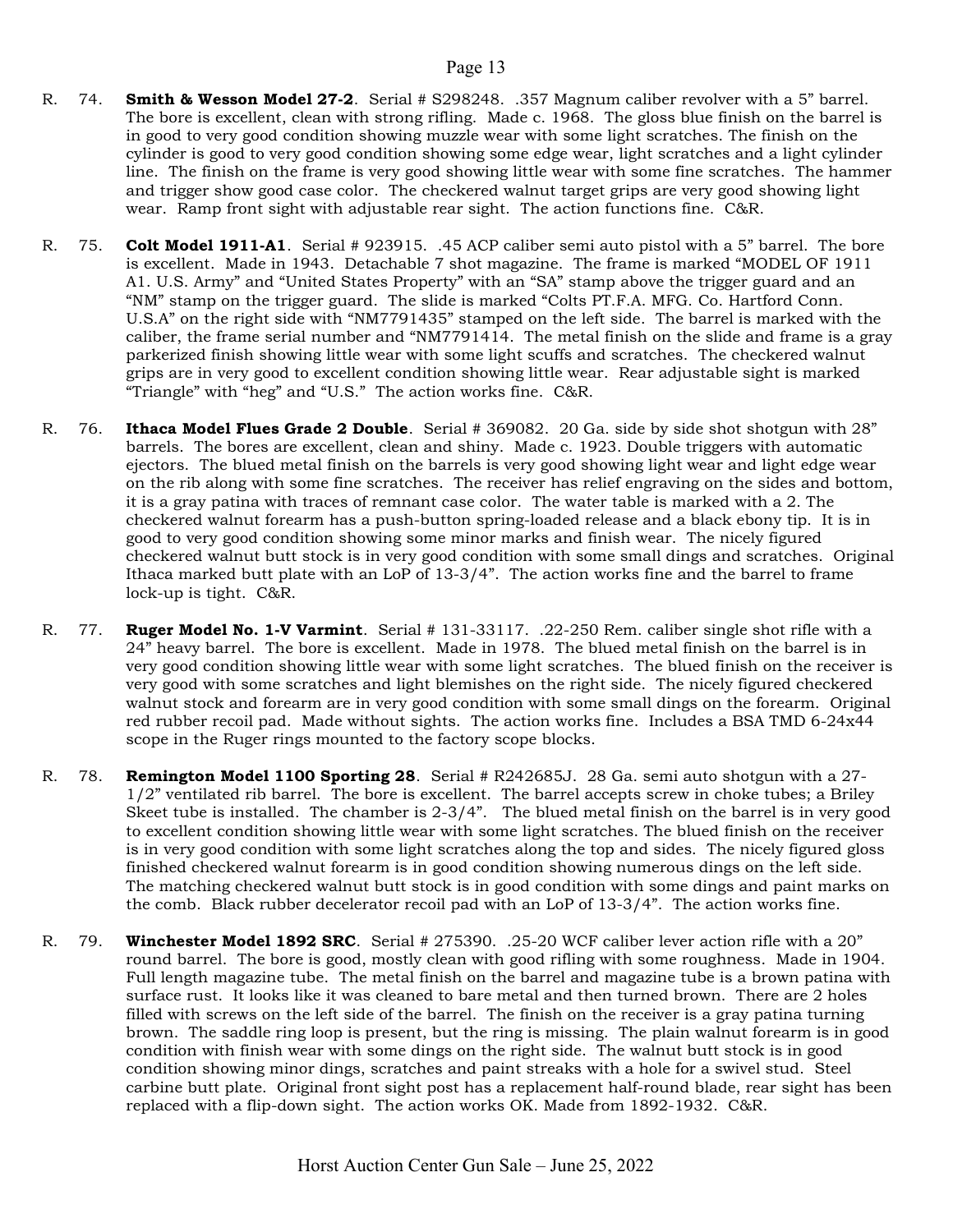R. 74. **Smith & Wesson Model 27-2**. Serial # S298248. .357 Magnum caliber revolver with a 5" barrel. The bore is excellent, clean with strong rifling. Made c. 1968. The gloss blue finish on the barrel is in good to very good condition showing muzzle wear with some light scratches. The finish on the cylinder is good to very good condition showing some edge wear, light scratches and a light cylinder line. The finish on the frame is very good showing little wear with some fine scratches. The hammer and trigger show good case color. The checkered walnut target grips are very good showing light wear. Ramp front sight with adjustable rear sight. The action functions fine. C&R.

R. 75. **Colt Model 1911-A1**. Serial # 923915. .45 ACP caliber semi auto pistol with a 5" barrel. The bore is excellent. Made in 1943. Detachable 7 shot magazine. The frame is marked "MODEL OF 1911 A1. U.S. Army" and "United States Property" with an "SA" stamp above the trigger guard and an "NM" stamp on the trigger guard. The slide is marked "Colts PT.F.A. MFG. Co. Hartford Conn. U.S.A" on the right side with "NM7791435" stamped on the left side. The barrel is marked with the caliber, the frame serial number and "NM7791414. The metal finish on the slide and frame is a gray parkerized finish showing little wear with some light scuffs and scratches. The checkered walnut grips are in very good to excellent condition showing little wear. Rear adjustable sight is marked "Triangle" with "heg" and "U.S." The action works fine. C&R.

R. 76. **Ithaca Model Flues Grade 2 Double**. Serial # 369082. 20 Ga. side by side shot shotgun with 28" barrels. The bores are excellent, clean and shiny. Made c. 1923. Double triggers with automatic ejectors. The blued metal finish on the barrels is very good showing light wear and light edge wear on the rib along with some fine scratches. The receiver has relief engraving on the sides and bottom, it is a gray patina with traces of remnant case color. The water table is marked with a 2. The checkered walnut forearm has a push-button spring-loaded release and a black ebony tip. It is in good to very good condition showing some minor marks and finish wear. The nicely figured checkered walnut butt stock is in very good condition with some small dings and scratches. Original Ithaca marked butt plate with an LoP of 13-3/4". The action works fine and the barrel to frame lock-up is tight. C&R.

R. 77. **Ruger Model No. 1-V Varmint**. Serial # 131-33117. .22-250 Rem. caliber single shot rifle with a 24" heavy barrel. The bore is excellent. Made in 1978. The blued metal finish on the barrel is in very good condition showing little wear with some light scratches. The blued finish on the receiver is very good with some scratches and light blemishes on the right side. The nicely figured checkered walnut stock and forearm are in very good condition with some small dings on the forearm. Original red rubber recoil pad. Made without sights. The action works fine. Includes a BSA TMD 6-24x44 scope in the Ruger rings mounted to the factory scope blocks.

R. 78. **Remington Model 1100 Sporting 28**. Serial # R242685J. 28 Ga. semi auto shotgun with a 27-1/2" ventilated rib barrel. The bore is excellent. The barrel accepts screw in choke tubes; a Briley Skeet tube is installed. The chamber is 2-3/4". The blued metal finish on the barrel is in very good to excellent condition showing little wear with some light scratches. The blued finish on the receiver is in very good condition with some light scratches along the top and sides. The nicely figured gloss finished checkered walnut forearm is in good condition showing numerous dings on the left side. The matching checkered walnut butt stock is in good condition with some dings and paint marks on the comb. Black rubber decelerator recoil pad with an LoP of 13-3/4". The action works fine.

R. 79. **Winchester Model 1892 SRC**. Serial # 275390. .25-20 WCF caliber lever action rifle with a 20" round barrel. The bore is good, mostly clean with good rifling with some roughness. Made in 1904. Full length magazine tube. The metal finish on the barrel and magazine tube is a brown patina with surface rust. It looks like it was cleaned to bare metal and then turned brown. There are 2 holes filled with screws on the left side of the barrel. The finish on the receiver is a gray patina turning brown. The saddle ring loop is present, but the ring is missing. The plain walnut forearm is in good condition with finish wear with some dings on the right side. The walnut butt stock is in good condition showing minor dings, scratches and paint streaks with a hole for a swivel stud. Steel carbine butt plate. Original front sight post has a replacement half-round blade, rear sight has been replaced with a flip-down sight. The action works OK. Made from 1892-1932. C&R.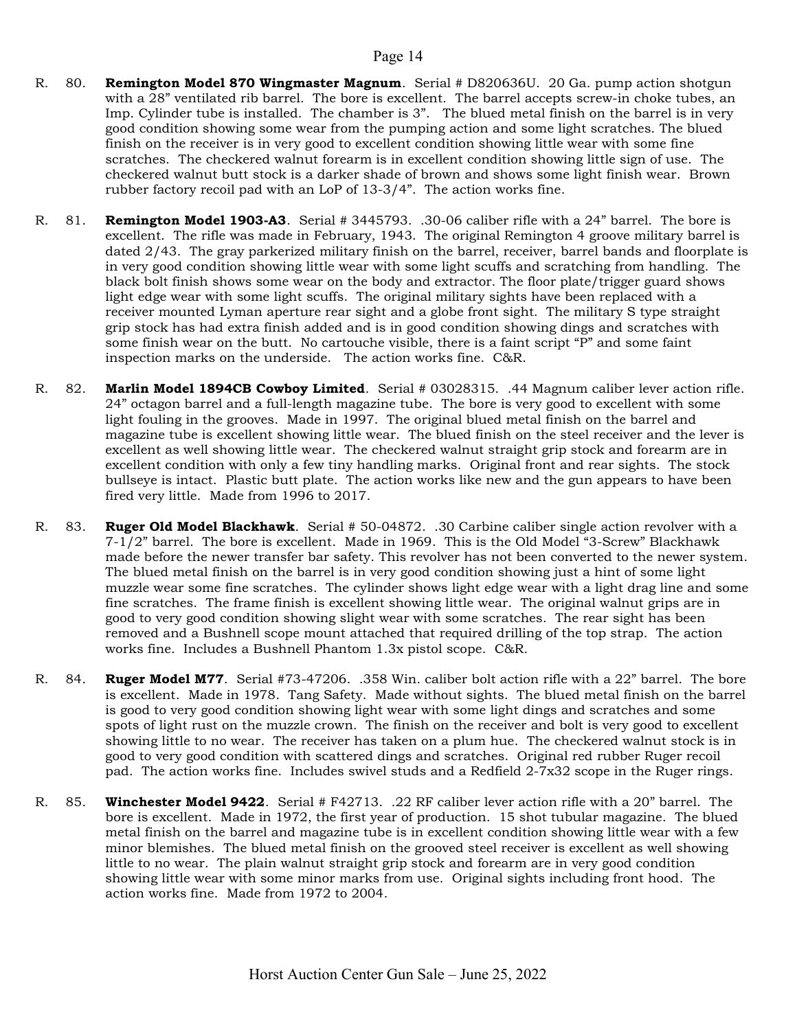R. 80. **Remington Model 870 Wingmaster Magnum**. Serial # D820636U. 20 Ga. pump action shotgun with a 28" ventilated rib barrel. The bore is excellent. The barrel accepts screw-in choke tubes, an Imp. Cylinder tube is installed. The chamber is 3". The blued metal finish on the barrel is in very good condition showing some wear from the pumping action and some light scratches. The blued finish on the receiver is in very good to excellent condition showing little wear with some fine scratches. The checkered walnut forearm is in excellent condition showing little sign of use. The checkered walnut butt stock is a darker shade of brown and shows some light finish wear. Brown rubber factory recoil pad with an LoP of 13-3/4". The action works fine.

R. 81. **Remington Model 1903-A3**. Serial # 3445793. .30-06 caliber rifle with a 24" barrel. The bore is excellent. The rifle was made in February, 1943. The original Remington 4 groove military barrel is dated 2/43. The gray parkerized military finish on the barrel, receiver, barrel bands and floorplate is in very good condition showing little wear with some light scuffs and scratching from handling. The black bolt finish shows some wear on the body and extractor. The floor plate/trigger guard shows light edge wear with some light scuffs. The original military sights have been replaced with a receiver mounted Lyman aperture rear sight and a globe front sight. The military S type straight grip stock has had extra finish added and is in good condition showing dings and scratches with some finish wear on the butt. No cartouche visible, there is a faint script "P" and some faint inspection marks on the underside. The action works fine. C&R.

R. 82. **Marlin Model 1894CB Cowboy Limited**. Serial # 03028315. .44 Magnum caliber lever action rifle. 24" octagon barrel and a full-length magazine tube. The bore is very good to excellent with some light fouling in the grooves. Made in 1997. The original blued metal finish on the barrel and magazine tube is excellent showing little wear. The blued finish on the steel receiver and the lever is excellent as well showing little wear. The checkered walnut straight grip stock and forearm are in excellent condition with only a few tiny handling marks. Original front and rear sights. The stock bullseye is intact. Plastic butt plate. The action works like new and the gun appears to have been fired very little. Made from 1996 to 2017.

R. 83. **Ruger Old Model Blackhawk**. Serial # 50-04872. .30 Carbine caliber single action revolver with a 7-1/2" barrel. The bore is excellent. Made in 1969. This is the Old Model "3-Screw" Blackhawk made before the newer transfer bar safety. This revolver has not been converted to the newer system. The blued metal finish on the barrel is in very good condition showing just a hint of some light muzzle wear some fine scratches. The cylinder shows light edge wear with a light drag line and some fine scratches. The frame finish is excellent showing little wear. The original walnut grips are in good to very good condition showing slight wear with some scratches. The rear sight has been removed and a Bushnell scope mount attached that required drilling of the top strap. The action works fine. Includes a Bushnell Phantom 1.3x pistol scope. C&R.

R. 84. **Ruger Model M77**. Serial #73-47206. .358 Win. caliber bolt action rifle with a 22" barrel. The bore is excellent. Made in 1978. Tang Safety. Made without sights. The blued metal finish on the barrel is good to very good condition showing light wear with some light dings and scratches and some spots of light rust on the muzzle crown. The finish on the receiver and bolt is very good to excellent showing little to no wear. The receiver has taken on a plum hue. The checkered walnut stock is in good to very good condition with scattered dings and scratches. Original red rubber Ruger recoil pad. The action works fine. Includes swivel studs and a Redfield 2-7x32 scope in the Ruger rings.

R. 85. **Winchester Model 9422**. Serial # F42713. .22 RF caliber lever action rifle with a 20" barrel. The bore is excellent. Made in 1972, the first year of production. 15 shot tubular magazine. The blued metal finish on the barrel and magazine tube is in excellent condition showing little wear with a few minor blemishes. The blued metal finish on the grooved steel receiver is excellent as well showing little to no wear. The plain walnut straight grip stock and forearm are in very good condition showing little wear with some minor marks from use. Original sights including front hood. The action works fine. Made from 1972 to 2004.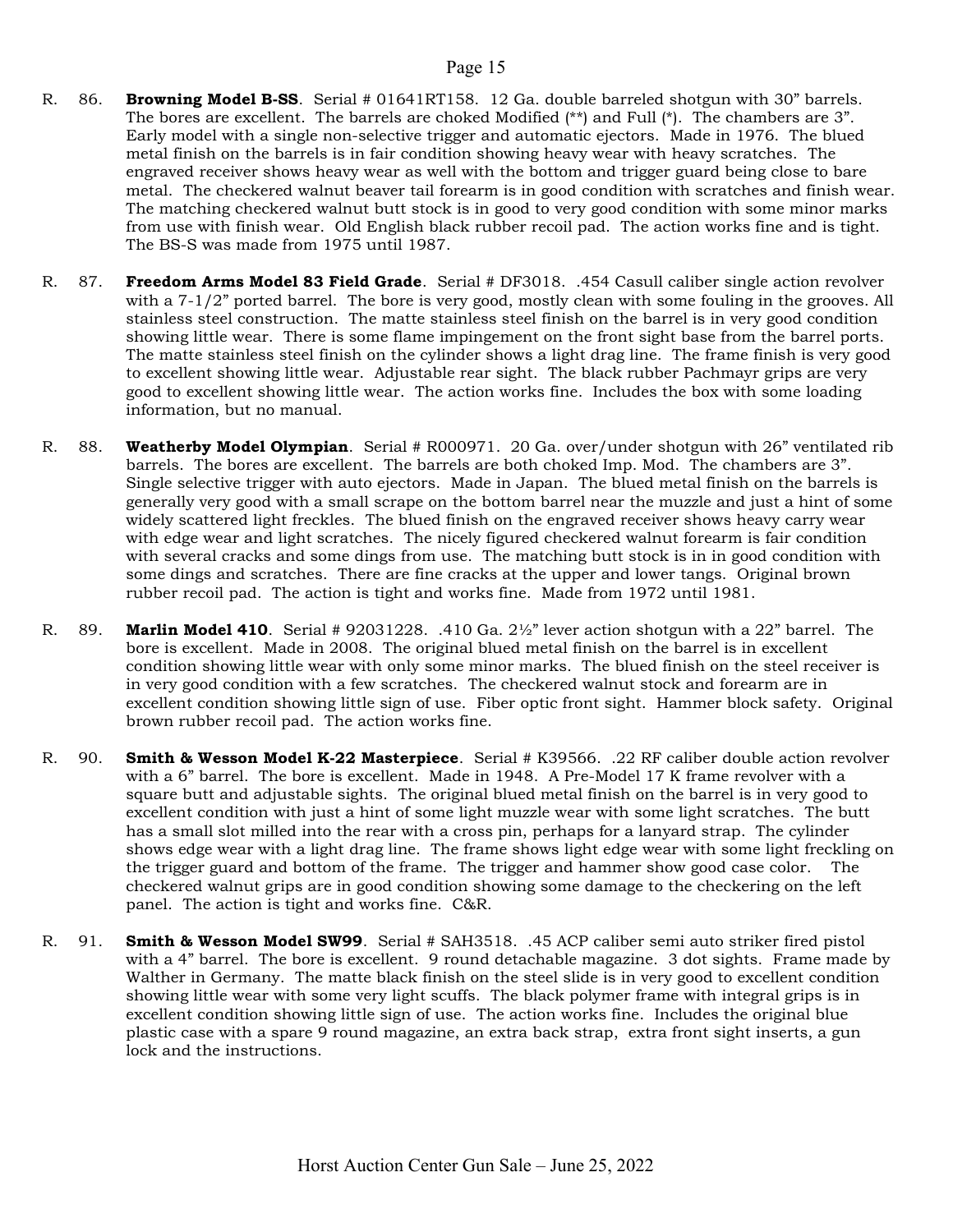R. 86. **Browning Model B-SS**. Serial # 01641RT158. 12 Ga. double barreled shotgun with 30" barrels. The bores are excellent. The barrels are choked Modified (**) and Full (*). The chambers are 3". Early model with a single non-selective trigger and automatic ejectors. Made in 1976. The blued metal finish on the barrels is in fair condition showing heavy wear with heavy scratches. The engraved receiver shows heavy wear as well with the bottom and trigger guard being close to bare metal. The checkered walnut beaver tail forearm is in good condition with scratches and finish wear. The matching checkered walnut butt stock is in good to very good condition with some minor marks from use with finish wear. Old English black rubber recoil pad. The action works fine and is tight. The BS-S was made from 1975 until 1987.

R. 87. **Freedom Arms Model 83 Field Grade**. Serial # DF3018. .454 Casull caliber single action revolver with a 7-1/2" ported barrel. The bore is very good, mostly clean with some fouling in the grooves. All stainless steel construction. The matte stainless steel finish on the barrel is in very good condition showing little wear. There is some flame impingement on the front sight base from the barrel ports. The matte stainless steel finish on the cylinder shows a light drag line. The frame finish is very good to excellent showing little wear. Adjustable rear sight. The black rubber Pachmayr grips are very good to excellent showing little wear. The action works fine. Includes the box with some loading information, but no manual.

R. 88. **Weatherby Model Olympian**. Serial # R000971. 20 Ga. over/under shotgun with 26" ventilated rib barrels. The bores are excellent. The barrels are both choked Imp. Mod. The chambers are 3". Single selective trigger with auto ejectors. Made in Japan. The blued metal finish on the barrels is generally very good with a small scrape on the bottom barrel near the muzzle and just a hint of some widely scattered light freckles. The blued finish on the engraved receiver shows heavy carry wear with edge wear and light scratches. The nicely figured checkered walnut forearm is fair condition with several cracks and some dings from use. The matching butt stock is in in good condition with some dings and scratches. There are fine cracks at the upper and lower tangs. Original brown rubber recoil pad. The action is tight and works fine. Made from 1972 until 1981.

R. 89. **Marlin Model 410**. Serial # 92031228. .410 Ga. 2½" lever action shotgun with a 22" barrel. The bore is excellent. Made in 2008. The original blued metal finish on the barrel is in excellent condition showing little wear with only some minor marks. The blued finish on the steel receiver is in very good condition with a few scratches. The checkered walnut stock and forearm are in excellent condition showing little sign of use. Fiber optic front sight. Hammer block safety. Original brown rubber recoil pad. The action works fine.

R. 90. **Smith & Wesson Model K-22 Masterpiece**. Serial # K39566. .22 RF caliber double action revolver with a 6" barrel. The bore is excellent. Made in 1948. A Pre-Model 17 K frame revolver with a square butt and adjustable sights. The original blued metal finish on the barrel is in very good to excellent condition with just a hint of some light muzzle wear with some light scratches. The butt has a small slot milled into the rear with a cross pin, perhaps for a lanyard strap. The cylinder shows edge wear with a light drag line. The frame shows light edge wear with some light freckling on the trigger guard and bottom of the frame. The trigger and hammer show good case color. The checkered walnut grips are in good condition showing some damage to the checkering on the left panel. The action is tight and works fine. C&R.

R. 91. **Smith & Wesson Model SW99**. Serial # SAH3518. .45 ACP caliber semi auto striker fired pistol with a 4" barrel. The bore is excellent. 9 round detachable magazine. 3 dot sights. Frame made by Walther in Germany. The matte black finish on the steel slide is in very good to excellent condition showing little wear with some very light scuffs. The black polymer frame with integral grips is in excellent condition showing little sign of use. The action works fine. Includes the original blue plastic case with a spare 9 round magazine, an extra back strap, extra front sight inserts, a gun lock and the instructions.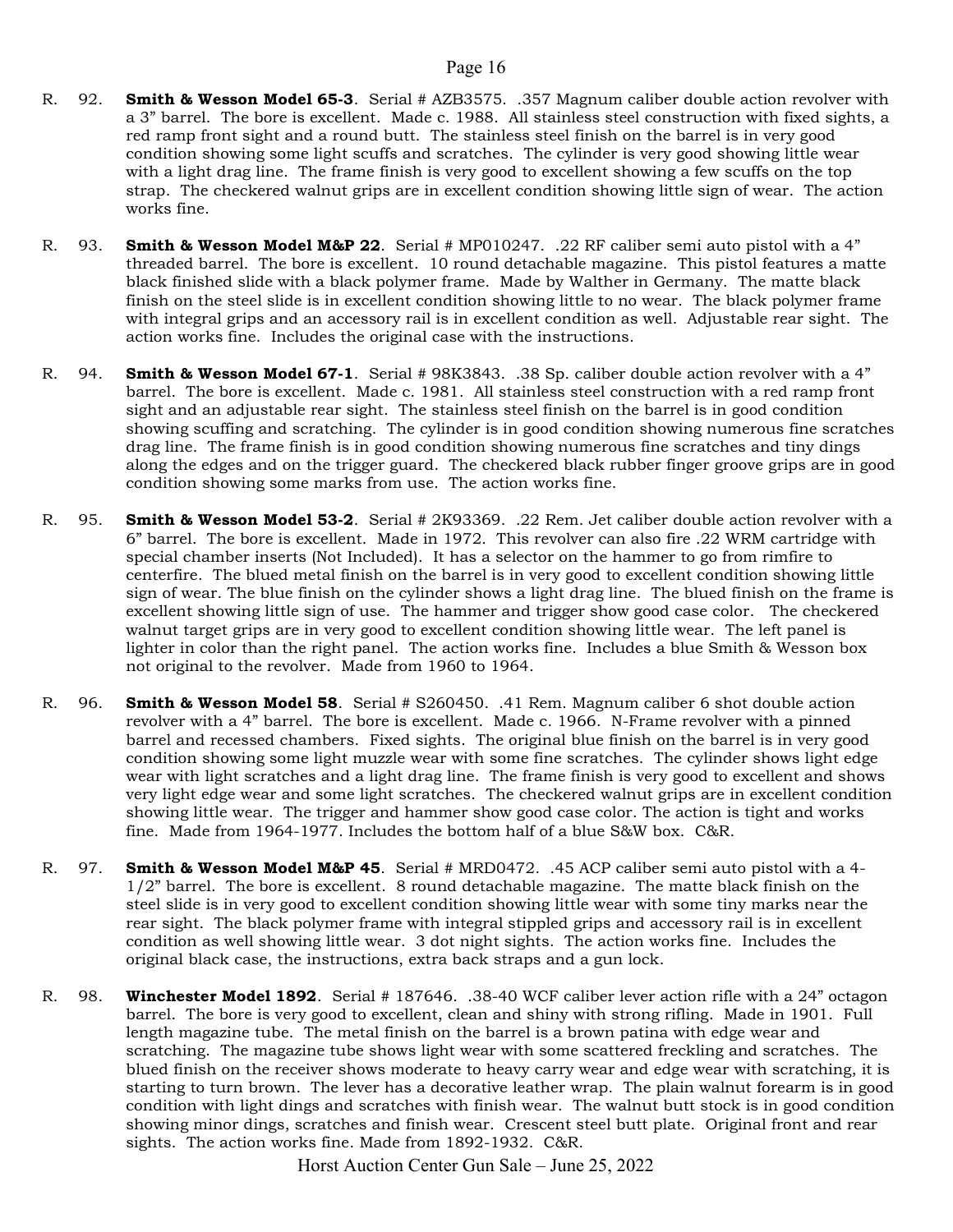R. 92. **Smith & Wesson Model 65-3**. Serial # AZB3575. .357 Magnum caliber double action revolver with a 3" barrel. The bore is excellent. Made c. 1988. All stainless steel construction with fixed sights, a red ramp front sight and a round butt. The stainless steel finish on the barrel is in very good condition showing some light scuffs and scratches. The cylinder is very good showing little wear with a light drag line. The frame finish is very good to excellent showing a few scuffs on the top strap. The checkered walnut grips are in excellent condition showing little sign of wear. The action works fine.

R. 93. **Smith & Wesson Model M&P 22**. Serial # MP010247. .22 RF caliber semi auto pistol with a 4" threaded barrel. The bore is excellent. 10 round detachable magazine. This pistol features a matte black finished slide with a black polymer frame. Made by Walther in Germany. The matte black finish on the steel slide is in excellent condition showing little to no wear. The black polymer frame with integral grips and an accessory rail is in excellent condition as well. Adjustable rear sight. The action works fine. Includes the original case with the instructions.

R. 94. **Smith & Wesson Model 67-1**. Serial # 98K3843. .38 Sp. caliber double action revolver with a 4" barrel. The bore is excellent. Made c. 1981. All stainless steel construction with a red ramp front sight and an adjustable rear sight. The stainless steel finish on the barrel is in good condition showing scuffing and scratching. The cylinder is in good condition showing numerous fine scratches drag line. The frame finish is in good condition showing numerous fine scratches and tiny dings along the edges and on the trigger guard. The checkered black rubber finger groove grips are in good condition showing some marks from use. The action works fine.

R. 95. **Smith & Wesson Model 53-2**. Serial # 2K93369. .22 Rem. Jet caliber double action revolver with a 6" barrel. The bore is excellent. Made in 1972. This revolver can also fire .22 WRM cartridge with special chamber inserts (Not Included). It has a selector on the hammer to go from rimfire to centerfire. The blued metal finish on the barrel is in very good to excellent condition showing little sign of wear. The blue finish on the cylinder shows a light drag line. The blued finish on the frame is excellent showing little sign of use. The hammer and trigger show good case color. The checkered walnut target grips are in very good to excellent condition showing little wear. The left panel is lighter in color than the right panel. The action works fine. Includes a blue Smith & Wesson box not original to the revolver. Made from 1960 to 1964.

R. 96. **Smith & Wesson Model 58**. Serial # S260450. .41 Rem. Magnum caliber 6 shot double action revolver with a 4" barrel. The bore is excellent. Made c. 1966. N-Frame revolver with a pinned barrel and recessed chambers. Fixed sights. The original blue finish on the barrel is in very good condition showing some light muzzle wear with some fine scratches. The cylinder shows light edge wear with light scratches and a light drag line. The frame finish is very good to excellent and shows very light edge wear and some light scratches. The checkered walnut grips are in excellent condition showing little wear. The trigger and hammer show good case color. The action is tight and works fine. Made from 1964-1977. Includes the bottom half of a blue S&W box. C&R.

R. 97. **Smith & Wesson Model M&P 45**. Serial # MRD0472. .45 ACP caliber semi auto pistol with a 4-1/2" barrel. The bore is excellent. 8 round detachable magazine. The matte black finish on the steel slide is in very good to excellent condition showing little wear with some tiny marks near the rear sight. The black polymer frame with integral stippled grips and accessory rail is in excellent condition as well showing little wear. 3 dot night sights. The action works fine. Includes the original black case, the instructions, extra back straps and a gun lock.

R. 98. **Winchester Model 1892**. Serial # 187646. .38-40 WCF caliber lever action rifle with a 24" octagon barrel. The bore is very good to excellent, clean and shiny with strong rifling. Made in 1901. Full length magazine tube. The metal finish on the barrel is a brown patina with edge wear and scratching. The magazine tube shows light wear with some scattered freckling and scratches. The blued finish on the receiver shows moderate to heavy carry wear and edge wear with scratching, it is starting to turn brown. The lever has a decorative leather wrap. The plain walnut forearm is in good condition with light dings and scratches with finish wear. The walnut butt stock is in good condition showing minor dings, scratches and finish wear. Crescent steel butt plate. Original front and rear sights. The action works fine. Made from 1892-1932. C&R.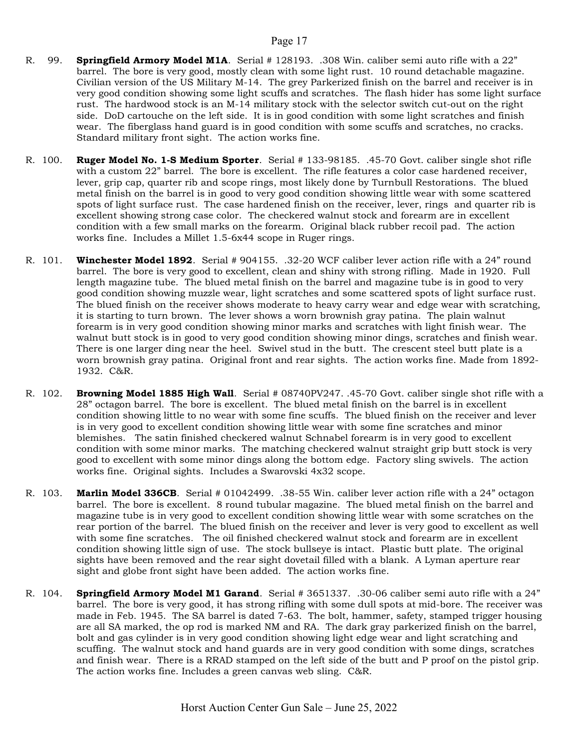R. 99. **Springfield Armory Model M1A**. Serial # 128193. .308 Win. caliber semi auto rifle with a 22" barrel. The bore is very good, mostly clean with some light rust. 10 round detachable magazine. Civilian version of the US Military M-14. The grey Parkerized finish on the barrel and receiver is in very good condition showing some light scuffs and scratches. The flash hider has some light surface rust. The hardwood stock is an M-14 military stock with the selector switch cut-out on the right side. DoD cartouche on the left side. It is in good condition with some light scratches and finish wear. The fiberglass hand guard is in good condition with some scuffs and scratches, no cracks. Standard military front sight. The action works fine.

R. 100. **Ruger Model No. 1-S Medium Sporter**. Serial # 133-98185. .45-70 Govt. caliber single shot rifle with a custom 22" barrel. The bore is excellent. The rifle features a color case hardened receiver, lever, grip cap, quarter rib and scope rings, most likely done by Turnbull Restorations. The blued metal finish on the barrel is in good to very good condition showing little wear with some scattered spots of light surface rust. The case hardened finish on the receiver, lever, rings and quarter rib is excellent showing strong case color. The checkered walnut stock and forearm are in excellent condition with a few small marks on the forearm. Original black rubber recoil pad. The action works fine. Includes a Millet 1.5-6x44 scope in Ruger rings.

R. 101. **Winchester Model 1892**. Serial # 904155. .32-20 WCF caliber lever action rifle with a 24" round barrel. The bore is very good to excellent, clean and shiny with strong rifling. Made in 1920. Full length magazine tube. The blued metal finish on the barrel and magazine tube is in good to very good condition showing muzzle wear, light scratches and some scattered spots of light surface rust. The blued finish on the receiver shows moderate to heavy carry wear and edge wear with scratching, it is starting to turn brown. The lever shows a worn brownish gray patina. The plain walnut forearm is in very good condition showing minor marks and scratches with light finish wear. The walnut butt stock is in good to very good condition showing minor dings, scratches and finish wear. There is one larger ding near the heel. Swivel stud in the butt. The crescent steel butt plate is a worn brownish gray patina. Original front and rear sights. The action works fine. Made from 1892-1932. C&R.

R. 102. **Browning Model 1885 High Wall**. Serial # 08740PV247. .45-70 Govt. caliber single shot rifle with a 28" octagon barrel. The bore is excellent. The blued metal finish on the barrel is in excellent condition showing little to no wear with some fine scuffs. The blued finish on the receiver and lever is in very good to excellent condition showing little wear with some fine scratches and minor blemishes. The satin finished checkered walnut Schnabel forearm is in very good to excellent condition with some minor marks. The matching checkered walnut straight grip butt stock is very good to excellent with some minor dings along the bottom edge. Factory sling swivels. The action works fine. Original sights. Includes a Swarovski 4x32 scope.

R. 103. **Marlin Model 336CB**. Serial # 01042499. .38-55 Win. caliber lever action rifle with a 24" octagon barrel. The bore is excellent. 8 round tubular magazine. The blued metal finish on the barrel and magazine tube is in very good to excellent condition showing little wear with some scratches on the rear portion of the barrel. The blued finish on the receiver and lever is very good to excellent as well with some fine scratches. The oil finished checkered walnut stock and forearm are in excellent condition showing little sign of use. The stock bullseye is intact. Plastic butt plate. The original sights have been removed and the rear sight dovetail filled with a blank. A Lyman aperture rear sight and globe front sight have been added. The action works fine.

R. 104. **Springfield Armory Model M1 Garand**. Serial # 3651337. .30-06 caliber semi auto rifle with a 24" barrel. The bore is very good, it has strong rifling with some dull spots at mid-bore. The receiver was made in Feb. 1945. The SA barrel is dated 7-63. The bolt, hammer, safety, stamped trigger housing are all SA marked, the op rod is marked NM and RA. The dark gray parkerized finish on the barrel, bolt and gas cylinder is in very good condition showing light edge wear and light scratching and scuffing. The walnut stock and hand guards are in very good condition with some dings, scratches and finish wear. There is a RRAD stamped on the left side of the butt and P proof on the pistol grip. The action works fine. Includes a green canvas web sling. C&R.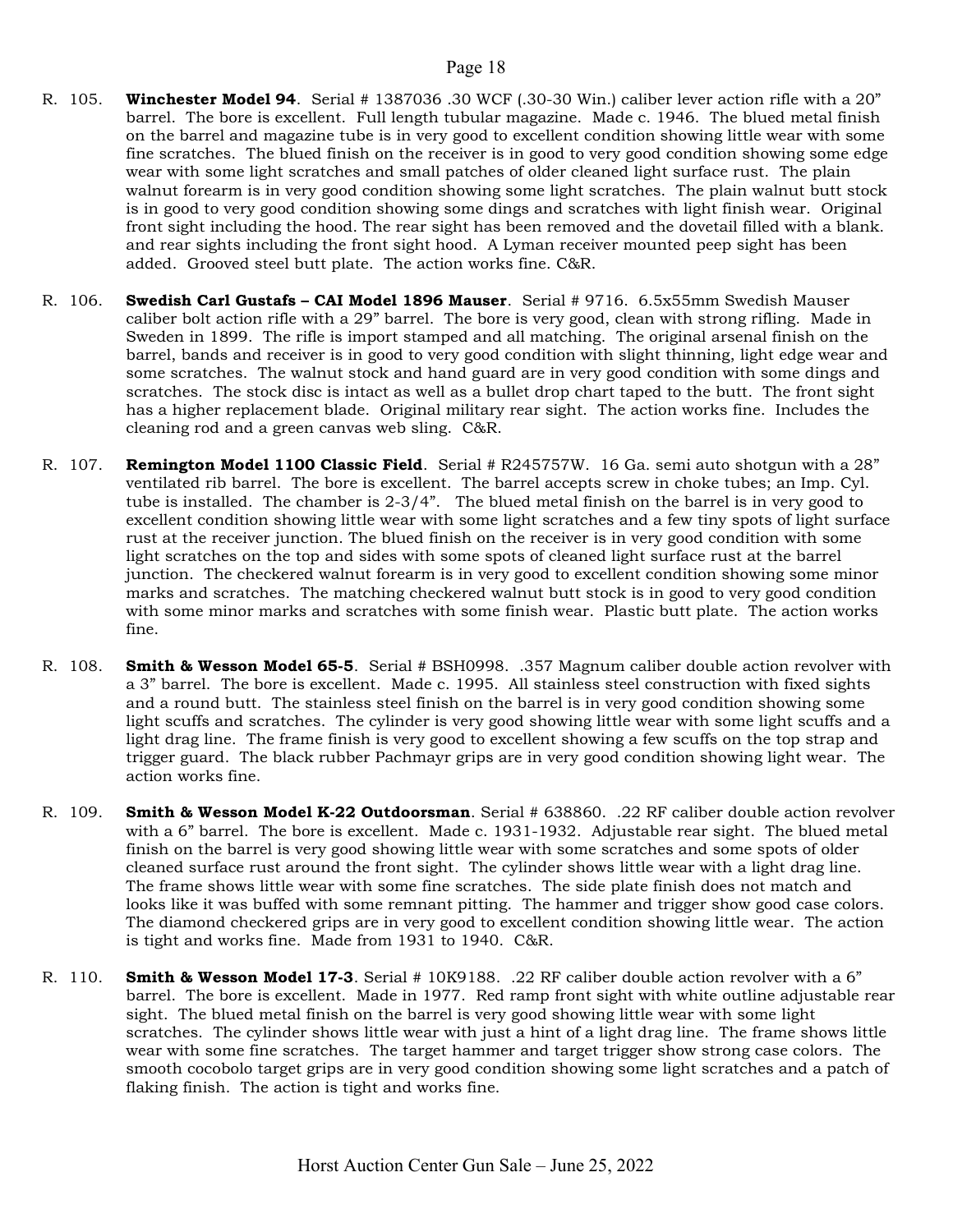R. 105. **Winchester Model 94**. Serial # 1387036 .30 WCF (.30-30 Win.) caliber lever action rifle with a 20" barrel. The bore is excellent. Full length tubular magazine. Made c. 1946. The blued metal finish on the barrel and magazine tube is in very good to excellent condition showing little wear with some fine scratches. The blued finish on the receiver is in good to very good condition showing some edge wear with some light scratches and small patches of older cleaned light surface rust. The plain walnut forearm is in very good condition showing some light scratches. The plain walnut butt stock is in good to very good condition showing some dings and scratches with light finish wear. Original front sight including the hood. The rear sight has been removed and the dovetail filled with a blank. and rear sights including the front sight hood. A Lyman receiver mounted peep sight has been added. Grooved steel butt plate. The action works fine. C&R.

R. 106. **Swedish Carl Gustafs – CAI Model 1896 Mauser**. Serial # 9716. 6.5x55mm Swedish Mauser caliber bolt action rifle with a 29" barrel. The bore is very good, clean with strong rifling. Made in Sweden in 1899. The rifle is import stamped and all matching. The original arsenal finish on the barrel, bands and receiver is in good to very good condition with slight thinning, light edge wear and some scratches. The walnut stock and hand guard are in very good condition with some dings and scratches. The stock disc is intact as well as a bullet drop chart taped to the butt. The front sight has a higher replacement blade. Original military rear sight. The action works fine. Includes the cleaning rod and a green canvas web sling. C&R.

R. 107. **Remington Model 1100 Classic Field**. Serial # R245757W. 16 Ga. semi auto shotgun with a 28" ventilated rib barrel. The bore is excellent. The barrel accepts screw in choke tubes; an Imp. Cyl. tube is installed. The chamber is 2-3/4". The blued metal finish on the barrel is in very good to excellent condition showing little wear with some light scratches and a few tiny spots of light surface rust at the receiver junction. The blued finish on the receiver is in very good condition with some light scratches on the top and sides with some spots of cleaned light surface rust at the barrel junction. The checkered walnut forearm is in very good to excellent condition showing some minor marks and scratches. The matching checkered walnut butt stock is in good to very good condition with some minor marks and scratches with some finish wear. Plastic butt plate. The action works fine.

R. 108. **Smith & Wesson Model 65-5**. Serial # BSH0998. .357 Magnum caliber double action revolver with a 3" barrel. The bore is excellent. Made c. 1995. All stainless steel construction with fixed sights and a round butt. The stainless steel finish on the barrel is in very good condition showing some light scuffs and scratches. The cylinder is very good showing little wear with some light scuffs and a light drag line. The frame finish is very good to excellent showing a few scuffs on the top strap and trigger guard. The black rubber Pachmayr grips are in very good condition showing light wear. The action works fine.

R. 109. **Smith & Wesson Model K-22 Outdoorsman**. Serial # 638860. .22 RF caliber double action revolver with a 6" barrel. The bore is excellent. Made c. 1931-1932. Adjustable rear sight. The blued metal finish on the barrel is very good showing little wear with some scratches and some spots of older cleaned surface rust around the front sight. The cylinder shows little wear with a light drag line. The frame shows little wear with some fine scratches. The side plate finish does not match and looks like it was buffed with some remnant pitting. The hammer and trigger show good case colors. The diamond checkered grips are in very good to excellent condition showing little wear. The action is tight and works fine. Made from 1931 to 1940. C&R.

R. 110. **Smith & Wesson Model 17-3**. Serial # 10K9188. .22 RF caliber double action revolver with a 6" barrel. The bore is excellent. Made in 1977. Red ramp front sight with white outline adjustable rear sight. The blued metal finish on the barrel is very good showing little wear with some light scratches. The cylinder shows little wear with just a hint of a light drag line. The frame shows little wear with some fine scratches. The target hammer and target trigger show strong case colors. The smooth cocobolo target grips are in very good condition showing some light scratches and a patch of flaking finish. The action is tight and works fine.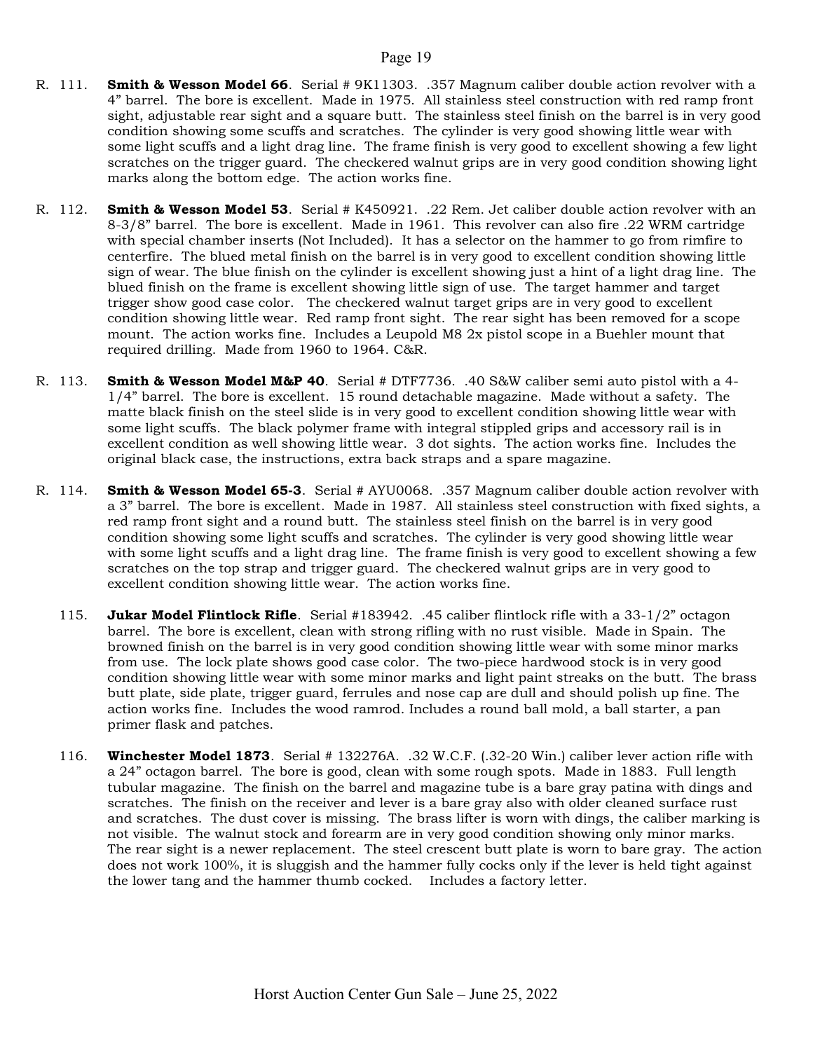R. 111. **Smith & Wesson Model 66**. Serial # 9K11303. .357 Magnum caliber double action revolver with a 4" barrel. The bore is excellent. Made in 1975. All stainless steel construction with red ramp front sight, adjustable rear sight and a square butt. The stainless steel finish on the barrel is in very good condition showing some scuffs and scratches. The cylinder is very good showing little wear with some light scuffs and a light drag line. The frame finish is very good to excellent showing a few light scratches on the trigger guard. The checkered walnut grips are in very good condition showing light marks along the bottom edge. The action works fine.

R. 112. **Smith & Wesson Model 53**. Serial # K450921. .22 Rem. Jet caliber double action revolver with an 8-3/8" barrel. The bore is excellent. Made in 1961. This revolver can also fire .22 WRM cartridge with special chamber inserts (Not Included). It has a selector on the hammer to go from rimfire to centerfire. The blued metal finish on the barrel is in very good to excellent condition showing little sign of wear. The blue finish on the cylinder is excellent showing just a hint of a light drag line. The blued finish on the frame is excellent showing little sign of use. The target hammer and target trigger show good case color. The checkered walnut target grips are in very good to excellent condition showing little wear. Red ramp front sight. The rear sight has been removed for a scope mount. The action works fine. Includes a Leupold M8 2x pistol scope in a Buehler mount that required drilling. Made from 1960 to 1964. C&R.

R. 113. **Smith & Wesson Model M&P 40**. Serial # DTF7736. .40 S&W caliber semi auto pistol with a 4-1/4" barrel. The bore is excellent. 15 round detachable magazine. Made without a safety. The matte black finish on the steel slide is in very good to excellent condition showing little wear with some light scuffs. The black polymer frame with integral stippled grips and accessory rail is in excellent condition as well showing little wear. 3 dot sights. The action works fine. Includes the original black case, the instructions, extra back straps and a spare magazine.

R. 114. **Smith & Wesson Model 65-3**. Serial # AYU0068. .357 Magnum caliber double action revolver with a 3" barrel. The bore is excellent. Made in 1987. All stainless steel construction with fixed sights, a red ramp front sight and a round butt. The stainless steel finish on the barrel is in very good condition showing some light scuffs and scratches. The cylinder is very good showing little wear with some light scuffs and a light drag line. The frame finish is very good to excellent showing a few scratches on the top strap and trigger guard. The checkered walnut grips are in very good to excellent condition showing little wear. The action works fine.

115. **Jukar Model Flintlock Rifle**. Serial #183942. .45 caliber flintlock rifle with a 33-1/2" octagon barrel. The bore is excellent, clean with strong rifling with no rust visible. Made in Spain. The browned finish on the barrel is in very good condition showing little wear with some minor marks from use. The lock plate shows good case color. The two-piece hardwood stock is in very good condition showing little wear with some minor marks and light paint streaks on the butt. The brass butt plate, side plate, trigger guard, ferrules and nose cap are dull and should polish up fine. The action works fine. Includes the wood ramrod. Includes a round ball mold, a ball starter, a pan primer flask and patches.

116. **Winchester Model 1873**. Serial # 132276A. .32 W.C.F. (.32-20 Win.) caliber lever action rifle with a 24" octagon barrel. The bore is good, clean with some rough spots. Made in 1883. Full length tubular magazine. The finish on the barrel and magazine tube is a bare gray patina with dings and scratches. The finish on the receiver and lever is a bare gray also with older cleaned surface rust and scratches. The dust cover is missing. The brass lifter is worn with dings, the caliber marking is not visible. The walnut stock and forearm are in very good condition showing only minor marks. The rear sight is a newer replacement. The steel crescent butt plate is worn to bare gray. The action does not work 100%, it is sluggish and the hammer fully cocks only if the lever is held tight against the lower tang and the hammer thumb cocked. Includes a factory letter.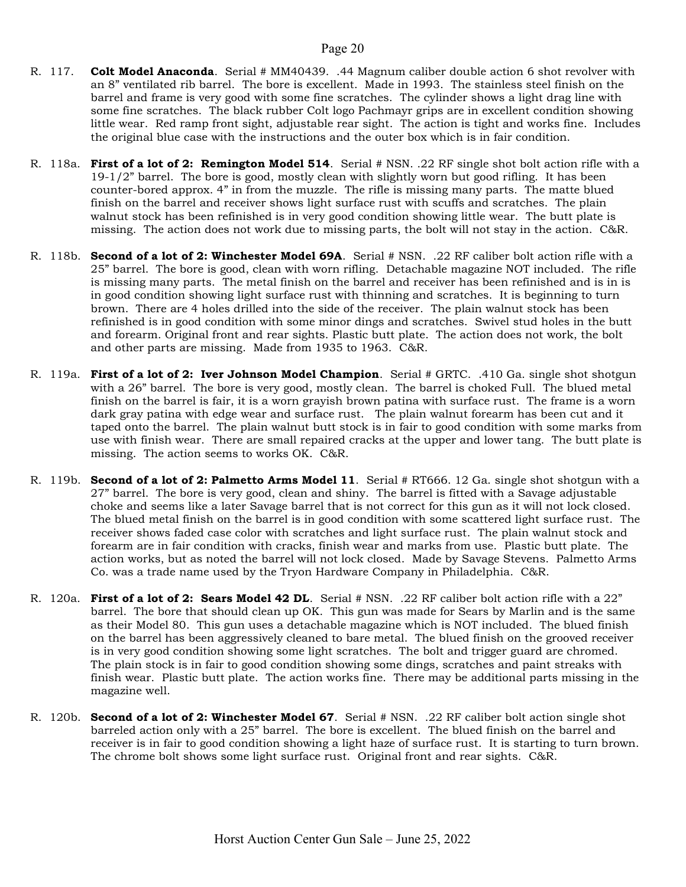R. 117. **Colt Model Anaconda**. Serial # MM40439. .44 Magnum caliber double action 6 shot revolver with an 8" ventilated rib barrel. The bore is excellent. Made in 1993. The stainless steel finish on the barrel and frame is very good with some fine scratches. The cylinder shows a light drag line with some fine scratches. The black rubber Colt logo Pachmayr grips are in excellent condition showing little wear. Red ramp front sight, adjustable rear sight. The action is tight and works fine. Includes the original blue case with the instructions and the outer box which is in fair condition.

R. 118a. **First of a lot of 2: Remington Model 514**. Serial # NSN. .22 RF single shot bolt action rifle with a 19-1/2" barrel. The bore is good, mostly clean with slightly worn but good rifling. It has been counter-bored approx. 4" in from the muzzle. The rifle is missing many parts. The matte blued finish on the barrel and receiver shows light surface rust with scuffs and scratches. The plain walnut stock has been refinished is in very good condition showing little wear. The butt plate is missing. The action does not work due to missing parts, the bolt will not stay in the action. C&R.

R. 118b. **Second of a lot of 2: Winchester Model 69A**. Serial # NSN. .22 RF caliber bolt action rifle with a 25" barrel. The bore is good, clean with worn rifling. Detachable magazine NOT included. The rifle is missing many parts. The metal finish on the barrel and receiver has been refinished and is in is in good condition showing light surface rust with thinning and scratches. It is beginning to turn brown. There are 4 holes drilled into the side of the receiver. The plain walnut stock has been refinished is in good condition with some minor dings and scratches. Swivel stud holes in the butt and forearm. Original front and rear sights. Plastic butt plate. The action does not work, the bolt and other parts are missing. Made from 1935 to 1963. C&R.

R. 119a. **First of a lot of 2: Iver Johnson Model Champion**. Serial # GRTC. .410 Ga. single shot shotgun with a 26" barrel. The bore is very good, mostly clean. The barrel is choked Full. The blued metal finish on the barrel is fair, it is a worn grayish brown patina with surface rust. The frame is a worn dark gray patina with edge wear and surface rust. The plain walnut forearm has been cut and it taped onto the barrel. The plain walnut butt stock is in fair to good condition with some marks from use with finish wear. There are small repaired cracks at the upper and lower tang. The butt plate is missing. The action seems to works OK. C&R.

R. 119b. **Second of a lot of 2: Palmetto Arms Model 11**. Serial # RT666. 12 Ga. single shot shotgun with a 27" barrel. The bore is very good, clean and shiny. The barrel is fitted with a Savage adjustable choke and seems like a later Savage barrel that is not correct for this gun as it will not lock closed. The blued metal finish on the barrel is in good condition with some scattered light surface rust. The receiver shows faded case color with scratches and light surface rust. The plain walnut stock and forearm are in fair condition with cracks, finish wear and marks from use. Plastic butt plate. The action works, but as noted the barrel will not lock closed. Made by Savage Stevens. Palmetto Arms Co. was a trade name used by the Tryon Hardware Company in Philadelphia. C&R.

R. 120a. **First of a lot of 2: Sears Model 42 DL**. Serial # NSN. .22 RF caliber bolt action rifle with a 22" barrel. The bore that should clean up OK. This gun was made for Sears by Marlin and is the same as their Model 80. This gun uses a detachable magazine which is NOT included. The blued finish on the barrel has been aggressively cleaned to bare metal. The blued finish on the grooved receiver is in very good condition showing some light scratches. The bolt and trigger guard are chromed. The plain stock is in fair to good condition showing some dings, scratches and paint streaks with finish wear. Plastic butt plate. The action works fine. There may be additional parts missing in the magazine well.

R. 120b. **Second of a lot of 2: Winchester Model 67**. Serial # NSN. .22 RF caliber bolt action single shot barreled action only with a 25" barrel. The bore is excellent. The blued finish on the barrel and receiver is in fair to good condition showing a light haze of surface rust. It is starting to turn brown. The chrome bolt shows some light surface rust. Original front and rear sights. C&R.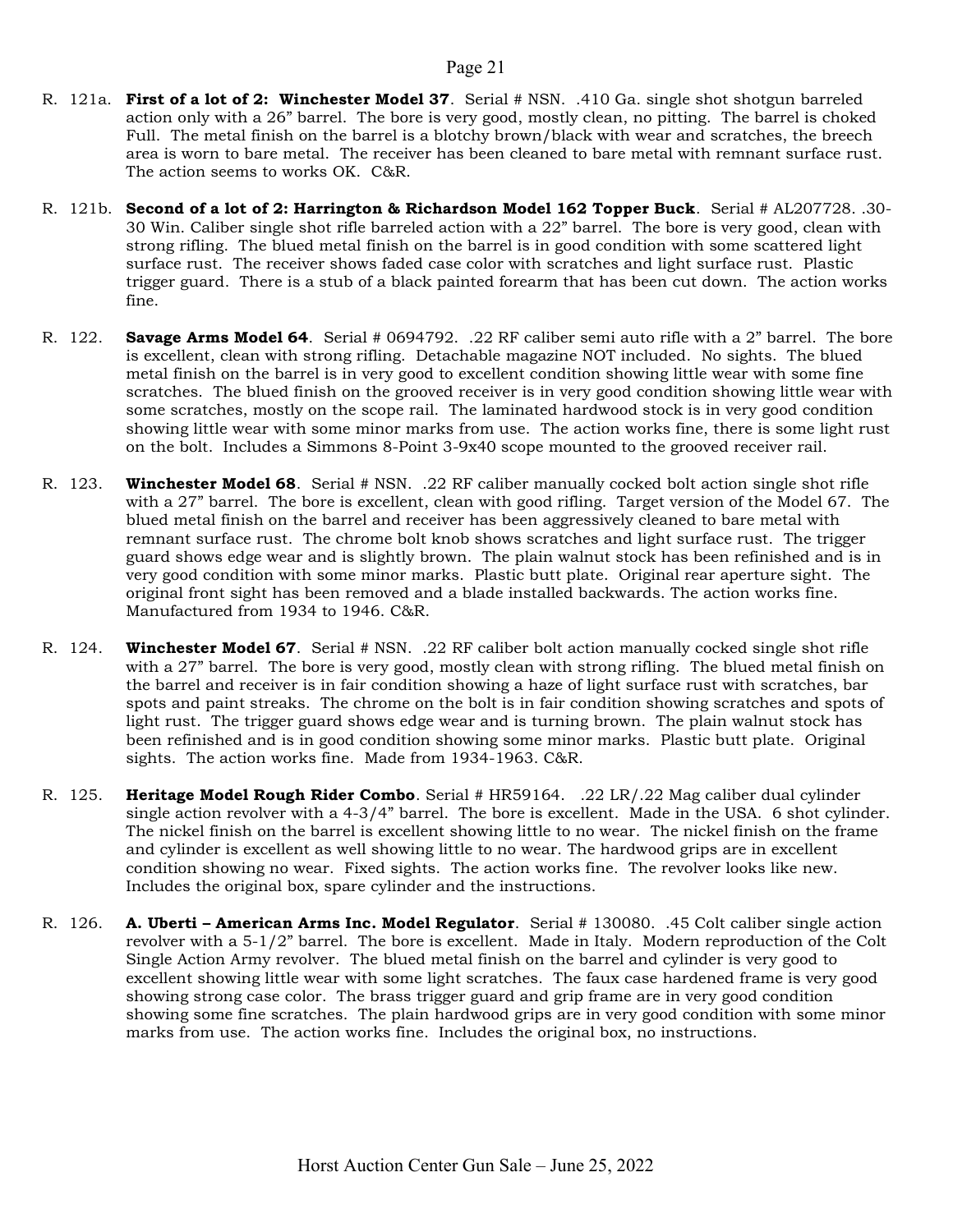R. 121a. **First of a lot of 2: Winchester Model 37**. Serial # NSN. .410 Ga. single shot shotgun barreled action only with a 26" barrel. The bore is very good, mostly clean, no pitting. The barrel is choked Full. The metal finish on the barrel is a blotchy brown/black with wear and scratches, the breech area is worn to bare metal. The receiver has been cleaned to bare metal with remnant surface rust. The action seems to works OK. C&R.

R. 121b. **Second of a lot of 2: Harrington & Richardson Model 162 Topper Buck**. Serial # AL207728. .30-30 Win. Caliber single shot rifle barreled action with a 22" barrel. The bore is very good, clean with strong rifling. The blued metal finish on the barrel is in good condition with some scattered light surface rust. The receiver shows faded case color with scratches and light surface rust. Plastic trigger guard. There is a stub of a black painted forearm that has been cut down. The action works fine.

R. 122. **Savage Arms Model 64**. Serial # 0694792. .22 RF caliber semi auto rifle with a 2" barrel. The bore is excellent, clean with strong rifling. Detachable magazine NOT included. No sights. The blued metal finish on the barrel is in very good to excellent condition showing little wear with some fine scratches. The blued finish on the grooved receiver is in very good condition showing little wear with some scratches, mostly on the scope rail. The laminated hardwood stock is in very good condition showing little wear with some minor marks from use. The action works fine, there is some light rust on the bolt. Includes a Simmons 8-Point 3-9x40 scope mounted to the grooved receiver rail.

R. 123. **Winchester Model 68**. Serial # NSN. .22 RF caliber manually cocked bolt action single shot rifle with a 27" barrel. The bore is excellent, clean with good rifling. Target version of the Model 67. The blued metal finish on the barrel and receiver has been aggressively cleaned to bare metal with remnant surface rust. The chrome bolt knob shows scratches and light surface rust. The trigger guard shows edge wear and is slightly brown. The plain walnut stock has been refinished and is in very good condition with some minor marks. Plastic butt plate. Original rear aperture sight. The original front sight has been removed and a blade installed backwards. The action works fine. Manufactured from 1934 to 1946. C&R.

R. 124. **Winchester Model 67**. Serial # NSN. .22 RF caliber bolt action manually cocked single shot rifle with a 27" barrel. The bore is very good, mostly clean with strong rifling. The blued metal finish on the barrel and receiver is in fair condition showing a haze of light surface rust with scratches, bar spots and paint streaks. The chrome on the bolt is in fair condition showing scratches and spots of light rust. The trigger guard shows edge wear and is turning brown. The plain walnut stock has been refinished and is in good condition showing some minor marks. Plastic butt plate. Original sights. The action works fine. Made from 1934-1963. C&R.

R. 125. **Heritage Model Rough Rider Combo**. Serial # HR59164. .22 LR/.22 Mag caliber dual cylinder single action revolver with a 4-3/4" barrel. The bore is excellent. Made in the USA. 6 shot cylinder. The nickel finish on the barrel is excellent showing little to no wear. The nickel finish on the frame and cylinder is excellent as well showing little to no wear. The hardwood grips are in excellent condition showing no wear. Fixed sights. The action works fine. The revolver looks like new. Includes the original box, spare cylinder and the instructions.

R. 126. **A. Uberti – American Arms Inc. Model Regulator**. Serial # 130080. .45 Colt caliber single action revolver with a 5-1/2" barrel. The bore is excellent. Made in Italy. Modern reproduction of the Colt Single Action Army revolver. The blued metal finish on the barrel and cylinder is very good to excellent showing little wear with some light scratches. The faux case hardened frame is very good showing strong case color. The brass trigger guard and grip frame are in very good condition showing some fine scratches. The plain hardwood grips are in very good condition with some minor marks from use. The action works fine. Includes the original box, no instructions.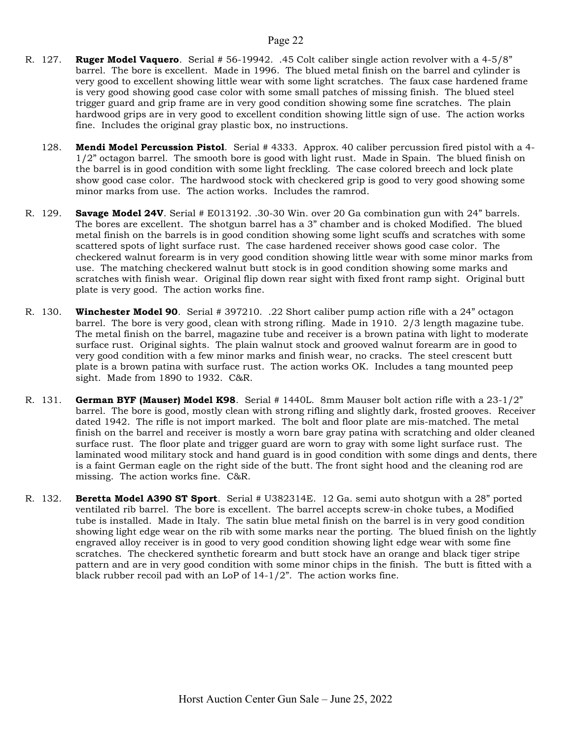R. 127. **Ruger Model Vaquero**. Serial # 56-19942. .45 Colt caliber single action revolver with a 4-5/8" barrel. The bore is excellent. Made in 1996. The blued metal finish on the barrel and cylinder is very good to excellent showing little wear with some light scratches. The faux case hardened frame is very good showing good case color with some small patches of missing finish. The blued steel trigger guard and grip frame are in very good condition showing some fine scratches. The plain hardwood grips are in very good to excellent condition showing little sign of use. The action works fine. Includes the original gray plastic box, no instructions.

128. **Mendi Model Percussion Pistol**. Serial # 4333. Approx. 40 caliber percussion fired pistol with a 4-1/2" octagon barrel. The smooth bore is good with light rust. Made in Spain. The blued finish on the barrel is in good condition with some light freckling. The case colored breech and lock plate show good case color. The hardwood stock with checkered grip is good to very good showing some minor marks from use. The action works. Includes the ramrod.

R. 129. **Savage Model 24V**. Serial # E013192. .30-30 Win. over 20 Ga combination gun with 24" barrels. The bores are excellent. The shotgun barrel has a 3" chamber and is choked Modified. The blued metal finish on the barrels is in good condition showing some light scuffs and scratches with some scattered spots of light surface rust. The case hardened receiver shows good case color. The checkered walnut forearm is in very good condition showing little wear with some minor marks from use. The matching checkered walnut butt stock is in good condition showing some marks and scratches with finish wear. Original flip down rear sight with fixed front ramp sight. Original butt plate is very good. The action works fine.

R. 130. **Winchester Model 90**. Serial # 397210. .22 Short caliber pump action rifle with a 24" octagon barrel. The bore is very good, clean with strong rifling. Made in 1910. 2/3 length magazine tube. The metal finish on the barrel, magazine tube and receiver is a brown patina with light to moderate surface rust. Original sights. The plain walnut stock and grooved walnut forearm are in good to very good condition with a few minor marks and finish wear, no cracks. The steel crescent butt plate is a brown patina with surface rust. The action works OK. Includes a tang mounted peep sight. Made from 1890 to 1932. C&R.

R. 131. **German BYF (Mauser) Model K98**. Serial # 1440L. 8mm Mauser bolt action rifle with a 23-1/2" barrel. The bore is good, mostly clean with strong rifling and slightly dark, frosted grooves. Receiver dated 1942. The rifle is not import marked. The bolt and floor plate are mis-matched. The metal finish on the barrel and receiver is mostly a worn bare gray patina with scratching and older cleaned surface rust. The floor plate and trigger guard are worn to gray with some light surface rust. The laminated wood military stock and hand guard is in good condition with some dings and dents, there is a faint German eagle on the right side of the butt. The front sight hood and the cleaning rod are missing. The action works fine. C&R.

R. 132. **Beretta Model A390 ST Sport**. Serial # U382314E. 12 Ga. semi auto shotgun with a 28" ported ventilated rib barrel. The bore is excellent. The barrel accepts screw-in choke tubes, a Modified tube is installed. Made in Italy. The satin blue metal finish on the barrel is in very good condition showing light edge wear on the rib with some marks near the porting. The blued finish on the lightly engraved alloy receiver is in good to very good condition showing light edge wear with some fine scratches. The checkered synthetic forearm and butt stock have an orange and black tiger stripe pattern and are in very good condition with some minor chips in the finish. The butt is fitted with a black rubber recoil pad with an LoP of 14-1/2". The action works fine.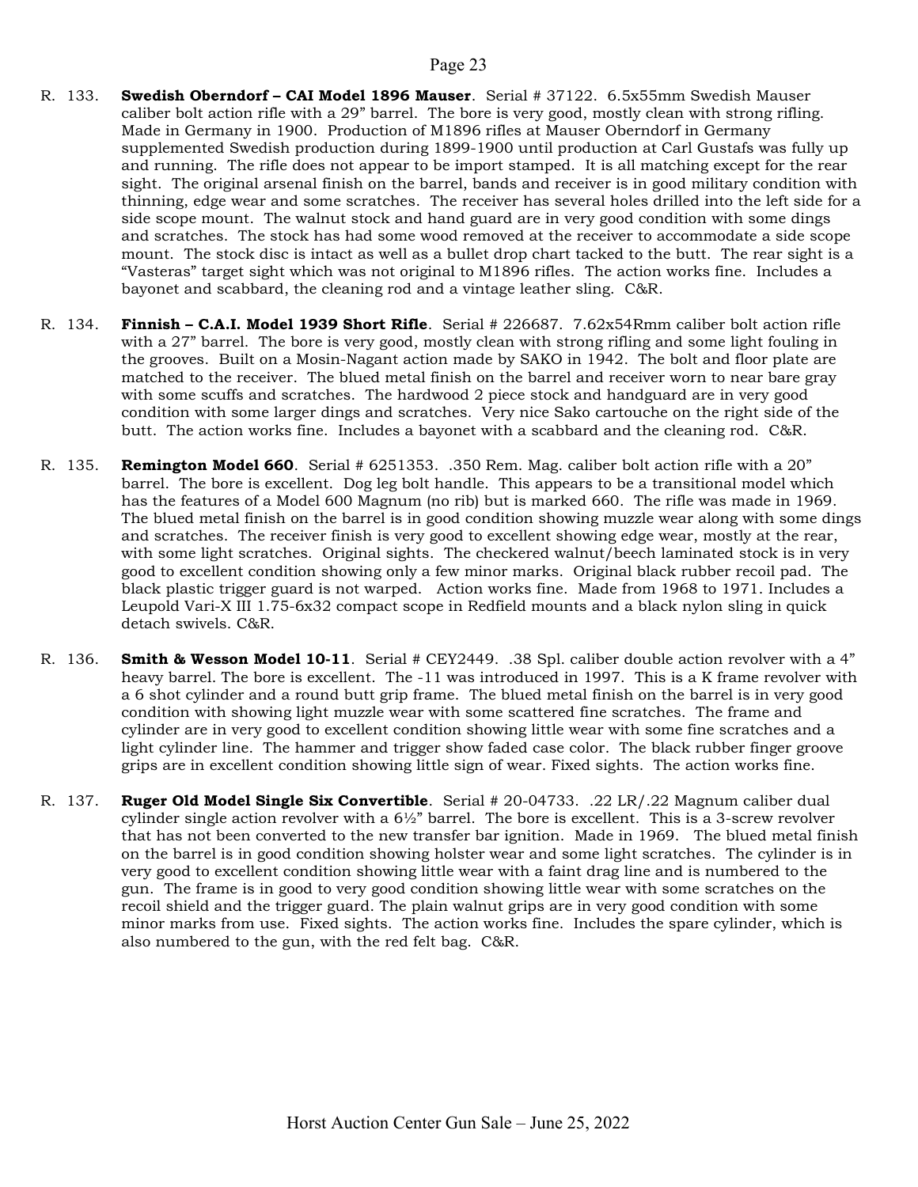R. 133. **Swedish Oberndorf – CAI Model 1896 Mauser**. Serial # 37122. 6.5x55mm Swedish Mauser caliber bolt action rifle with a 29" barrel. The bore is very good, mostly clean with strong rifling. Made in Germany in 1900. Production of M1896 rifles at Mauser Oberndorf in Germany supplemented Swedish production during 1899-1900 until production at Carl Gustafs was fully up and running. The rifle does not appear to be import stamped. It is all matching except for the rear sight. The original arsenal finish on the barrel, bands and receiver is in good military condition with thinning, edge wear and some scratches. The receiver has several holes drilled into the left side for a side scope mount. The walnut stock and hand guard are in very good condition with some dings and scratches. The stock has had some wood removed at the receiver to accommodate a side scope mount. The stock disc is intact as well as a bullet drop chart tacked to the butt. The rear sight is a "Vasteras" target sight which was not original to M1896 rifles. The action works fine. Includes a bayonet and scabbard, the cleaning rod and a vintage leather sling. C&R.

R. 134. **Finnish – C.A.I. Model 1939 Short Rifle**. Serial # 226687. 7.62x54Rmm caliber bolt action rifle with a 27" barrel. The bore is very good, mostly clean with strong rifling and some light fouling in the grooves. Built on a Mosin-Nagant action made by SAKO in 1942. The bolt and floor plate are matched to the receiver. The blued metal finish on the barrel and receiver worn to near bare gray with some scuffs and scratches. The hardwood 2 piece stock and handguard are in very good condition with some larger dings and scratches. Very nice Sako cartouche on the right side of the butt. The action works fine. Includes a bayonet with a scabbard and the cleaning rod. C&R.

R. 135. **Remington Model 660**. Serial # 6251353. .350 Rem. Mag. caliber bolt action rifle with a 20" barrel. The bore is excellent. Dog leg bolt handle. This appears to be a transitional model which has the features of a Model 600 Magnum (no rib) but is marked 660. The rifle was made in 1969. The blued metal finish on the barrel is in good condition showing muzzle wear along with some dings and scratches. The receiver finish is very good to excellent showing edge wear, mostly at the rear, with some light scratches. Original sights. The checkered walnut/beech laminated stock is in very good to excellent condition showing only a few minor marks. Original black rubber recoil pad. The black plastic trigger guard is not warped. Action works fine. Made from 1968 to 1971. Includes a Leupold Vari-X III 1.75-6x32 compact scope in Redfield mounts and a black nylon sling in quick detach swivels. C&R.

R. 136. **Smith & Wesson Model 10-11**. Serial # CEY2449. .38 Spl. caliber double action revolver with a 4" heavy barrel. The bore is excellent. The -11 was introduced in 1997. This is a K frame revolver with a 6 shot cylinder and a round butt grip frame. The blued metal finish on the barrel is in very good condition with showing light muzzle wear with some scattered fine scratches. The frame and cylinder are in very good to excellent condition showing little wear with some fine scratches and a light cylinder line. The hammer and trigger show faded case color. The black rubber finger groove grips are in excellent condition showing little sign of wear. Fixed sights. The action works fine.

R. 137. **Ruger Old Model Single Six Convertible**. Serial # 20-04733. .22 LR/.22 Magnum caliber dual cylinder single action revolver with a 6½" barrel. The bore is excellent. This is a 3-screw revolver that has not been converted to the new transfer bar ignition. Made in 1969. The blued metal finish on the barrel is in good condition showing holster wear and some light scratches. The cylinder is in very good to excellent condition showing little wear with a faint drag line and is numbered to the gun. The frame is in good to very good condition showing little wear with some scratches on the recoil shield and the trigger guard. The plain walnut grips are in very good condition with some minor marks from use. Fixed sights. The action works fine. Includes the spare cylinder, which is also numbered to the gun, with the red felt bag. C&R.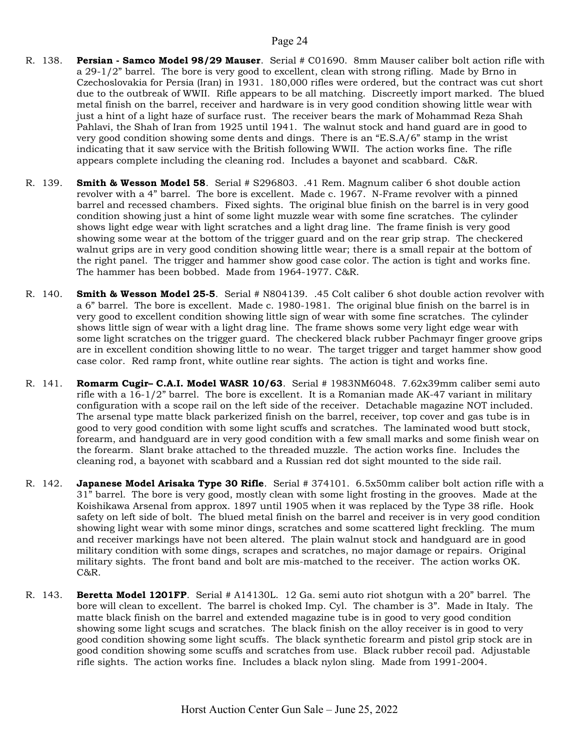R. 138. **Persian - Samco Model 98/29 Mauser**. Serial # C01690. 8mm Mauser caliber bolt action rifle with a 29-1/2" barrel. The bore is very good to excellent, clean with strong rifling. Made by Brno in Czechoslovakia for Persia (Iran) in 1931. 180,000 rifles were ordered, but the contract was cut short due to the outbreak of WWII. Rifle appears to be all matching. Discreetly import marked. The blued metal finish on the barrel, receiver and hardware is in very good condition showing little wear with just a hint of a light haze of surface rust. The receiver bears the mark of Mohammad Reza Shah Pahlavi, the Shah of Iran from 1925 until 1941. The walnut stock and hand guard are in good to very good condition showing some dents and dings. There is an "E.S.A/6" stamp in the wrist indicating that it saw service with the British following WWII. The action works fine. The rifle appears complete including the cleaning rod. Includes a bayonet and scabbard. C&R.

R. 139. **Smith & Wesson Model 58**. Serial # S296803. .41 Rem. Magnum caliber 6 shot double action revolver with a 4" barrel. The bore is excellent. Made c. 1967. N-Frame revolver with a pinned barrel and recessed chambers. Fixed sights. The original blue finish on the barrel is in very good condition showing just a hint of some light muzzle wear with some fine scratches. The cylinder shows light edge wear with light scratches and a light drag line. The frame finish is very good showing some wear at the bottom of the trigger guard and on the rear grip strap. The checkered walnut grips are in very good condition showing little wear; there is a small repair at the bottom of the right panel. The trigger and hammer show good case color. The action is tight and works fine. The hammer has been bobbed. Made from 1964-1977. C&R.

R. 140. **Smith & Wesson Model 25-5**. Serial # N804139. .45 Colt caliber 6 shot double action revolver with a 6" barrel. The bore is excellent. Made c. 1980-1981. The original blue finish on the barrel is in very good to excellent condition showing little sign of wear with some fine scratches. The cylinder shows little sign of wear with a light drag line. The frame shows some very light edge wear with some light scratches on the trigger guard. The checkered black rubber Pachmayr finger groove grips are in excellent condition showing little to no wear. The target trigger and target hammer show good case color. Red ramp front, white outline rear sights. The action is tight and works fine.

R. 141. **Romarm Cugir– C.A.I. Model WASR 10/63**. Serial # 1983NM6048. 7.62x39mm caliber semi auto rifle with a 16-1/2" barrel. The bore is excellent. It is a Romanian made AK-47 variant in military configuration with a scope rail on the left side of the receiver. Detachable magazine NOT included. The arsenal type matte black parkerized finish on the barrel, receiver, top cover and gas tube is in good to very good condition with some light scuffs and scratches. The laminated wood butt stock, forearm, and handguard are in very good condition with a few small marks and some finish wear on the forearm. Slant brake attached to the threaded muzzle. The action works fine. Includes the cleaning rod, a bayonet with scabbard and a Russian red dot sight mounted to the side rail.

R. 142. **Japanese Model Arisaka Type 30 Rifle**. Serial # 374101. 6.5x50mm caliber bolt action rifle with a 31" barrel. The bore is very good, mostly clean with some light frosting in the grooves. Made at the Koishikawa Arsenal from approx. 1897 until 1905 when it was replaced by the Type 38 rifle. Hook safety on left side of bolt. The blued metal finish on the barrel and receiver is in very good condition showing light wear with some minor dings, scratches and some scattered light freckling. The mum and receiver markings have not been altered. The plain walnut stock and handguard are in good military condition with some dings, scrapes and scratches, no major damage or repairs. Original military sights. The front band and bolt are mis-matched to the receiver. The action works OK. C&R.

R. 143. **Beretta Model 1201FP**. Serial # A14130L. 12 Ga. semi auto riot shotgun with a 20" barrel. The bore will clean to excellent. The barrel is choked Imp. Cyl. The chamber is 3". Made in Italy. The matte black finish on the barrel and extended magazine tube is in good to very good condition showing some light scugs and scratches. The black finish on the alloy receiver is in good to very good condition showing some light scuffs. The black synthetic forearm and pistol grip stock are in good condition showing some scuffs and scratches from use. Black rubber recoil pad. Adjustable rifle sights. The action works fine. Includes a black nylon sling. Made from 1991-2004.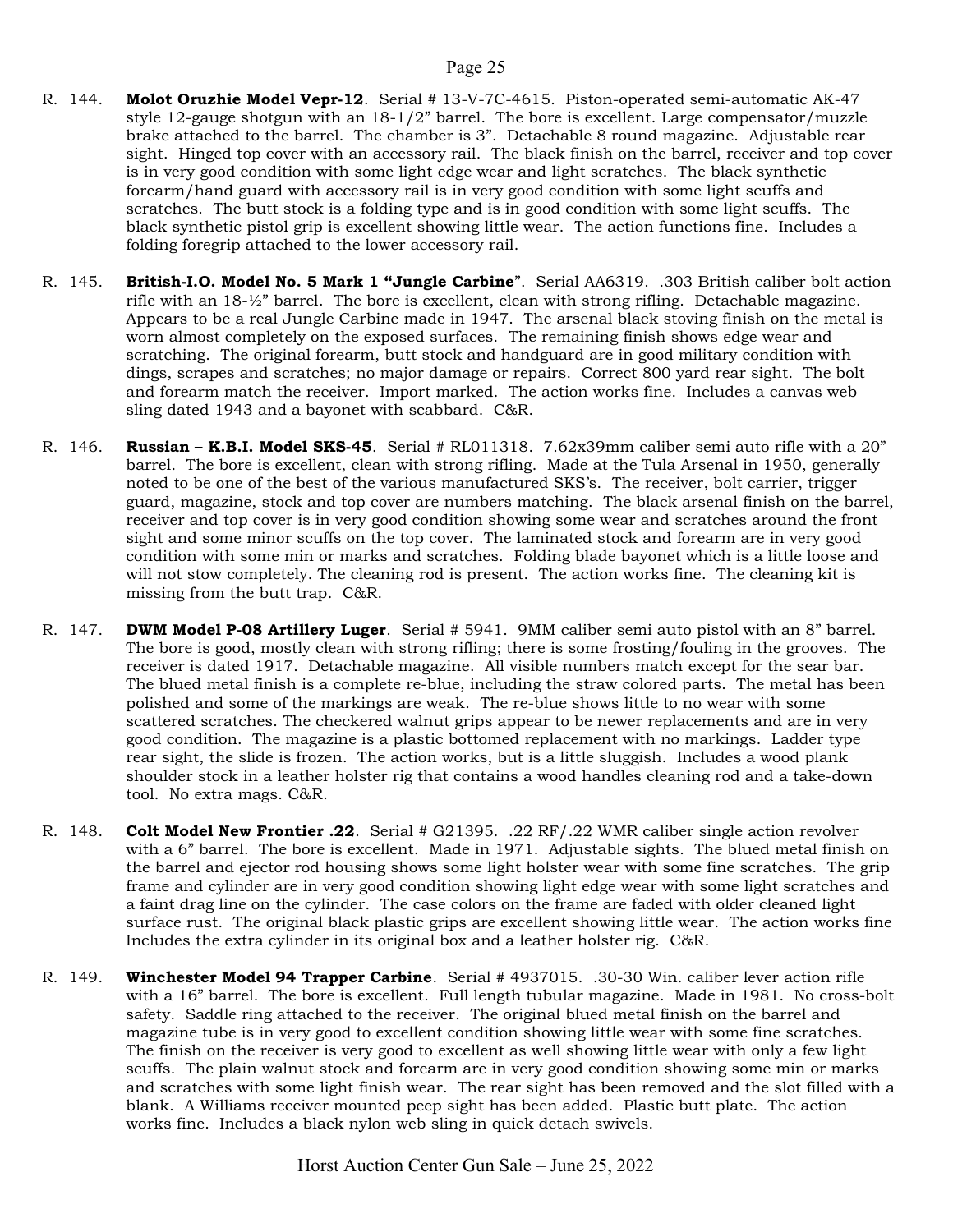R. 144. **Molot Oruzhie Model Vepr-12**. Serial # 13-V-7C-4615. Piston-operated semi-automatic AK-47 style 12-gauge shotgun with an 18-1/2" barrel. The bore is excellent. Large compensator/muzzle brake attached to the barrel. The chamber is 3". Detachable 8 round magazine. Adjustable rear sight. Hinged top cover with an accessory rail. The black finish on the barrel, receiver and top cover is in very good condition with some light edge wear and light scratches. The black synthetic forearm/hand guard with accessory rail is in very good condition with some light scuffs and scratches. The butt stock is a folding type and is in good condition with some light scuffs. The black synthetic pistol grip is excellent showing little wear. The action functions fine. Includes a folding foregrip attached to the lower accessory rail.

R. 145. **British-I.O. Model No. 5 Mark 1 "Jungle Carbine**". Serial AA6319. .303 British caliber bolt action rifle with an 18-½" barrel. The bore is excellent, clean with strong rifling. Detachable magazine. Appears to be a real Jungle Carbine made in 1947. The arsenal black stoving finish on the metal is worn almost completely on the exposed surfaces. The remaining finish shows edge wear and scratching. The original forearm, butt stock and handguard are in good military condition with dings, scrapes and scratches; no major damage or repairs. Correct 800 yard rear sight. The bolt and forearm match the receiver. Import marked. The action works fine. Includes a canvas web sling dated 1943 and a bayonet with scabbard. C&R.

R. 146. **Russian – K.B.I. Model SKS-45**. Serial # RL011318. 7.62x39mm caliber semi auto rifle with a 20" barrel. The bore is excellent, clean with strong rifling. Made at the Tula Arsenal in 1950, generally noted to be one of the best of the various manufactured SKS's. The receiver, bolt carrier, trigger guard, magazine, stock and top cover are numbers matching. The black arsenal finish on the barrel, receiver and top cover is in very good condition showing some wear and scratches around the front sight and some minor scuffs on the top cover. The laminated stock and forearm are in very good condition with some min or marks and scratches. Folding blade bayonet which is a little loose and will not stow completely. The cleaning rod is present. The action works fine. The cleaning kit is missing from the butt trap. C&R.

R. 147. **DWM Model P-08 Artillery Luger**. Serial # 5941. 9MM caliber semi auto pistol with an 8" barrel. The bore is good, mostly clean with strong rifling; there is some frosting/fouling in the grooves. The receiver is dated 1917. Detachable magazine. All visible numbers match except for the sear bar. The blued metal finish is a complete re-blue, including the straw colored parts. The metal has been polished and some of the markings are weak. The re-blue shows little to no wear with some scattered scratches. The checkered walnut grips appear to be newer replacements and are in very good condition. The magazine is a plastic bottomed replacement with no markings. Ladder type rear sight, the slide is frozen. The action works, but is a little sluggish. Includes a wood plank shoulder stock in a leather holster rig that contains a wood handles cleaning rod and a take-down tool. No extra mags. C&R.

R. 148. **Colt Model New Frontier .22**. Serial # G21395. .22 RF/.22 WMR caliber single action revolver with a 6" barrel. The bore is excellent. Made in 1971. Adjustable sights. The blued metal finish on the barrel and ejector rod housing shows some light holster wear with some fine scratches. The grip frame and cylinder are in very good condition showing light edge wear with some light scratches and a faint drag line on the cylinder. The case colors on the frame are faded with older cleaned light surface rust. The original black plastic grips are excellent showing little wear. The action works fine Includes the extra cylinder in its original box and a leather holster rig. C&R.

R. 149. **Winchester Model 94 Trapper Carbine**. Serial # 4937015. .30-30 Win. caliber lever action rifle with a 16" barrel. The bore is excellent. Full length tubular magazine. Made in 1981. No cross-bolt safety. Saddle ring attached to the receiver. The original blued metal finish on the barrel and magazine tube is in very good to excellent condition showing little wear with some fine scratches. The finish on the receiver is very good to excellent as well showing little wear with only a few light scuffs. The plain walnut stock and forearm are in very good condition showing some min or marks and scratches with some light finish wear. The rear sight has been removed and the slot filled with a blank. A Williams receiver mounted peep sight has been added. Plastic butt plate. The action works fine. Includes a black nylon web sling in quick detach swivels.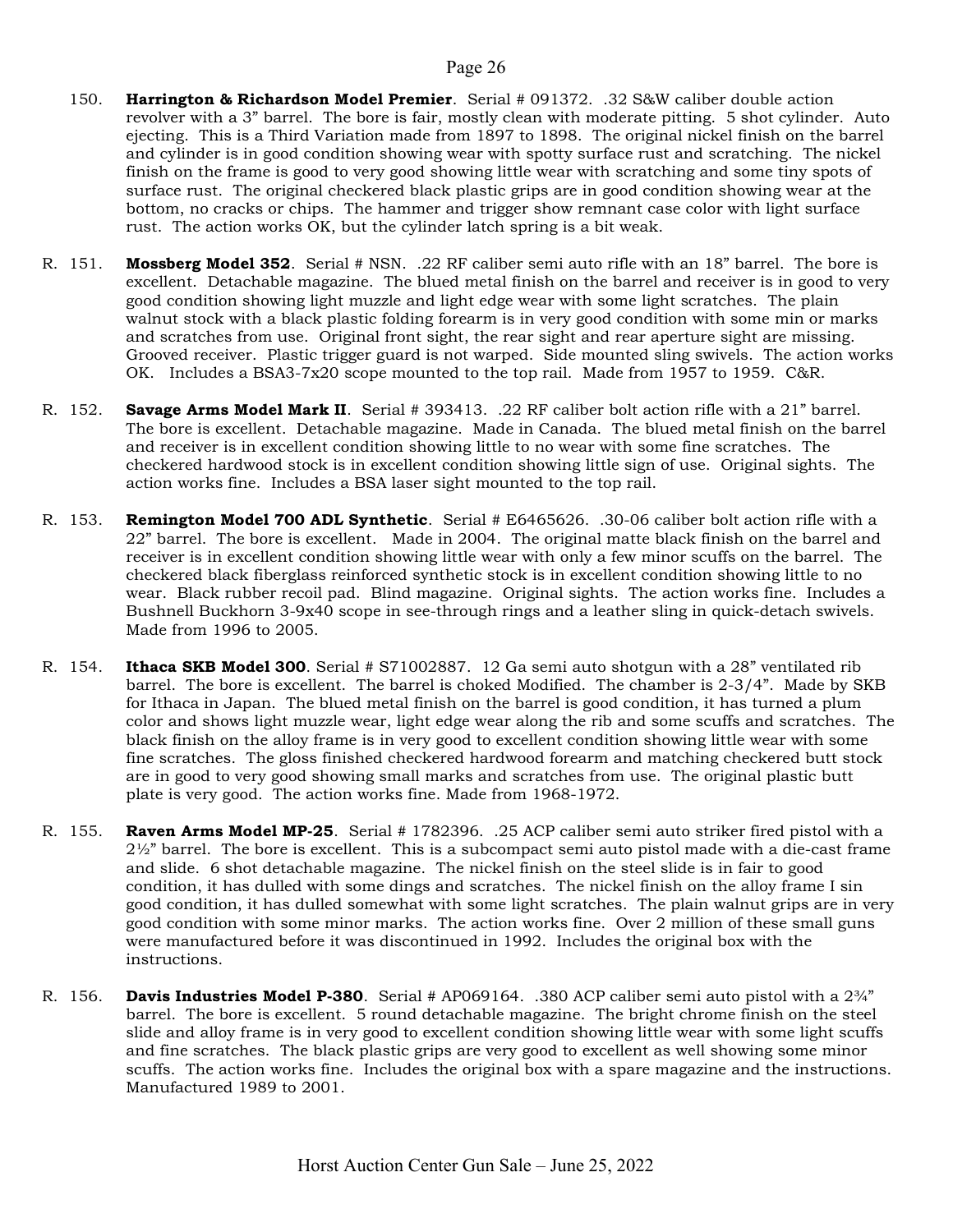150. **Harrington & Richardson Model Premier**. Serial # 091372. .32 S&W caliber double action revolver with a 3" barrel. The bore is fair, mostly clean with moderate pitting. 5 shot cylinder. Auto ejecting. This is a Third Variation made from 1897 to 1898. The original nickel finish on the barrel and cylinder is in good condition showing wear with spotty surface rust and scratching. The nickel finish on the frame is good to very good showing little wear with scratching and some tiny spots of surface rust. The original checkered black plastic grips are in good condition showing wear at the bottom, no cracks or chips. The hammer and trigger show remnant case color with light surface rust. The action works OK, but the cylinder latch spring is a bit weak.

R. 151. **Mossberg Model 352**. Serial # NSN. .22 RF caliber semi auto rifle with an 18" barrel. The bore is excellent. Detachable magazine. The blued metal finish on the barrel and receiver is in good to very good condition showing light muzzle and light edge wear with some light scratches. The plain walnut stock with a black plastic folding forearm is in very good condition with some min or marks and scratches from use. Original front sight, the rear sight and rear aperture sight are missing. Grooved receiver. Plastic trigger guard is not warped. Side mounted sling swivels. The action works OK. Includes a BSA3-7x20 scope mounted to the top rail. Made from 1957 to 1959. C&R.

R. 152. **Savage Arms Model Mark II**. Serial # 393413. .22 RF caliber bolt action rifle with a 21" barrel. The bore is excellent. Detachable magazine. Made in Canada. The blued metal finish on the barrel and receiver is in excellent condition showing little to no wear with some fine scratches. The checkered hardwood stock is in excellent condition showing little sign of use. Original sights. The action works fine. Includes a BSA laser sight mounted to the top rail.

R. 153. **Remington Model 700 ADL Synthetic**. Serial # E6465626. .30-06 caliber bolt action rifle with a 22" barrel. The bore is excellent. Made in 2004. The original matte black finish on the barrel and receiver is in excellent condition showing little wear with only a few minor scuffs on the barrel. The checkered black fiberglass reinforced synthetic stock is in excellent condition showing little to no wear. Black rubber recoil pad. Blind magazine. Original sights. The action works fine. Includes a Bushnell Buckhorn 3-9x40 scope in see-through rings and a leather sling in quick-detach swivels. Made from 1996 to 2005.

R. 154. **Ithaca SKB Model 300**. Serial # S71002887. 12 Ga semi auto shotgun with a 28" ventilated rib barrel. The bore is excellent. The barrel is choked Modified. The chamber is 2-3/4". Made by SKB for Ithaca in Japan. The blued metal finish on the barrel is good condition, it has turned a plum color and shows light muzzle wear, light edge wear along the rib and some scuffs and scratches. The black finish on the alloy frame is in very good to excellent condition showing little wear with some fine scratches. The gloss finished checkered hardwood forearm and matching checkered butt stock are in good to very good showing small marks and scratches from use. The original plastic butt plate is very good. The action works fine. Made from 1968-1972.

R. 155. **Raven Arms Model MP-25**. Serial # 1782396. .25 ACP caliber semi auto striker fired pistol with a 2½" barrel. The bore is excellent. This is a subcompact semi auto pistol made with a die-cast frame and slide. 6 shot detachable magazine. The nickel finish on the steel slide is in fair to good condition, it has dulled with some dings and scratches. The nickel finish on the alloy frame I sin good condition, it has dulled somewhat with some light scratches. The plain walnut grips are in very good condition with some minor marks. The action works fine. Over 2 million of these small guns were manufactured before it was discontinued in 1992. Includes the original box with the instructions.

R. 156. **Davis Industries Model P-380**. Serial # AP069164. .380 ACP caliber semi auto pistol with a 2¾" barrel. The bore is excellent. 5 round detachable magazine. The bright chrome finish on the steel slide and alloy frame is in very good to excellent condition showing little wear with some light scuffs and fine scratches. The black plastic grips are very good to excellent as well showing some minor scuffs. The action works fine. Includes the original box with a spare magazine and the instructions. Manufactured 1989 to 2001.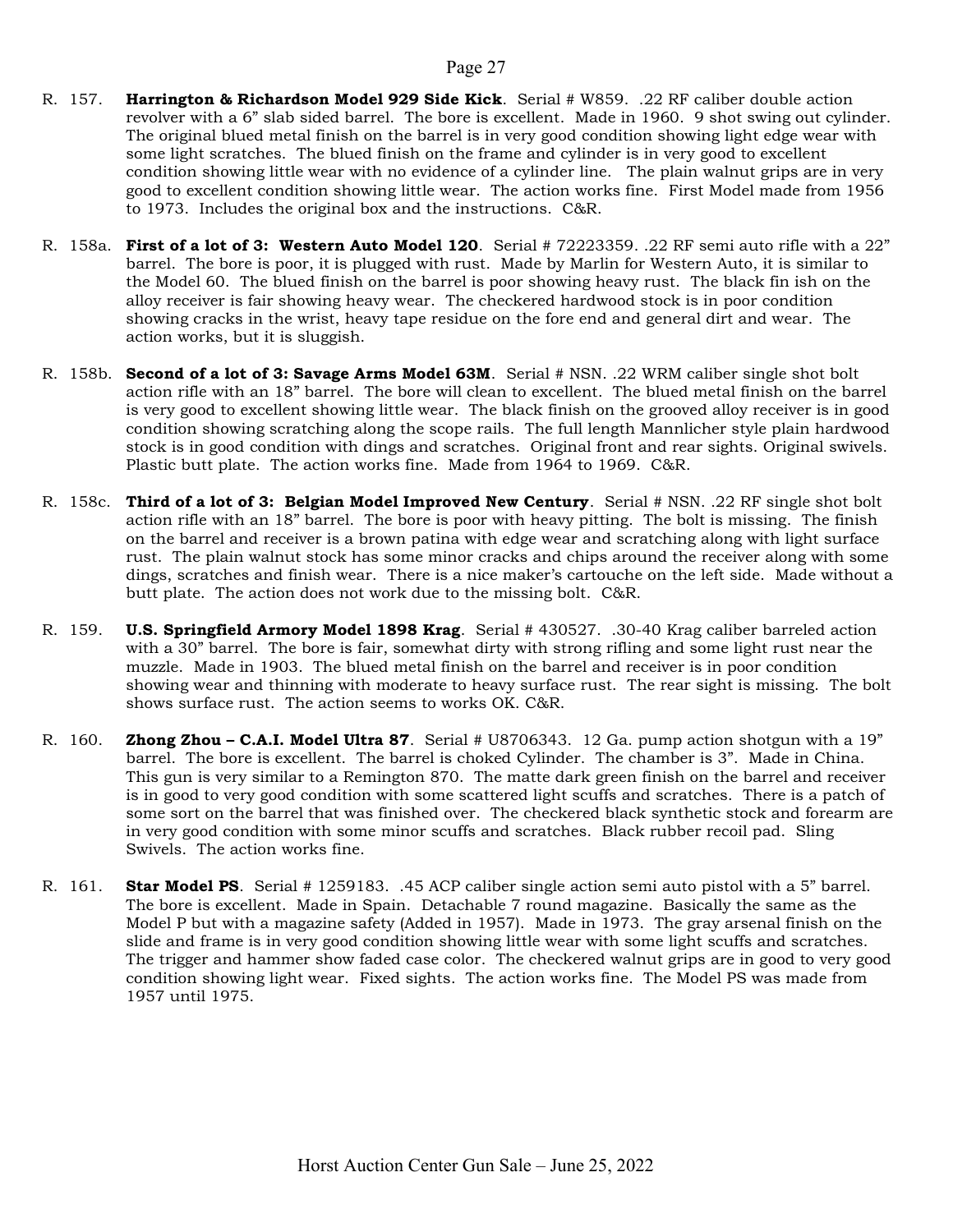R. 157. **Harrington & Richardson Model 929 Side Kick**. Serial # W859. .22 RF caliber double action revolver with a 6" slab sided barrel. The bore is excellent. Made in 1960. 9 shot swing out cylinder. The original blued metal finish on the barrel is in very good condition showing light edge wear with some light scratches. The blued finish on the frame and cylinder is in very good to excellent condition showing little wear with no evidence of a cylinder line. The plain walnut grips are in very good to excellent condition showing little wear. The action works fine. First Model made from 1956 to 1973. Includes the original box and the instructions. C&R.

R. 158a. **First of a lot of 3: Western Auto Model 120**. Serial # 72223359. .22 RF semi auto rifle with a 22" barrel. The bore is poor, it is plugged with rust. Made by Marlin for Western Auto, it is similar to the Model 60. The blued finish on the barrel is poor showing heavy rust. The black fin ish on the alloy receiver is fair showing heavy wear. The checkered hardwood stock is in poor condition showing cracks in the wrist, heavy tape residue on the fore end and general dirt and wear. The action works, but it is sluggish.

R. 158b. **Second of a lot of 3: Savage Arms Model 63M**. Serial # NSN. .22 WRM caliber single shot bolt action rifle with an 18" barrel. The bore will clean to excellent. The blued metal finish on the barrel is very good to excellent showing little wear. The black finish on the grooved alloy receiver is in good condition showing scratching along the scope rails. The full length Mannlicher style plain hardwood stock is in good condition with dings and scratches. Original front and rear sights. Original swivels. Plastic butt plate. The action works fine. Made from 1964 to 1969. C&R.

R. 158c. **Third of a lot of 3: Belgian Model Improved New Century**. Serial # NSN. .22 RF single shot bolt action rifle with an 18" barrel. The bore is poor with heavy pitting. The bolt is missing. The finish on the barrel and receiver is a brown patina with edge wear and scratching along with light surface rust. The plain walnut stock has some minor cracks and chips around the receiver along with some dings, scratches and finish wear. There is a nice maker's cartouche on the left side. Made without a butt plate. The action does not work due to the missing bolt. C&R.

R. 159. **U.S. Springfield Armory Model 1898 Krag**. Serial # 430527. .30-40 Krag caliber barreled action with a 30" barrel. The bore is fair, somewhat dirty with strong rifling and some light rust near the muzzle. Made in 1903. The blued metal finish on the barrel and receiver is in poor condition showing wear and thinning with moderate to heavy surface rust. The rear sight is missing. The bolt shows surface rust. The action seems to works OK. C&R.

R. 160. **Zhong Zhou – C.A.I. Model Ultra 87**. Serial # U8706343. 12 Ga. pump action shotgun with a 19" barrel. The bore is excellent. The barrel is choked Cylinder. The chamber is 3". Made in China. This gun is very similar to a Remington 870. The matte dark green finish on the barrel and receiver is in good to very good condition with some scattered light scuffs and scratches. There is a patch of some sort on the barrel that was finished over. The checkered black synthetic stock and forearm are in very good condition with some minor scuffs and scratches. Black rubber recoil pad. Sling Swivels. The action works fine.

R. 161. **Star Model PS**. Serial # 1259183. .45 ACP caliber single action semi auto pistol with a 5" barrel. The bore is excellent. Made in Spain. Detachable 7 round magazine. Basically the same as the Model P but with a magazine safety (Added in 1957). Made in 1973. The gray arsenal finish on the slide and frame is in very good condition showing little wear with some light scuffs and scratches. The trigger and hammer show faded case color. The checkered walnut grips are in good to very good condition showing light wear. Fixed sights. The action works fine. The Model PS was made from 1957 until 1975.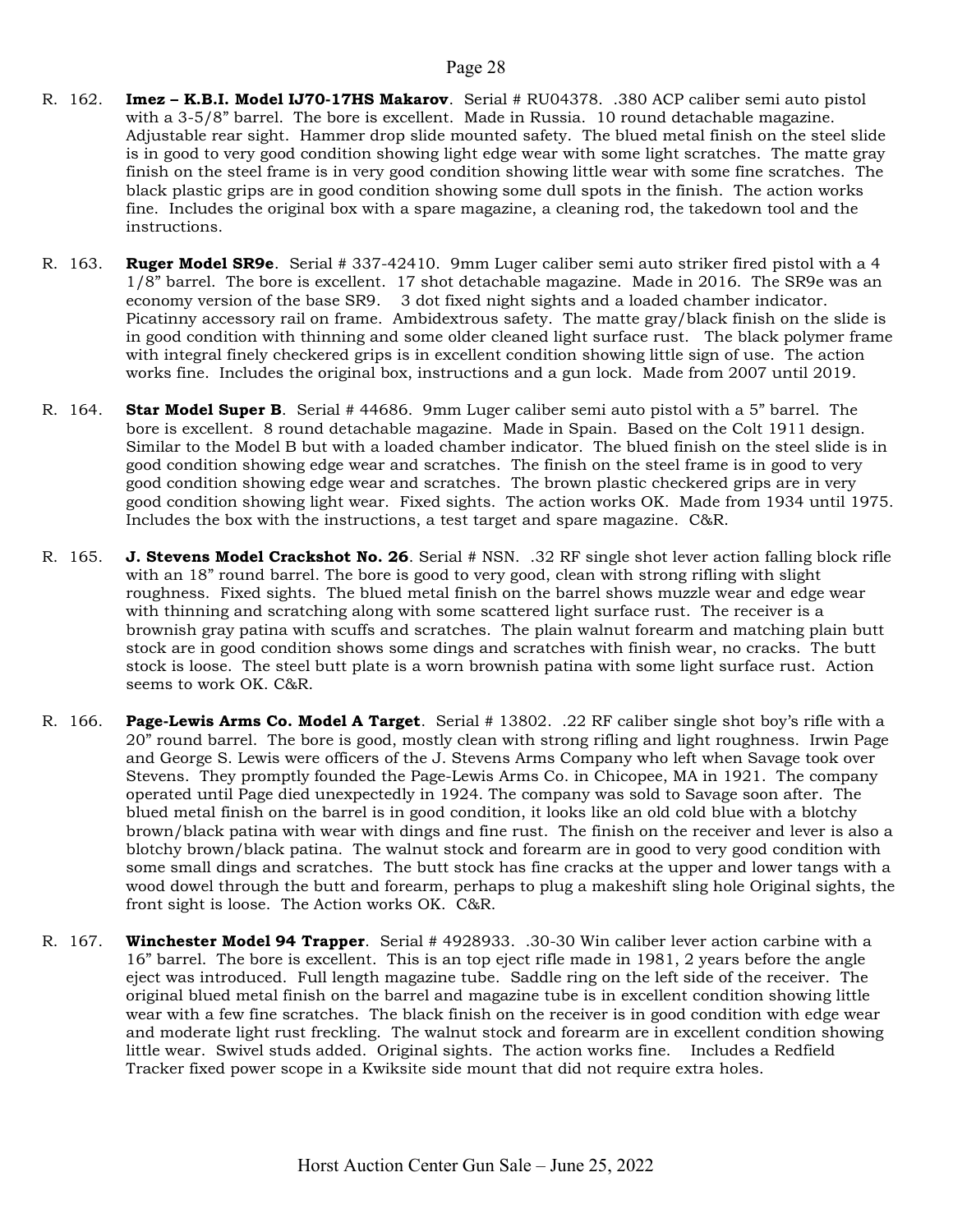R. 162. **Imez – K.B.I. Model IJ70-17HS Makarov**. Serial # RU04378. .380 ACP caliber semi auto pistol with a 3-5/8" barrel. The bore is excellent. Made in Russia. 10 round detachable magazine. Adjustable rear sight. Hammer drop slide mounted safety. The blued metal finish on the steel slide is in good to very good condition showing light edge wear with some light scratches. The matte gray finish on the steel frame is in very good condition showing little wear with some fine scratches. The black plastic grips are in good condition showing some dull spots in the finish. The action works fine. Includes the original box with a spare magazine, a cleaning rod, the takedown tool and the instructions.

R. 163. **Ruger Model SR9e**. Serial # 337-42410. 9mm Luger caliber semi auto striker fired pistol with a 4 1/8" barrel. The bore is excellent. 17 shot detachable magazine. Made in 2016. The SR9e was an economy version of the base SR9. 3 dot fixed night sights and a loaded chamber indicator. Picatinny accessory rail on frame. Ambidextrous safety. The matte gray/black finish on the slide is in good condition with thinning and some older cleaned light surface rust. The black polymer frame with integral finely checkered grips is in excellent condition showing little sign of use. The action works fine. Includes the original box, instructions and a gun lock. Made from 2007 until 2019.

R. 164. **Star Model Super B**. Serial # 44686. 9mm Luger caliber semi auto pistol with a 5" barrel. The bore is excellent. 8 round detachable magazine. Made in Spain. Based on the Colt 1911 design. Similar to the Model B but with a loaded chamber indicator. The blued finish on the steel slide is in good condition showing edge wear and scratches. The finish on the steel frame is in good to very good condition showing edge wear and scratches. The brown plastic checkered grips are in very good condition showing light wear. Fixed sights. The action works OK. Made from 1934 until 1975. Includes the box with the instructions, a test target and spare magazine. C&R.

R. 165. **J. Stevens Model Crackshot No. 26**. Serial # NSN. .32 RF single shot lever action falling block rifle with an 18" round barrel. The bore is good to very good, clean with strong rifling with slight roughness. Fixed sights. The blued metal finish on the barrel shows muzzle wear and edge wear with thinning and scratching along with some scattered light surface rust. The receiver is a brownish gray patina with scuffs and scratches. The plain walnut forearm and matching plain butt stock are in good condition shows some dings and scratches with finish wear, no cracks. The butt stock is loose. The steel butt plate is a worn brownish patina with some light surface rust. Action seems to work OK. C&R.

R. 166. **Page-Lewis Arms Co. Model A Target**. Serial # 13802. .22 RF caliber single shot boy's rifle with a 20" round barrel. The bore is good, mostly clean with strong rifling and light roughness. Irwin Page and George S. Lewis were officers of the J. Stevens Arms Company who left when Savage took over Stevens. They promptly founded the Page-Lewis Arms Co. in Chicopee, MA in 1921. The company operated until Page died unexpectedly in 1924. The company was sold to Savage soon after. The blued metal finish on the barrel is in good condition, it looks like an old cold blue with a blotchy brown/black patina with wear with dings and fine rust. The finish on the receiver and lever is also a blotchy brown/black patina. The walnut stock and forearm are in good to very good condition with some small dings and scratches. The butt stock has fine cracks at the upper and lower tangs with a wood dowel through the butt and forearm, perhaps to plug a makeshift sling hole Original sights, the front sight is loose. The Action works OK. C&R.

R. 167. **Winchester Model 94 Trapper**. Serial # 4928933. .30-30 Win caliber lever action carbine with a 16" barrel. The bore is excellent. This is an top eject rifle made in 1981, 2 years before the angle eject was introduced. Full length magazine tube. Saddle ring on the left side of the receiver. The original blued metal finish on the barrel and magazine tube is in excellent condition showing little wear with a few fine scratches. The black finish on the receiver is in good condition with edge wear and moderate light rust freckling. The walnut stock and forearm are in excellent condition showing little wear. Swivel studs added. Original sights. The action works fine. Includes a Redfield Tracker fixed power scope in a Kwiksite side mount that did not require extra holes.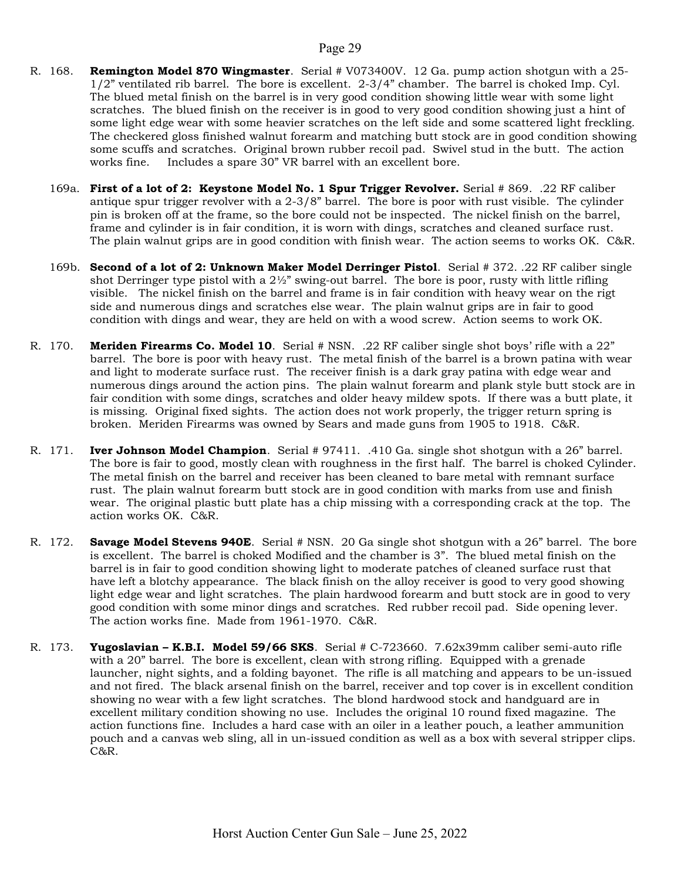R. 168. **Remington Model 870 Wingmaster**. Serial # V073400V. 12 Ga. pump action shotgun with a 25-1/2" ventilated rib barrel. The bore is excellent. 2-3/4" chamber. The barrel is choked Imp. Cyl. The blued metal finish on the barrel is in very good condition showing little wear with some light scratches. The blued finish on the receiver is in good to very good condition showing just a hint of some light edge wear with some heavier scratches on the left side and some scattered light freckling. The checkered gloss finished walnut forearm and matching butt stock are in good condition showing some scuffs and scratches. Original brown rubber recoil pad. Swivel stud in the butt. The action works fine. Includes a spare 30" VR barrel with an excellent bore.

169a. **First of a lot of 2: Keystone Model No. 1 Spur Trigger Revolver.** Serial # 869. .22 RF caliber antique spur trigger revolver with a 2-3/8" barrel. The bore is poor with rust visible. The cylinder pin is broken off at the frame, so the bore could not be inspected. The nickel finish on the barrel, frame and cylinder is in fair condition, it is worn with dings, scratches and cleaned surface rust. The plain walnut grips are in good condition with finish wear. The action seems to works OK. C&R.

169b. **Second of a lot of 2: Unknown Maker Model Derringer Pistol**. Serial # 372. .22 RF caliber single shot Derringer type pistol with a 2½" swing-out barrel. The bore is poor, rusty with little rifling visible. The nickel finish on the barrel and frame is in fair condition with heavy wear on the rigt side and numerous dings and scratches else wear. The plain walnut grips are in fair to good condition with dings and wear, they are held on with a wood screw. Action seems to work OK.

R. 170. **Meriden Firearms Co. Model 10**. Serial # NSN. .22 RF caliber single shot boys' rifle with a 22" barrel. The bore is poor with heavy rust. The metal finish of the barrel is a brown patina with wear and light to moderate surface rust. The receiver finish is a dark gray patina with edge wear and numerous dings around the action pins. The plain walnut forearm and plank style butt stock are in fair condition with some dings, scratches and older heavy mildew spots. If there was a butt plate, it is missing. Original fixed sights. The action does not work properly, the trigger return spring is broken. Meriden Firearms was owned by Sears and made guns from 1905 to 1918. C&R.

R. 171. **Iver Johnson Model Champion**. Serial # 97411. .410 Ga. single shot shotgun with a 26" barrel. The bore is fair to good, mostly clean with roughness in the first half. The barrel is choked Cylinder. The metal finish on the barrel and receiver has been cleaned to bare metal with remnant surface rust. The plain walnut forearm butt stock are in good condition with marks from use and finish wear. The original plastic butt plate has a chip missing with a corresponding crack at the top. The action works OK. C&R.

R. 172. **Savage Model Stevens 940E**. Serial # NSN. 20 Ga single shot shotgun with a 26" barrel. The bore is excellent. The barrel is choked Modified and the chamber is 3". The blued metal finish on the barrel is in fair to good condition showing light to moderate patches of cleaned surface rust that have left a blotchy appearance. The black finish on the alloy receiver is good to very good showing light edge wear and light scratches. The plain hardwood forearm and butt stock are in good to very good condition with some minor dings and scratches. Red rubber recoil pad. Side opening lever. The action works fine. Made from 1961-1970. C&R.

R. 173. **Yugoslavian – K.B.I. Model 59/66 SKS**. Serial # C-723660. 7.62x39mm caliber semi-auto rifle with a 20" barrel. The bore is excellent, clean with strong rifling. Equipped with a grenade launcher, night sights, and a folding bayonet. The rifle is all matching and appears to be un-issued and not fired. The black arsenal finish on the barrel, receiver and top cover is in excellent condition showing no wear with a few light scratches. The blond hardwood stock and handguard are in excellent military condition showing no use. Includes the original 10 round fixed magazine. The action functions fine. Includes a hard case with an oiler in a leather pouch, a leather ammunition pouch and a canvas web sling, all in un-issued condition as well as a box with several stripper clips. C&R.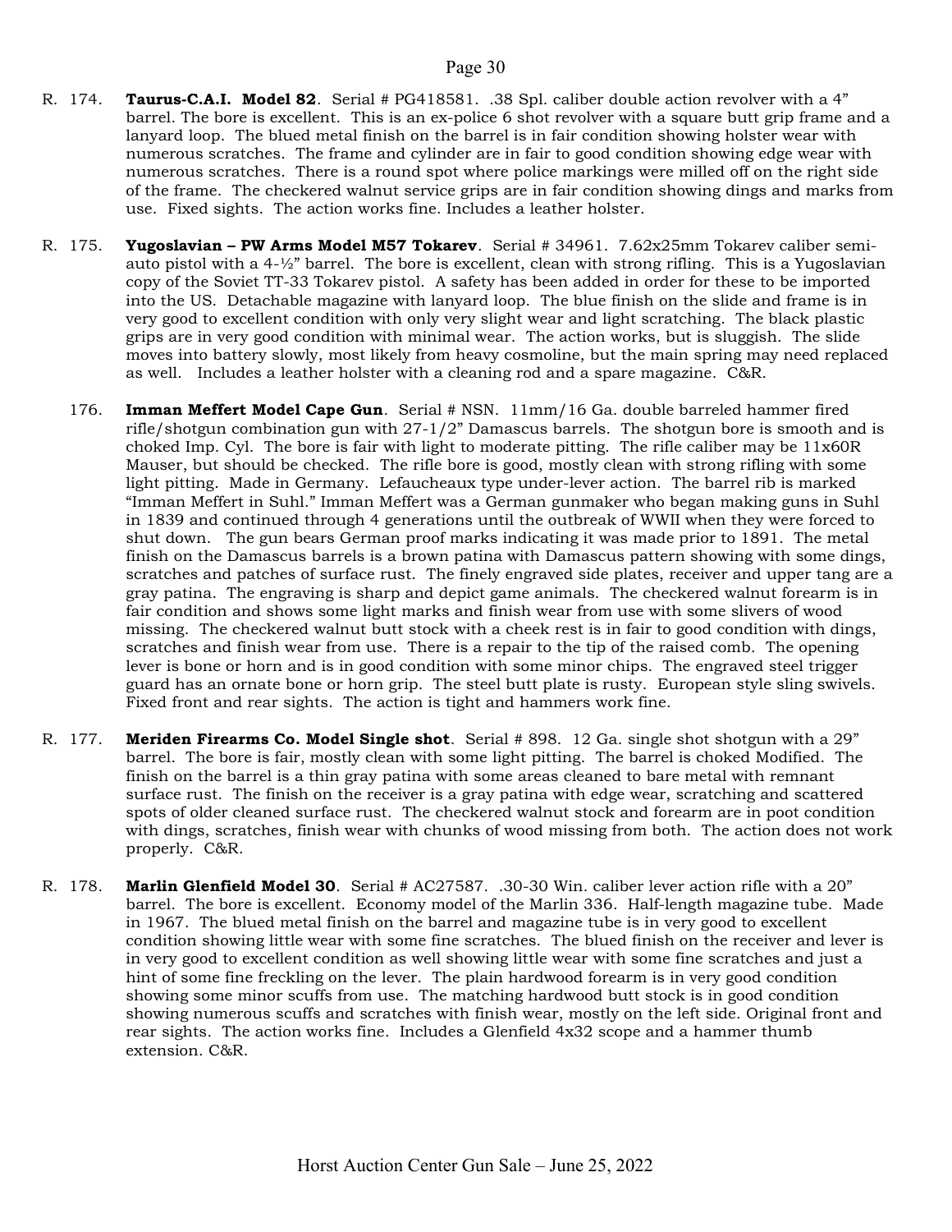R. 174. **Taurus-C.A.I. Model 82**. Serial # PG418581. .38 Spl. caliber double action revolver with a 4" barrel. The bore is excellent. This is an ex-police 6 shot revolver with a square butt grip frame and a lanyard loop. The blued metal finish on the barrel is in fair condition showing holster wear with numerous scratches. The frame and cylinder are in fair to good condition showing edge wear with numerous scratches. There is a round spot where police markings were milled off on the right side of the frame. The checkered walnut service grips are in fair condition showing dings and marks from use. Fixed sights. The action works fine. Includes a leather holster.

R. 175. **Yugoslavian – PW Arms Model M57 Tokarev**. Serial # 34961. 7.62x25mm Tokarev caliber semi-auto pistol with a 4-½" barrel. The bore is excellent, clean with strong rifling. This is a Yugoslavian copy of the Soviet TT-33 Tokarev pistol. A safety has been added in order for these to be imported into the US. Detachable magazine with lanyard loop. The blue finish on the slide and frame is in very good to excellent condition with only very slight wear and light scratching. The black plastic grips are in very good condition with minimal wear. The action works, but is sluggish. The slide moves into battery slowly, most likely from heavy cosmoline, but the main spring may need replaced as well. Includes a leather holster with a cleaning rod and a spare magazine. C&R.

176. **Imman Meffert Model Cape Gun**. Serial # NSN. 11mm/16 Ga. double barreled hammer fired rifle/shotgun combination gun with 27-1/2" Damascus barrels. The shotgun bore is smooth and is choked Imp. Cyl. The bore is fair with light to moderate pitting. The rifle caliber may be 11x60R Mauser, but should be checked. The rifle bore is good, mostly clean with strong rifling with some light pitting. Made in Germany. Lefaucheaux type under-lever action. The barrel rib is marked "Imman Meffert in Suhl." Imman Meffert was a German gunmaker who began making guns in Suhl in 1839 and continued through 4 generations until the outbreak of WWII when they were forced to shut down. The gun bears German proof marks indicating it was made prior to 1891. The metal finish on the Damascus barrels is a brown patina with Damascus pattern showing with some dings, scratches and patches of surface rust. The finely engraved side plates, receiver and upper tang are a gray patina. The engraving is sharp and depict game animals. The checkered walnut forearm is in fair condition and shows some light marks and finish wear from use with some slivers of wood missing. The checkered walnut butt stock with a cheek rest is in fair to good condition with dings, scratches and finish wear from use. There is a repair to the tip of the raised comb. The opening lever is bone or horn and is in good condition with some minor chips. The engraved steel trigger guard has an ornate bone or horn grip. The steel butt plate is rusty. European style sling swivels. Fixed front and rear sights. The action is tight and hammers work fine.

R. 177. **Meriden Firearms Co. Model Single shot**. Serial # 898. 12 Ga. single shot shotgun with a 29" barrel. The bore is fair, mostly clean with some light pitting. The barrel is choked Modified. The finish on the barrel is a thin gray patina with some areas cleaned to bare metal with remnant surface rust. The finish on the receiver is a gray patina with edge wear, scratching and scattered spots of older cleaned surface rust. The checkered walnut stock and forearm are in poot condition with dings, scratches, finish wear with chunks of wood missing from both. The action does not work properly. C&R.

R. 178. **Marlin Glenfield Model 30**. Serial # AC27587. .30-30 Win. caliber lever action rifle with a 20" barrel. The bore is excellent. Economy model of the Marlin 336. Half-length magazine tube. Made in 1967. The blued metal finish on the barrel and magazine tube is in very good to excellent condition showing little wear with some fine scratches. The blued finish on the receiver and lever is in very good to excellent condition as well showing little wear with some fine scratches and just a hint of some fine freckling on the lever. The plain hardwood forearm is in very good condition showing some minor scuffs from use. The matching hardwood butt stock is in good condition showing numerous scuffs and scratches with finish wear, mostly on the left side. Original front and rear sights. The action works fine. Includes a Glenfield 4x32 scope and a hammer thumb extension. C&R.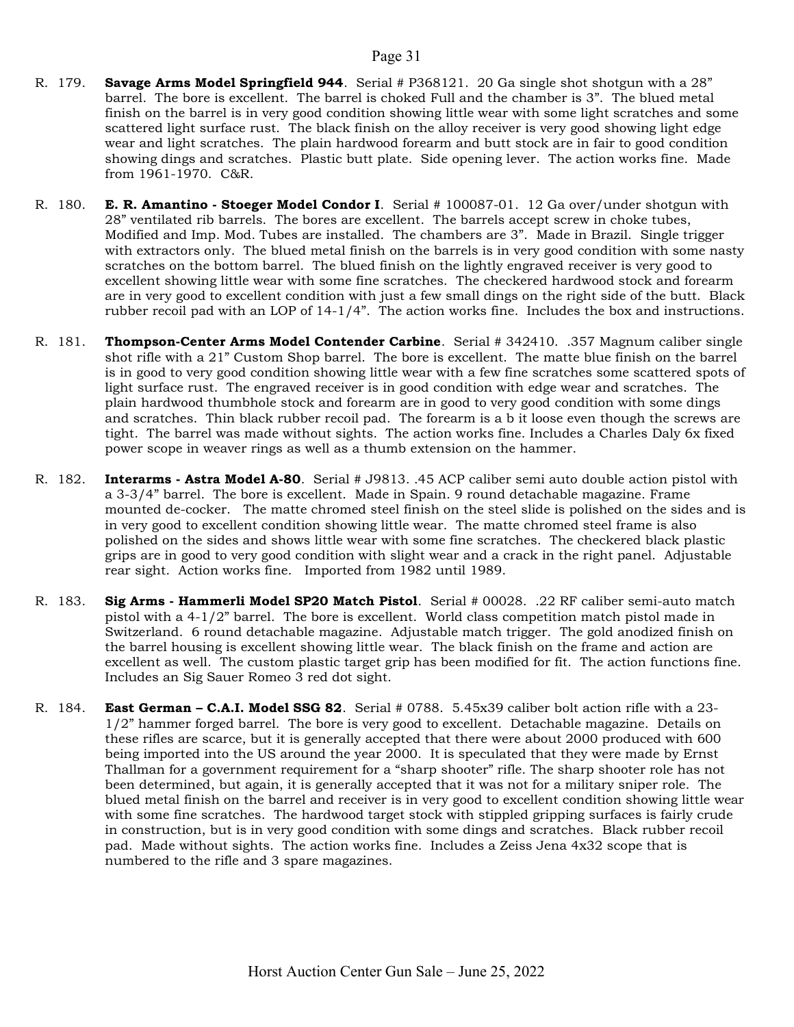R. 179. **Savage Arms Model Springfield 944**. Serial # P368121. 20 Ga single shot shotgun with a 28" barrel. The bore is excellent. The barrel is choked Full and the chamber is 3". The blued metal finish on the barrel is in very good condition showing little wear with some light scratches and some scattered light surface rust. The black finish on the alloy receiver is very good showing light edge wear and light scratches. The plain hardwood forearm and butt stock are in fair to good condition showing dings and scratches. Plastic butt plate. Side opening lever. The action works fine. Made from 1961-1970. C&R.

R. 180. **E. R. Amantino - Stoeger Model Condor I**. Serial # 100087-01. 12 Ga over/under shotgun with 28" ventilated rib barrels. The bores are excellent. The barrels accept screw in choke tubes, Modified and Imp. Mod. Tubes are installed. The chambers are 3". Made in Brazil. Single trigger with extractors only. The blued metal finish on the barrels is in very good condition with some nasty scratches on the bottom barrel. The blued finish on the lightly engraved receiver is very good to excellent showing little wear with some fine scratches. The checkered hardwood stock and forearm are in very good to excellent condition with just a few small dings on the right side of the butt. Black rubber recoil pad with an LOP of 14-1/4". The action works fine. Includes the box and instructions.

R. 181. **Thompson-Center Arms Model Contender Carbine**. Serial # 342410. .357 Magnum caliber single shot rifle with a 21" Custom Shop barrel. The bore is excellent. The matte blue finish on the barrel is in good to very good condition showing little wear with a few fine scratches some scattered spots of light surface rust. The engraved receiver is in good condition with edge wear and scratches. The plain hardwood thumbhole stock and forearm are in good to very good condition with some dings and scratches. Thin black rubber recoil pad. The forearm is a b it loose even though the screws are tight. The barrel was made without sights. The action works fine. Includes a Charles Daly 6x fixed power scope in weaver rings as well as a thumb extension on the hammer.

R. 182. **Interarms - Astra Model A-80**. Serial # J9813. .45 ACP caliber semi auto double action pistol with a 3-3/4" barrel. The bore is excellent. Made in Spain. 9 round detachable magazine. Frame mounted de-cocker. The matte chromed steel finish on the steel slide is polished on the sides and is in very good to excellent condition showing little wear. The matte chromed steel frame is also polished on the sides and shows little wear with some fine scratches. The checkered black plastic grips are in good to very good condition with slight wear and a crack in the right panel. Adjustable rear sight. Action works fine. Imported from 1982 until 1989.

R. 183. **Sig Arms - Hammerli Model SP20 Match Pistol**. Serial # 00028. .22 RF caliber semi-auto match pistol with a 4-1/2" barrel. The bore is excellent. World class competition match pistol made in Switzerland. 6 round detachable magazine. Adjustable match trigger. The gold anodized finish on the barrel housing is excellent showing little wear. The black finish on the frame and action are excellent as well. The custom plastic target grip has been modified for fit. The action functions fine. Includes an Sig Sauer Romeo 3 red dot sight.

R. 184. **East German – C.A.I. Model SSG 82**. Serial # 0788. 5.45x39 caliber bolt action rifle with a 23-1/2" hammer forged barrel. The bore is very good to excellent. Detachable magazine. Details on these rifles are scarce, but it is generally accepted that there were about 2000 produced with 600 being imported into the US around the year 2000. It is speculated that they were made by Ernst Thallman for a government requirement for a "sharp shooter" rifle. The sharp shooter role has not been determined, but again, it is generally accepted that it was not for a military sniper role. The blued metal finish on the barrel and receiver is in very good to excellent condition showing little wear with some fine scratches. The hardwood target stock with stippled gripping surfaces is fairly crude in construction, but is in very good condition with some dings and scratches. Black rubber recoil pad. Made without sights. The action works fine. Includes a Zeiss Jena 4x32 scope that is numbered to the rifle and 3 spare magazines.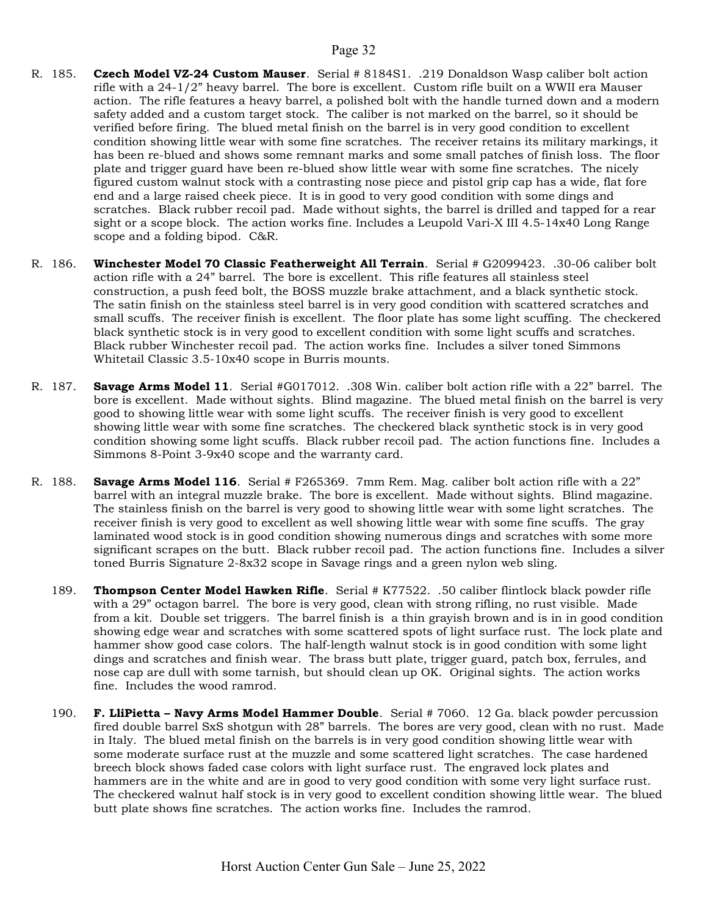R. 185. **Czech Model VZ-24 Custom Mauser**. Serial # 8184S1. .219 Donaldson Wasp caliber bolt action rifle with a 24-1/2" heavy barrel. The bore is excellent. Custom rifle built on a WWII era Mauser action. The rifle features a heavy barrel, a polished bolt with the handle turned down and a modern safety added and a custom target stock. The caliber is not marked on the barrel, so it should be verified before firing. The blued metal finish on the barrel is in very good condition to excellent condition showing little wear with some fine scratches. The receiver retains its military markings, it has been re-blued and shows some remnant marks and some small patches of finish loss. The floor plate and trigger guard have been re-blued show little wear with some fine scratches. The nicely figured custom walnut stock with a contrasting nose piece and pistol grip cap has a wide, flat fore end and a large raised cheek piece. It is in good to very good condition with some dings and scratches. Black rubber recoil pad. Made without sights, the barrel is drilled and tapped for a rear sight or a scope block. The action works fine. Includes a Leupold Vari-X III 4.5-14x40 Long Range scope and a folding bipod. C&R.

R. 186. **Winchester Model 70 Classic Featherweight All Terrain**. Serial # G2099423. .30-06 caliber bolt action rifle with a 24" barrel. The bore is excellent. This rifle features all stainless steel construction, a push feed bolt, the BOSS muzzle brake attachment, and a black synthetic stock. The satin finish on the stainless steel barrel is in very good condition with scattered scratches and small scuffs. The receiver finish is excellent. The floor plate has some light scuffing. The checkered black synthetic stock is in very good to excellent condition with some light scuffs and scratches. Black rubber Winchester recoil pad. The action works fine. Includes a silver toned Simmons Whitetail Classic 3.5-10x40 scope in Burris mounts.

R. 187. **Savage Arms Model 11**. Serial #G017012. .308 Win. caliber bolt action rifle with a 22" barrel. The bore is excellent. Made without sights. Blind magazine. The blued metal finish on the barrel is very good to showing little wear with some light scuffs. The receiver finish is very good to excellent showing little wear with some fine scratches. The checkered black synthetic stock is in very good condition showing some light scuffs. Black rubber recoil pad. The action functions fine. Includes a Simmons 8-Point 3-9x40 scope and the warranty card.

R. 188. **Savage Arms Model 116**. Serial # F265369. 7mm Rem. Mag. caliber bolt action rifle with a 22" barrel with an integral muzzle brake. The bore is excellent. Made without sights. Blind magazine. The stainless finish on the barrel is very good to showing little wear with some light scratches. The receiver finish is very good to excellent as well showing little wear with some fine scuffs. The gray laminated wood stock is in good condition showing numerous dings and scratches with some more significant scrapes on the butt. Black rubber recoil pad. The action functions fine. Includes a silver toned Burris Signature 2-8x32 scope in Savage rings and a green nylon web sling.

189. **Thompson Center Model Hawken Rifle**. Serial # K77522. .50 caliber flintlock black powder rifle with a 29" octagon barrel. The bore is very good, clean with strong rifling, no rust visible. Made from a kit. Double set triggers. The barrel finish is a thin grayish brown and is in in good condition showing edge wear and scratches with some scattered spots of light surface rust. The lock plate and hammer show good case colors. The half-length walnut stock is in good condition with some light dings and scratches and finish wear. The brass butt plate, trigger guard, patch box, ferrules, and nose cap are dull with some tarnish, but should clean up OK. Original sights. The action works fine. Includes the wood ramrod.

190. **F. LliPietta – Navy Arms Model Hammer Double**. Serial # 7060. 12 Ga. black powder percussion fired double barrel SxS shotgun with 28" barrels. The bores are very good, clean with no rust. Made in Italy. The blued metal finish on the barrels is in very good condition showing little wear with some moderate surface rust at the muzzle and some scattered light scratches. The case hardened breech block shows faded case colors with light surface rust. The engraved lock plates and hammers are in the white and are in good to very good condition with some very light surface rust. The checkered walnut half stock is in very good to excellent condition showing little wear. The blued butt plate shows fine scratches. The action works fine. Includes the ramrod.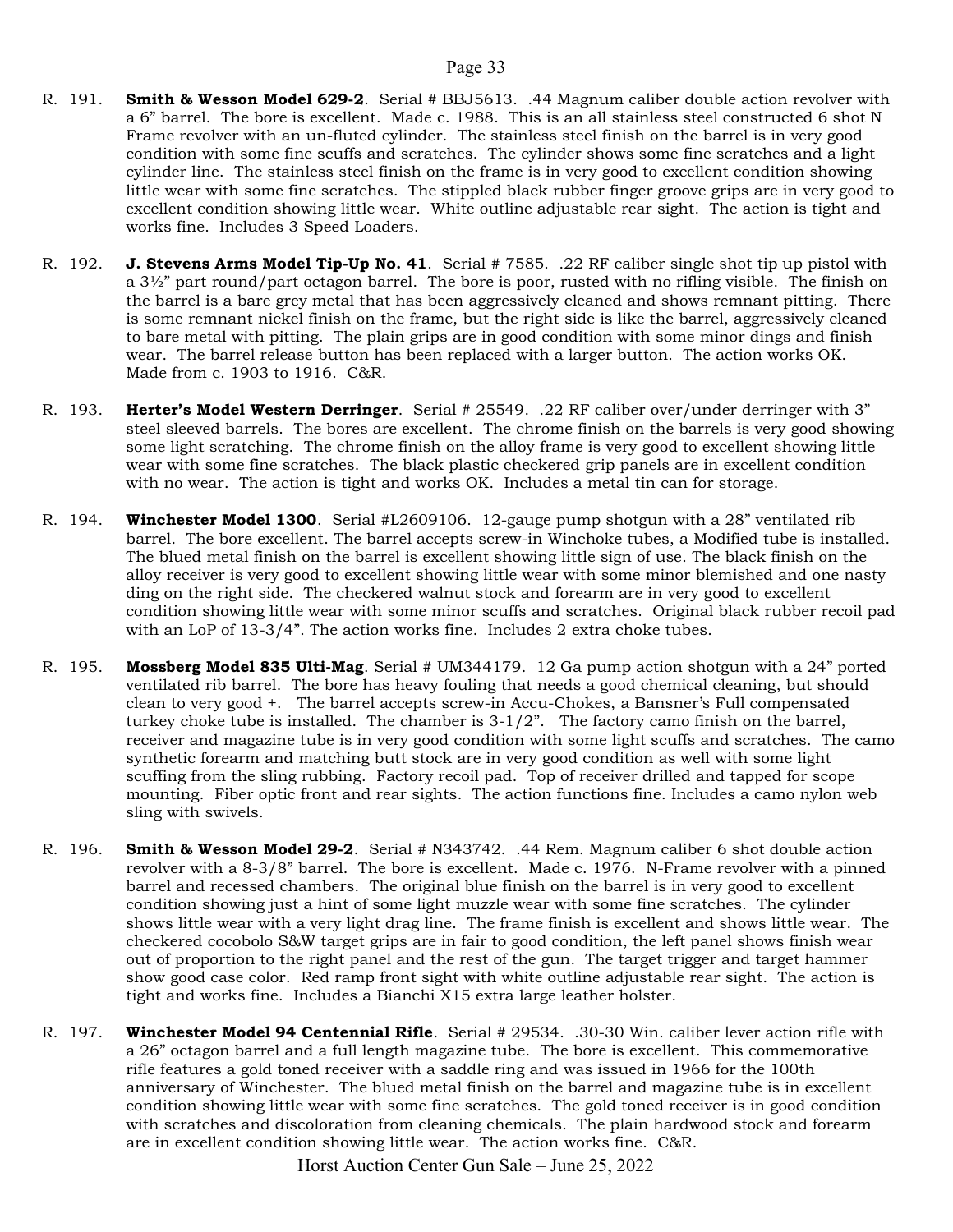R. 191. **Smith & Wesson Model 629-2**. Serial # BBJ5613. .44 Magnum caliber double action revolver with a 6" barrel. The bore is excellent. Made c. 1988. This is an all stainless steel constructed 6 shot N Frame revolver with an un-fluted cylinder. The stainless steel finish on the barrel is in very good condition with some fine scuffs and scratches. The cylinder shows some fine scratches and a light cylinder line. The stainless steel finish on the frame is in very good to excellent condition showing little wear with some fine scratches. The stippled black rubber finger groove grips are in very good to excellent condition showing little wear. White outline adjustable rear sight. The action is tight and works fine. Includes 3 Speed Loaders.

R. 192. **J. Stevens Arms Model Tip-Up No. 41**. Serial # 7585. .22 RF caliber single shot tip up pistol with a 3½" part round/part octagon barrel. The bore is poor, rusted with no rifling visible. The finish on the barrel is a bare grey metal that has been aggressively cleaned and shows remnant pitting. There is some remnant nickel finish on the frame, but the right side is like the barrel, aggressively cleaned to bare metal with pitting. The plain grips are in good condition with some minor dings and finish wear. The barrel release button has been replaced with a larger button. The action works OK. Made from c. 1903 to 1916. C&R.

R. 193. **Herter's Model Western Derringer**. Serial # 25549. .22 RF caliber over/under derringer with 3" steel sleeved barrels. The bores are excellent. The chrome finish on the barrels is very good showing some light scratching. The chrome finish on the alloy frame is very good to excellent showing little wear with some fine scratches. The black plastic checkered grip panels are in excellent condition with no wear. The action is tight and works OK. Includes a metal tin can for storage.

R. 194. **Winchester Model 1300**. Serial #L2609106. 12-gauge pump shotgun with a 28" ventilated rib barrel. The bore excellent. The barrel accepts screw-in Winchoke tubes, a Modified tube is installed. The blued metal finish on the barrel is excellent showing little sign of use. The black finish on the alloy receiver is very good to excellent showing little wear with some minor blemished and one nasty ding on the right side. The checkered walnut stock and forearm are in very good to excellent condition showing little wear with some minor scuffs and scratches. Original black rubber recoil pad with an LoP of 13-3/4". The action works fine. Includes 2 extra choke tubes.

R. 195. **Mossberg Model 835 Ulti-Mag**. Serial # UM344179. 12 Ga pump action shotgun with a 24" ported ventilated rib barrel. The bore has heavy fouling that needs a good chemical cleaning, but should clean to very good +. The barrel accepts screw-in Accu-Chokes, a Bansner's Full compensated turkey choke tube is installed. The chamber is 3-1/2". The factory camo finish on the barrel, receiver and magazine tube is in very good condition with some light scuffs and scratches. The camo synthetic forearm and matching butt stock are in very good condition as well with some light scuffing from the sling rubbing. Factory recoil pad. Top of receiver drilled and tapped for scope mounting. Fiber optic front and rear sights. The action functions fine. Includes a camo nylon web sling with swivels.

R. 196. **Smith & Wesson Model 29-2**. Serial # N343742. .44 Rem. Magnum caliber 6 shot double action revolver with a 8-3/8" barrel. The bore is excellent. Made c. 1976. N-Frame revolver with a pinned barrel and recessed chambers. The original blue finish on the barrel is in very good to excellent condition showing just a hint of some light muzzle wear with some fine scratches. The cylinder shows little wear with a very light drag line. The frame finish is excellent and shows little wear. The checkered cocobolo S&W target grips are in fair to good condition, the left panel shows finish wear out of proportion to the right panel and the rest of the gun. The target trigger and target hammer show good case color. Red ramp front sight with white outline adjustable rear sight. The action is tight and works fine. Includes a Bianchi X15 extra large leather holster.

R. 197. **Winchester Model 94 Centennial Rifle**. Serial # 29534. .30-30 Win. caliber lever action rifle with a 26" octagon barrel and a full length magazine tube. The bore is excellent. This commemorative rifle features a gold toned receiver with a saddle ring and was issued in 1966 for the 100th anniversary of Winchester. The blued metal finish on the barrel and magazine tube is in excellent condition showing little wear with some fine scratches. The gold toned receiver is in good condition with scratches and discoloration from cleaning chemicals. The plain hardwood stock and forearm are in excellent condition showing little wear. The action works fine. C&R.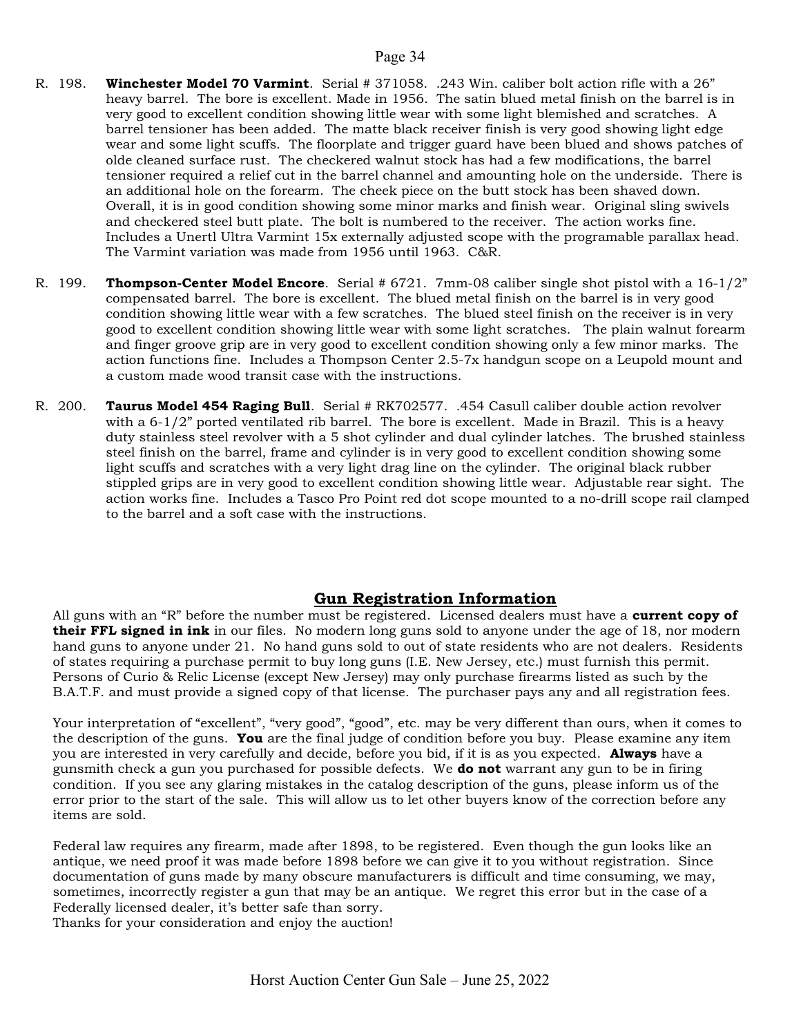R. 198. **Winchester Model 70 Varmint**. Serial # 371058. .243 Win. caliber bolt action rifle with a 26" heavy barrel. The bore is excellent. Made in 1956. The satin blued metal finish on the barrel is in very good to excellent condition showing little wear with some light blemished and scratches. A barrel tensioner has been added. The matte black receiver finish is very good showing light edge wear and some light scuffs. The floorplate and trigger guard have been blued and shows patches of olde cleaned surface rust. The checkered walnut stock has had a few modifications, the barrel tensioner required a relief cut in the barrel channel and amounting hole on the underside. There is an additional hole on the forearm. The cheek piece on the butt stock has been shaved down. Overall, it is in good condition showing some minor marks and finish wear. Original sling swivels and checkered steel butt plate. The bolt is numbered to the receiver. The action works fine. Includes a Unertl Ultra Varmint 15x externally adjusted scope with the programable parallax head. The Varmint variation was made from 1956 until 1963. C&R.

R. 199. **Thompson-Center Model Encore**. Serial # 6721. 7mm-08 caliber single shot pistol with a 16-1/2" compensated barrel. The bore is excellent. The blued metal finish on the barrel is in very good condition showing little wear with a few scratches. The blued steel finish on the receiver is in very good to excellent condition showing little wear with some light scratches. The plain walnut forearm and finger groove grip are in very good to excellent condition showing only a few minor marks. The action functions fine. Includes a Thompson Center 2.5-7x handgun scope on a Leupold mount and a custom made wood transit case with the instructions.

R. 200. **Taurus Model 454 Raging Bull**. Serial # RK702577. .454 Casull caliber double action revolver with a 6-1/2" ported ventilated rib barrel. The bore is excellent. Made in Brazil. This is a heavy duty stainless steel revolver with a 5 shot cylinder and dual cylinder latches. The brushed stainless steel finish on the barrel, frame and cylinder is in very good to excellent condition showing some light scuffs and scratches with a very light drag line on the cylinder. The original black rubber stippled grips are in very good to excellent condition showing little wear. Adjustable rear sight. The action works fine. Includes a Tasco Pro Point red dot scope mounted to a no-drill scope rail clamped to the barrel and a soft case with the instructions.

## Gun Registration Information

All guns with an "R" before the number must be registered. Licensed dealers must have a **current copy of their FFL signed in ink** in our files. No modern long guns sold to anyone under the age of 18, nor modern hand guns to anyone under 21. No hand guns sold to out of state residents who are not dealers. Residents of states requiring a purchase permit to buy long guns (I.E. New Jersey, etc.) must furnish this permit. Persons of Curio & Relic License (except New Jersey) may only purchase firearms listed as such by the B.A.T.F. and must provide a signed copy of that license. The purchaser pays any and all registration fees.

Your interpretation of "excellent", "very good", "good", etc. may be very different than ours, when it comes to the description of the guns. **You** are the final judge of condition before you buy. Please examine any item you are interested in very carefully and decide, before you bid, if it is as you expected. **Always** have a gunsmith check a gun you purchased for possible defects. We **do not** warrant any gun to be in firing condition. If you see any glaring mistakes in the catalog description of the guns, please inform us of the error prior to the start of the sale. This will allow us to let other buyers know of the correction before any items are sold.

Federal law requires any firearm, made after 1898, to be registered. Even though the gun looks like an antique, we need proof it was made before 1898 before we can give it to you without registration. Since documentation of guns made by many obscure manufacturers is difficult and time consuming, we may, sometimes, incorrectly register a gun that may be an antique. We regret this error but in the case of a Federally licensed dealer, it's better safe than sorry.
Thanks for your consideration and enjoy the auction!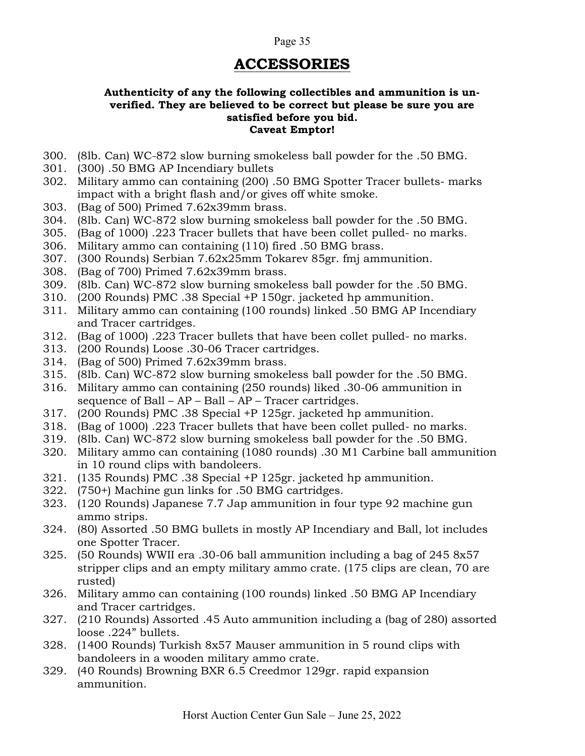# ACCESSORIES

**Authenticity of any the following collectibles and ammunition is un-verified. They are believed to be correct but please be sure you are satisfied before you bid.**
**Caveat Emptor!**

300. (8lb. Can) WC-872 slow burning smokeless ball powder for the .50 BMG.
301. (300) .50 BMG AP Incendiary bullets
302. Military ammo can containing (200) .50 BMG Spotter Tracer bullets- marks impact with a bright flash and/or gives off white smoke.
303. (Bag of 500) Primed 7.62x39mm brass.
304. (8lb. Can) WC-872 slow burning smokeless ball powder for the .50 BMG.
305. (Bag of 1000) .223 Tracer bullets that have been collet pulled- no marks.
306. Military ammo can containing (110) fired .50 BMG brass.
307. (300 Rounds) Serbian 7.62x25mm Tokarev 85gr. fmj ammunition.
308. (Bag of 700) Primed 7.62x39mm brass.
309. (8lb. Can) WC-872 slow burning smokeless ball powder for the .50 BMG.
310. (200 Rounds) PMC .38 Special +P 150gr. jacketed hp ammunition.
311. Military ammo can containing (100 rounds) linked .50 BMG AP Incendiary and Tracer cartridges.
312. (Bag of 1000) .223 Tracer bullets that have been collet pulled- no marks.
313. (200 Rounds) Loose .30-06 Tracer cartridges.
314. (Bag of 500) Primed 7.62x39mm brass.
315. (8lb. Can) WC-872 slow burning smokeless ball powder for the .50 BMG.
316. Military ammo can containing (250 rounds) liked .30-06 ammunition in sequence of Ball – AP – Ball – AP – Tracer cartridges.
317. (200 Rounds) PMC .38 Special +P 125gr. jacketed hp ammunition.
318. (Bag of 1000) .223 Tracer bullets that have been collet pulled- no marks.
319. (8lb. Can) WC-872 slow burning smokeless ball powder for the .50 BMG.
320. Military ammo can containing (1080 rounds) .30 M1 Carbine ball ammunition in 10 round clips with bandoleers.
321. (135 Rounds) PMC .38 Special +P 125gr. jacketed hp ammunition.
322. (750+) Machine gun links for .50 BMG cartridges.
323. (120 Rounds) Japanese 7.7 Jap ammunition in four type 92 machine gun ammo strips.
324. (80) Assorted .50 BMG bullets in mostly AP Incendiary and Ball, lot includes one Spotter Tracer.
325. (50 Rounds) WWII era .30-06 ball ammunition including a bag of 245 8x57 stripper clips and an empty military ammo crate. (175 clips are clean, 70 are rusted)
326. Military ammo can containing (100 rounds) linked .50 BMG AP Incendiary and Tracer cartridges.
327. (210 Rounds) Assorted .45 Auto ammunition including a (bag of 280) assorted loose .224” bullets.
328. (1400 Rounds) Turkish 8x57 Mauser ammunition in 5 round clips with bandoleers in a wooden military ammo crate.
329. (40 Rounds) Browning BXR 6.5 Creedmor 129gr. rapid expansion ammunition.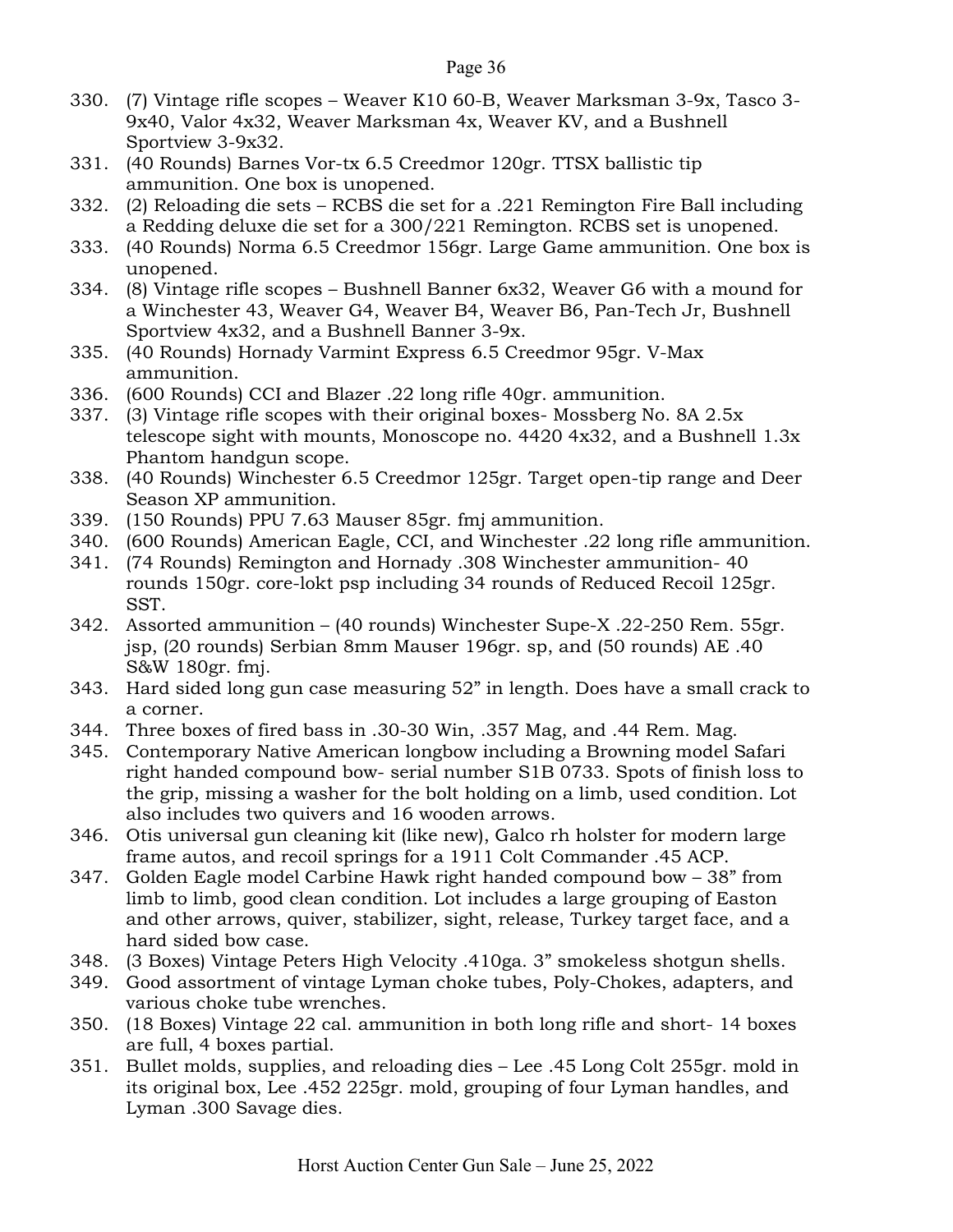330. (7) Vintage rifle scopes – Weaver K10 60-B, Weaver Marksman 3-9x, Tasco 3-9x40, Valor 4x32, Weaver Marksman 4x, Weaver KV, and a Bushnell Sportview 3-9x32.
331. (40 Rounds) Barnes Vor-tx 6.5 Creedmor 120gr. TTSX ballistic tip ammunition. One box is unopened.
332. (2) Reloading die sets – RCBS die set for a .221 Remington Fire Ball including a Redding deluxe die set for a 300/221 Remington. RCBS set is unopened.
333. (40 Rounds) Norma 6.5 Creedmor 156gr. Large Game ammunition. One box is unopened.
334. (8) Vintage rifle scopes – Bushnell Banner 6x32, Weaver G6 with a mound for a Winchester 43, Weaver G4, Weaver B4, Weaver B6, Pan-Tech Jr, Bushnell Sportview 4x32, and a Bushnell Banner 3-9x.
335. (40 Rounds) Hornady Varmint Express 6.5 Creedmor 95gr. V-Max ammunition.
336. (600 Rounds) CCI and Blazer .22 long rifle 40gr. ammunition.
337. (3) Vintage rifle scopes with their original boxes- Mossberg No. 8A 2.5x telescope sight with mounts, Monoscope no. 4420 4x32, and a Bushnell 1.3x Phantom handgun scope.
338. (40 Rounds) Winchester 6.5 Creedmor 125gr. Target open-tip range and Deer Season XP ammunition.
339. (150 Rounds) PPU 7.63 Mauser 85gr. fmj ammunition.
340. (600 Rounds) American Eagle, CCI, and Winchester .22 long rifle ammunition.
341. (74 Rounds) Remington and Hornady .308 Winchester ammunition- 40 rounds 150gr. core-lokt psp including 34 rounds of Reduced Recoil 125gr. SST.
342. Assorted ammunition – (40 rounds) Winchester Supe-X .22-250 Rem. 55gr. jsp, (20 rounds) Serbian 8mm Mauser 196gr. sp, and (50 rounds) AE .40 S&W 180gr. fmj.
343. Hard sided long gun case measuring 52" in length. Does have a small crack to a corner.
344. Three boxes of fired bass in .30-30 Win, .357 Mag, and .44 Rem. Mag.
345. Contemporary Native American longbow including a Browning model Safari right handed compound bow- serial number S1B 0733. Spots of finish loss to the grip, missing a washer for the bolt holding on a limb, used condition. Lot also includes two quivers and 16 wooden arrows.
346. Otis universal gun cleaning kit (like new), Galco rh holster for modern large frame autos, and recoil springs for a 1911 Colt Commander .45 ACP.
347. Golden Eagle model Carbine Hawk right handed compound bow – 38" from limb to limb, good clean condition. Lot includes a large grouping of Easton and other arrows, quiver, stabilizer, sight, release, Turkey target face, and a hard sided bow case.
348. (3 Boxes) Vintage Peters High Velocity .410ga. 3" smokeless shotgun shells.
349. Good assortment of vintage Lyman choke tubes, Poly-Chokes, adapters, and various choke tube wrenches.
350. (18 Boxes) Vintage 22 cal. ammunition in both long rifle and short- 14 boxes are full, 4 boxes partial.
351. Bullet molds, supplies, and reloading dies – Lee .45 Long Colt 255gr. mold in its original box, Lee .452 225gr. mold, grouping of four Lyman handles, and Lyman .300 Savage dies.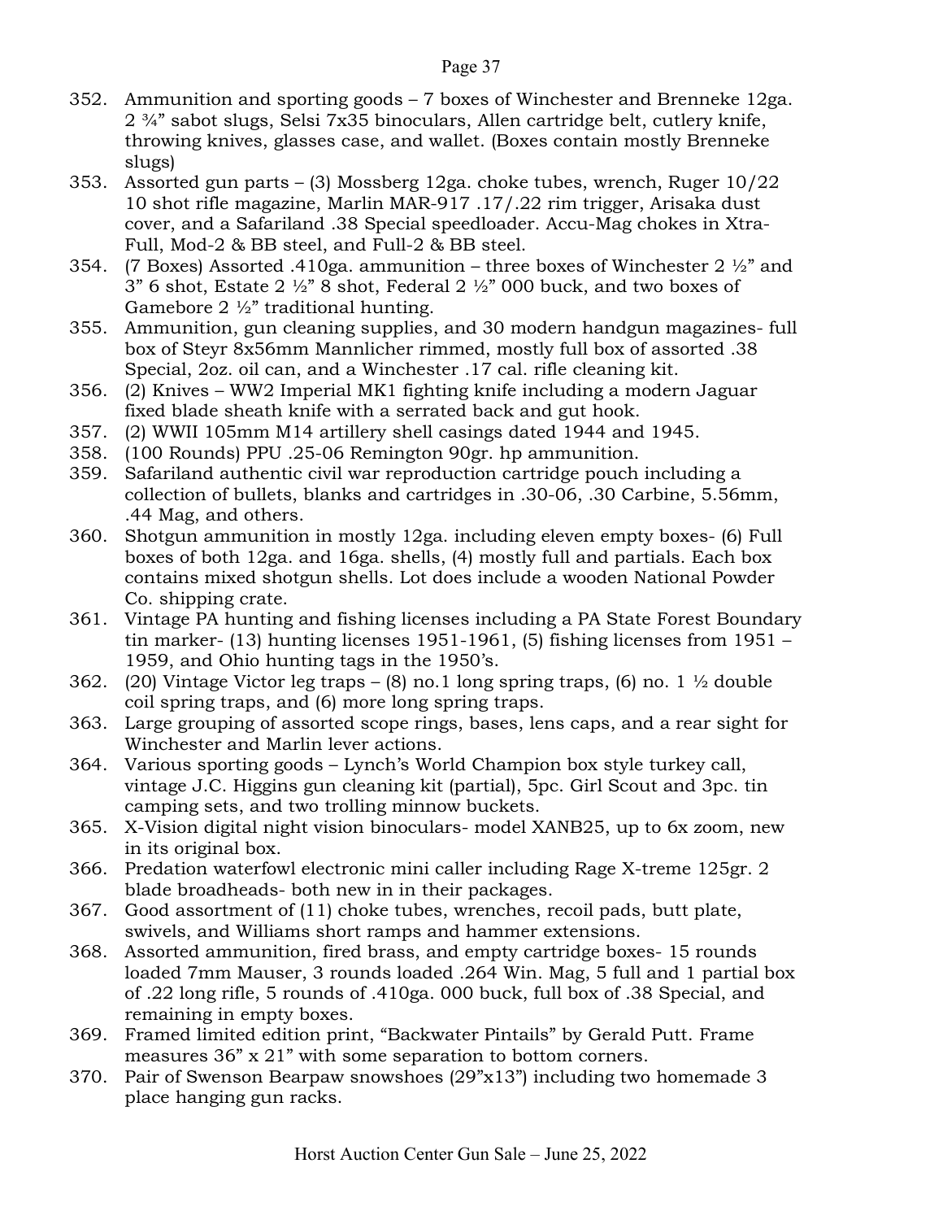352. Ammunition and sporting goods – 7 boxes of Winchester and Brenneke 12ga. 2 ¾" sabot slugs, Selsi 7x35 binoculars, Allen cartridge belt, cutlery knife, throwing knives, glasses case, and wallet. (Boxes contain mostly Brenneke slugs)
353. Assorted gun parts – (3) Mossberg 12ga. choke tubes, wrench, Ruger 10/22 10 shot rifle magazine, Marlin MAR-917 .17/.22 rim trigger, Arisaka dust cover, and a Safariland .38 Special speedloader. Accu-Mag chokes in Xtra-Full, Mod-2 & BB steel, and Full-2 & BB steel.
354. (7 Boxes) Assorted .410ga. ammunition – three boxes of Winchester 2 ½" and 3" 6 shot, Estate 2 ½" 8 shot, Federal 2 ½" 000 buck, and two boxes of Gamebore 2 ½" traditional hunting.
355. Ammunition, gun cleaning supplies, and 30 modern handgun magazines- full box of Steyr 8x56mm Mannlicher rimmed, mostly full box of assorted .38 Special, 2oz. oil can, and a Winchester .17 cal. rifle cleaning kit.
356. (2) Knives – WW2 Imperial MK1 fighting knife including a modern Jaguar fixed blade sheath knife with a serrated back and gut hook.
357. (2) WWII 105mm M14 artillery shell casings dated 1944 and 1945.
358. (100 Rounds) PPU .25-06 Remington 90gr. hp ammunition.
359. Safariland authentic civil war reproduction cartridge pouch including a collection of bullets, blanks and cartridges in .30-06, .30 Carbine, 5.56mm, .44 Mag, and others.
360. Shotgun ammunition in mostly 12ga. including eleven empty boxes- (6) Full boxes of both 12ga. and 16ga. shells, (4) mostly full and partials. Each box contains mixed shotgun shells. Lot does include a wooden National Powder Co. shipping crate.
361. Vintage PA hunting and fishing licenses including a PA State Forest Boundary tin marker- (13) hunting licenses 1951-1961, (5) fishing licenses from 1951 – 1959, and Ohio hunting tags in the 1950's.
362. (20) Vintage Victor leg traps – (8) no.1 long spring traps, (6) no. 1 ½ double coil spring traps, and (6) more long spring traps.
363. Large grouping of assorted scope rings, bases, lens caps, and a rear sight for Winchester and Marlin lever actions.
364. Various sporting goods – Lynch's World Champion box style turkey call, vintage J.C. Higgins gun cleaning kit (partial), 5pc. Girl Scout and 3pc. tin camping sets, and two trolling minnow buckets.
365. X-Vision digital night vision binoculars- model XANB25, up to 6x zoom, new in its original box.
366. Predation waterfowl electronic mini caller including Rage X-treme 125gr. 2 blade broadheads- both new in in their packages.
367. Good assortment of (11) choke tubes, wrenches, recoil pads, butt plate, swivels, and Williams short ramps and hammer extensions.
368. Assorted ammunition, fired brass, and empty cartridge boxes- 15 rounds loaded 7mm Mauser, 3 rounds loaded .264 Win. Mag, 5 full and 1 partial box of .22 long rifle, 5 rounds of .410ga. 000 buck, full box of .38 Special, and remaining in empty boxes.
369. Framed limited edition print, "Backwater Pintails" by Gerald Putt. Frame measures 36" x 21" with some separation to bottom corners.
370. Pair of Swenson Bearpaw snowshoes (29"x13") including two homemade 3 place hanging gun racks.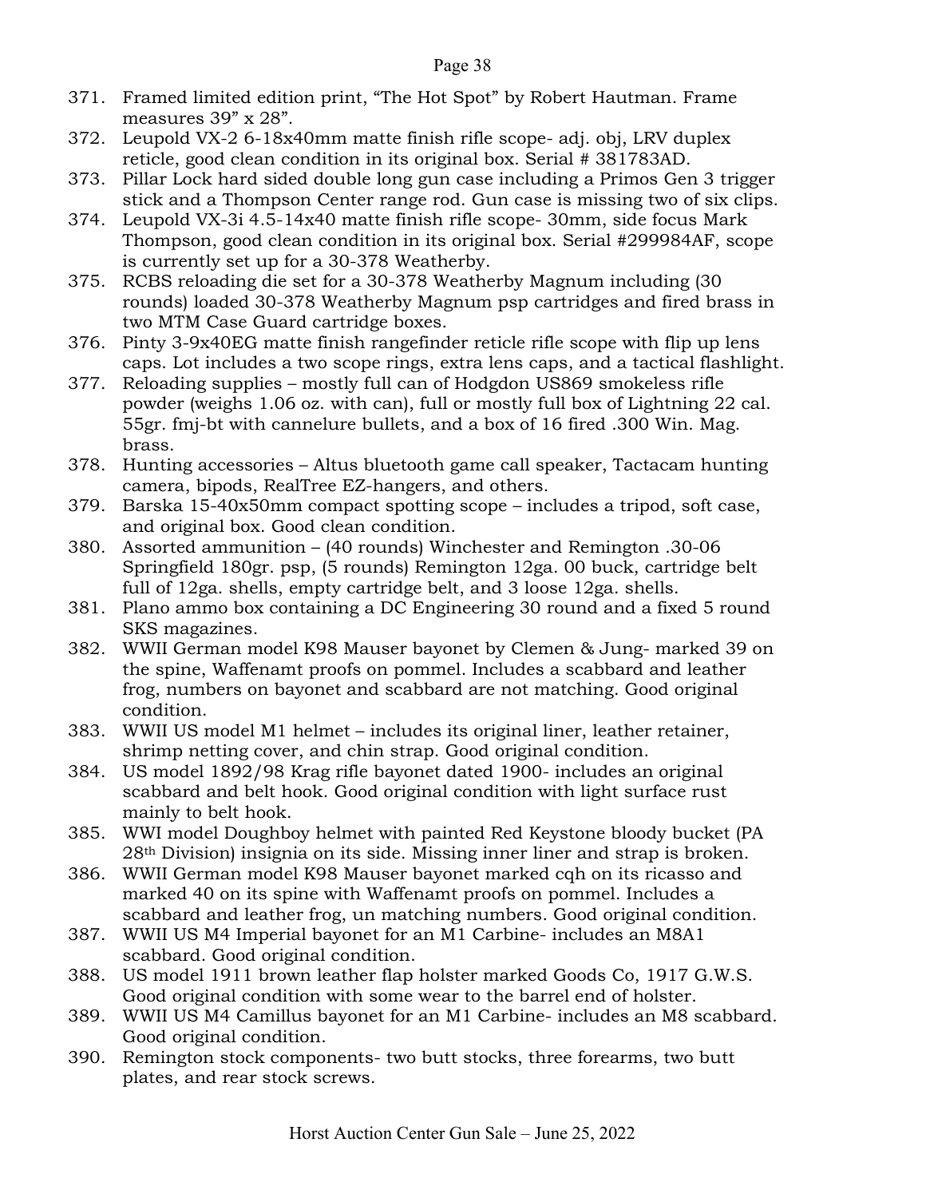371. Framed limited edition print, “The Hot Spot” by Robert Hautman. Frame measures 39” x 28”.
372. Leupold VX-2 6-18x40mm matte finish rifle scope- adj. obj, LRV duplex reticle, good clean condition in its original box. Serial # 381783AD.
373. Pillar Lock hard sided double long gun case including a Primos Gen 3 trigger stick and a Thompson Center range rod. Gun case is missing two of six clips.
374. Leupold VX-3i 4.5-14x40 matte finish rifle scope- 30mm, side focus Mark Thompson, good clean condition in its original box. Serial #299984AF, scope is currently set up for a 30-378 Weatherby.
375. RCBS reloading die set for a 30-378 Weatherby Magnum including (30 rounds) loaded 30-378 Weatherby Magnum psp cartridges and fired brass in two MTM Case Guard cartridge boxes.
376. Pinty 3-9x40EG matte finish rangefinder reticle rifle scope with flip up lens caps. Lot includes a two scope rings, extra lens caps, and a tactical flashlight.
377. Reloading supplies – mostly full can of Hodgdon US869 smokeless rifle powder (weighs 1.06 oz. with can), full or mostly full box of Lightning 22 cal. 55gr. fmj-bt with cannelure bullets, and a box of 16 fired .300 Win. Mag. brass.
378. Hunting accessories – Altus bluetooth game call speaker, Tactacam hunting camera, bipods, RealTree EZ-hangers, and others.
379. Barska 15-40x50mm compact spotting scope – includes a tripod, soft case, and original box. Good clean condition.
380. Assorted ammunition – (40 rounds) Winchester and Remington .30-06 Springfield 180gr. psp, (5 rounds) Remington 12ga. 00 buck, cartridge belt full of 12ga. shells, empty cartridge belt, and 3 loose 12ga. shells.
381. Plano ammo box containing a DC Engineering 30 round and a fixed 5 round SKS magazines.
382. WWII German model K98 Mauser bayonet by Clemen & Jung- marked 39 on the spine, Waffenamt proofs on pommel. Includes a scabbard and leather frog, numbers on bayonet and scabbard are not matching. Good original condition.
383. WWII US model M1 helmet – includes its original liner, leather retainer, shrimp netting cover, and chin strap. Good original condition.
384. US model 1892/98 Krag rifle bayonet dated 1900- includes an original scabbard and belt hook. Good original condition with light surface rust mainly to belt hook.
385. WWI model Doughboy helmet with painted Red Keystone bloody bucket (PA 28th Division) insignia on its side. Missing inner liner and strap is broken.
386. WWII German model K98 Mauser bayonet marked cqh on its ricasso and marked 40 on its spine with Waffenamt proofs on pommel. Includes a scabbard and leather frog, un matching numbers. Good original condition.
387. WWII US M4 Imperial bayonet for an M1 Carbine- includes an M8A1 scabbard. Good original condition.
388. US model 1911 brown leather flap holster marked Goods Co, 1917 G.W.S. Good original condition with some wear to the barrel end of holster.
389. WWII US M4 Camillus bayonet for an M1 Carbine- includes an M8 scabbard. Good original condition.
390. Remington stock components- two butt stocks, three forearms, two butt plates, and rear stock screws.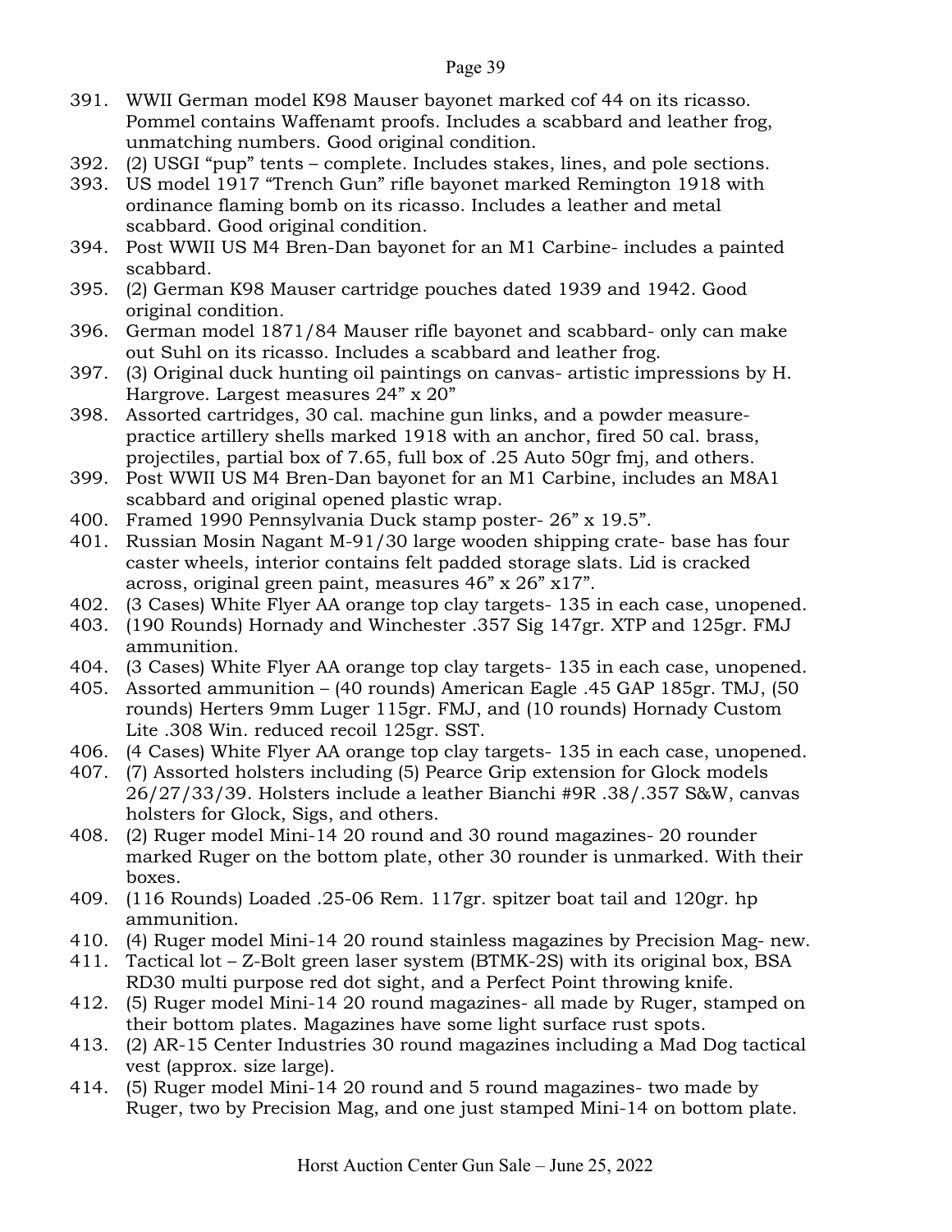391. WWII German model K98 Mauser bayonet marked cof 44 on its ricasso. Pommel contains Waffenamt proofs. Includes a scabbard and leather frog, unmatching numbers. Good original condition.
392. (2) USGI "pup" tents – complete. Includes stakes, lines, and pole sections.
393. US model 1917 "Trench Gun" rifle bayonet marked Remington 1918 with ordinance flaming bomb on its ricasso. Includes a leather and metal scabbard. Good original condition.
394. Post WWII US M4 Bren-Dan bayonet for an M1 Carbine- includes a painted scabbard.
395. (2) German K98 Mauser cartridge pouches dated 1939 and 1942. Good original condition.
396. German model 1871/84 Mauser rifle bayonet and scabbard- only can make out Suhl on its ricasso. Includes a scabbard and leather frog.
397. (3) Original duck hunting oil paintings on canvas- artistic impressions by H. Hargrove. Largest measures 24" x 20"
398. Assorted cartridges, 30 cal. machine gun links, and a powder measure- practice artillery shells marked 1918 with an anchor, fired 50 cal. brass, projectiles, partial box of 7.65, full box of .25 Auto 50gr fmj, and others.
399. Post WWII US M4 Bren-Dan bayonet for an M1 Carbine, includes an M8A1 scabbard and original opened plastic wrap.
400. Framed 1990 Pennsylvania Duck stamp poster- 26" x 19.5".
401. Russian Mosin Nagant M-91/30 large wooden shipping crate- base has four caster wheels, interior contains felt padded storage slats. Lid is cracked across, original green paint, measures 46" x 26" x17".
402. (3 Cases) White Flyer AA orange top clay targets- 135 in each case, unopened.
403. (190 Rounds) Hornady and Winchester .357 Sig 147gr. XTP and 125gr. FMJ ammunition.
404. (3 Cases) White Flyer AA orange top clay targets- 135 in each case, unopened.
405. Assorted ammunition – (40 rounds) American Eagle .45 GAP 185gr. TMJ, (50 rounds) Herters 9mm Luger 115gr. FMJ, and (10 rounds) Hornady Custom Lite .308 Win. reduced recoil 125gr. SST.
406. (4 Cases) White Flyer AA orange top clay targets- 135 in each case, unopened.
407. (7) Assorted holsters including (5) Pearce Grip extension for Glock models 26/27/33/39. Holsters include a leather Bianchi #9R .38/.357 S&W, canvas holsters for Glock, Sigs, and others.
408. (2) Ruger model Mini-14 20 round and 30 round magazines- 20 rounder marked Ruger on the bottom plate, other 30 rounder is unmarked. With their boxes.
409. (116 Rounds) Loaded .25-06 Rem. 117gr. spitzer boat tail and 120gr. hp ammunition.
410. (4) Ruger model Mini-14 20 round stainless magazines by Precision Mag- new.
411. Tactical lot – Z-Bolt green laser system (BTMK-2S) with its original box, BSA RD30 multi purpose red dot sight, and a Perfect Point throwing knife.
412. (5) Ruger model Mini-14 20 round magazines- all made by Ruger, stamped on their bottom plates. Magazines have some light surface rust spots.
413. (2) AR-15 Center Industries 30 round magazines including a Mad Dog tactical vest (approx. size large).
414. (5) Ruger model Mini-14 20 round and 5 round magazines- two made by Ruger, two by Precision Mag, and one just stamped Mini-14 on bottom plate.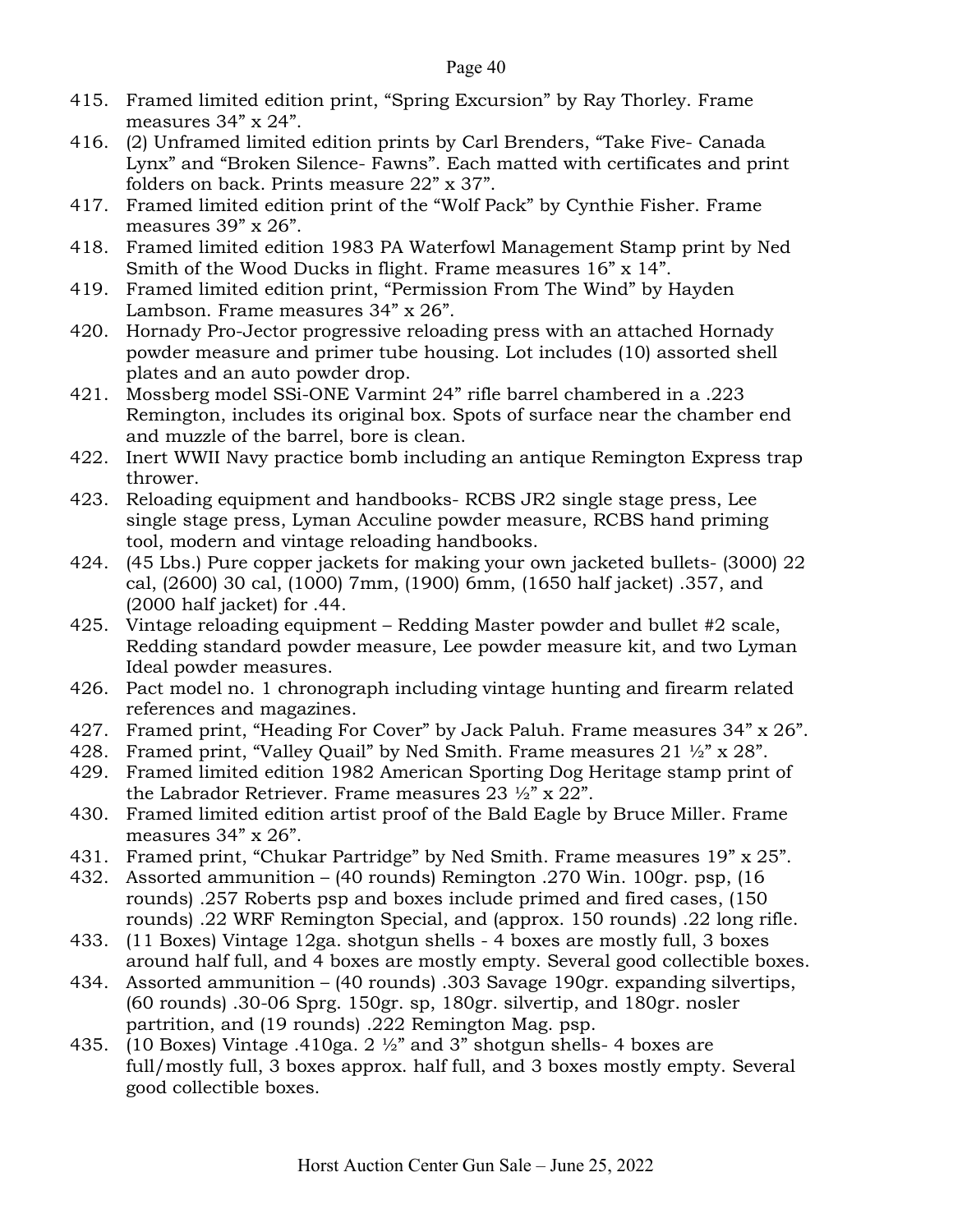415. Framed limited edition print, “Spring Excursion” by Ray Thorley. Frame measures 34” x 24”.
416. (2) Unframed limited edition prints by Carl Brenders, “Take Five- Canada Lynx” and “Broken Silence- Fawns”. Each matted with certificates and print folders on back. Prints measure 22” x 37”.
417. Framed limited edition print of the “Wolf Pack” by Cynthie Fisher. Frame measures 39” x 26”.
418. Framed limited edition 1983 PA Waterfowl Management Stamp print by Ned Smith of the Wood Ducks in flight. Frame measures 16” x 14”.
419. Framed limited edition print, “Permission From The Wind” by Hayden Lambson. Frame measures 34” x 26”.
420. Hornady Pro-Jector progressive reloading press with an attached Hornady powder measure and primer tube housing. Lot includes (10) assorted shell plates and an auto powder drop.
421. Mossberg model SSi-ONE Varmint 24” rifle barrel chambered in a .223 Remington, includes its original box. Spots of surface near the chamber end and muzzle of the barrel, bore is clean.
422. Inert WWII Navy practice bomb including an antique Remington Express trap thrower.
423. Reloading equipment and handbooks- RCBS JR2 single stage press, Lee single stage press, Lyman Acculine powder measure, RCBS hand priming tool, modern and vintage reloading handbooks.
424. (45 Lbs.) Pure copper jackets for making your own jacketed bullets- (3000) 22 cal, (2600) 30 cal, (1000) 7mm, (1900) 6mm, (1650 half jacket) .357, and (2000 half jacket) for .44.
425. Vintage reloading equipment – Redding Master powder and bullet #2 scale, Redding standard powder measure, Lee powder measure kit, and two Lyman Ideal powder measures.
426. Pact model no. 1 chronograph including vintage hunting and firearm related references and magazines.
427. Framed print, “Heading For Cover” by Jack Paluh. Frame measures 34” x 26”.
428. Framed print, “Valley Quail” by Ned Smith. Frame measures 21 ½” x 28”.
429. Framed limited edition 1982 American Sporting Dog Heritage stamp print of the Labrador Retriever. Frame measures 23 ½” x 22”.
430. Framed limited edition artist proof of the Bald Eagle by Bruce Miller. Frame measures 34” x 26”.
431. Framed print, “Chukar Partridge” by Ned Smith. Frame measures 19” x 25”.
432. Assorted ammunition – (40 rounds) Remington .270 Win. 100gr. psp, (16 rounds) .257 Roberts psp and boxes include primed and fired cases, (150 rounds) .22 WRF Remington Special, and (approx. 150 rounds) .22 long rifle.
433. (11 Boxes) Vintage 12ga. shotgun shells - 4 boxes are mostly full, 3 boxes around half full, and 4 boxes are mostly empty. Several good collectible boxes.
434. Assorted ammunition – (40 rounds) .303 Savage 190gr. expanding silvertips, (60 rounds) .30-06 Sprg. 150gr. sp, 180gr. silvertip, and 180gr. nosler partrition, and (19 rounds) .222 Remington Mag. psp.
435. (10 Boxes) Vintage .410ga. 2 ½” and 3” shotgun shells- 4 boxes are full/mostly full, 3 boxes approx. half full, and 3 boxes mostly empty. Several good collectible boxes.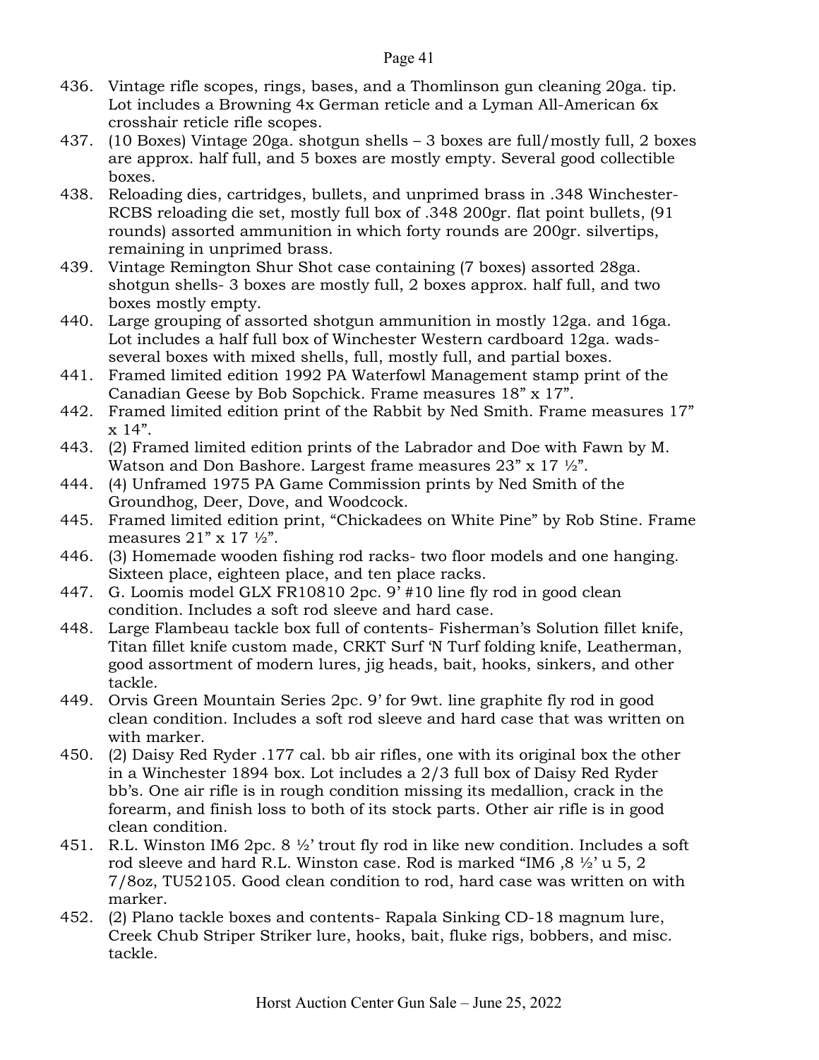436. Vintage rifle scopes, rings, bases, and a Thomlinson gun cleaning 20ga. tip. Lot includes a Browning 4x German reticle and a Lyman All-American 6x crosshair reticle rifle scopes.
437. (10 Boxes) Vintage 20ga. shotgun shells – 3 boxes are full/mostly full, 2 boxes are approx. half full, and 5 boxes are mostly empty. Several good collectible boxes.
438. Reloading dies, cartridges, bullets, and unprimed brass in .348 Winchester- RCBS reloading die set, mostly full box of .348 200gr. flat point bullets, (91 rounds) assorted ammunition in which forty rounds are 200gr. silvertips, remaining in unprimed brass.
439. Vintage Remington Shur Shot case containing (7 boxes) assorted 28ga. shotgun shells- 3 boxes are mostly full, 2 boxes approx. half full, and two boxes mostly empty.
440. Large grouping of assorted shotgun ammunition in mostly 12ga. and 16ga. Lot includes a half full box of Winchester Western cardboard 12ga. wads- several boxes with mixed shells, full, mostly full, and partial boxes.
441. Framed limited edition 1992 PA Waterfowl Management stamp print of the Canadian Geese by Bob Sopchick. Frame measures 18" x 17".
442. Framed limited edition print of the Rabbit by Ned Smith. Frame measures 17" x 14".
443. (2) Framed limited edition prints of the Labrador and Doe with Fawn by M. Watson and Don Bashore. Largest frame measures 23" x 17 ½".
444. (4) Unframed 1975 PA Game Commission prints by Ned Smith of the Groundhog, Deer, Dove, and Woodcock.
445. Framed limited edition print, "Chickadees on White Pine" by Rob Stine. Frame measures 21" x 17 ½".
446. (3) Homemade wooden fishing rod racks- two floor models and one hanging. Sixteen place, eighteen place, and ten place racks.
447. G. Loomis model GLX FR10810 2pc. 9' #10 line fly rod in good clean condition. Includes a soft rod sleeve and hard case.
448. Large Flambeau tackle box full of contents- Fisherman's Solution fillet knife, Titan fillet knife custom made, CRKT Surf 'N Turf folding knife, Leatherman, good assortment of modern lures, jig heads, bait, hooks, sinkers, and other tackle.
449. Orvis Green Mountain Series 2pc. 9' for 9wt. line graphite fly rod in good clean condition. Includes a soft rod sleeve and hard case that was written on with marker.
450. (2) Daisy Red Ryder .177 cal. bb air rifles, one with its original box the other in a Winchester 1894 box. Lot includes a 2/3 full box of Daisy Red Ryder bb's. One air rifle is in rough condition missing its medallion, crack in the forearm, and finish loss to both of its stock parts. Other air rifle is in good clean condition.
451. R.L. Winston IM6 2pc. 8 ½' trout fly rod in like new condition. Includes a soft rod sleeve and hard R.L. Winston case. Rod is marked "IM6 ,8 ½' u 5, 2 7/8oz, TU52105. Good clean condition to rod, hard case was written on with marker.
452. (2) Plano tackle boxes and contents- Rapala Sinking CD-18 magnum lure, Creek Chub Striper Striker lure, hooks, bait, fluke rigs, bobbers, and misc. tackle.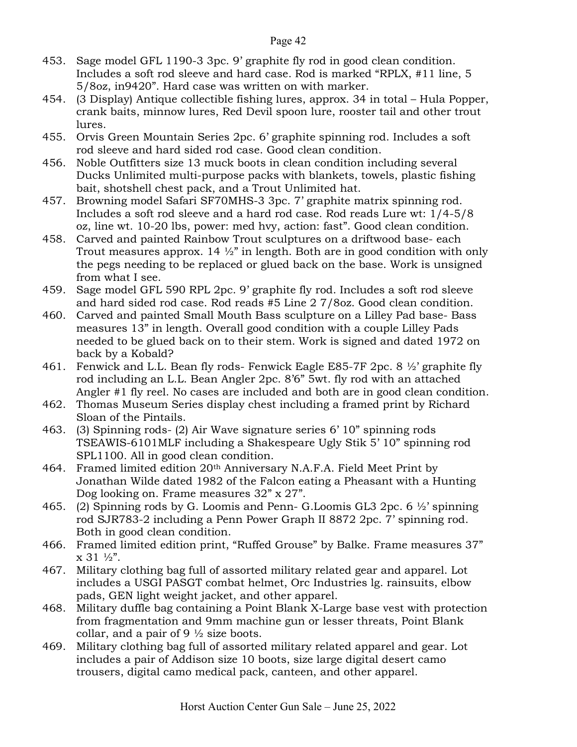453. Sage model GFL 1190-3 3pc. 9' graphite fly rod in good clean condition. Includes a soft rod sleeve and hard case. Rod is marked "RPLX, #11 line, 5 5/8oz, in9420". Hard case was written on with marker.
454. (3 Display) Antique collectible fishing lures, approx. 34 in total – Hula Popper, crank baits, minnow lures, Red Devil spoon lure, rooster tail and other trout lures.
455. Orvis Green Mountain Series 2pc. 6' graphite spinning rod. Includes a soft rod sleeve and hard sided rod case. Good clean condition.
456. Noble Outfitters size 13 muck boots in clean condition including several Ducks Unlimited multi-purpose packs with blankets, towels, plastic fishing bait, shotshell chest pack, and a Trout Unlimited hat.
457. Browning model Safari SF70MHS-3 3pc. 7' graphite matrix spinning rod. Includes a soft rod sleeve and a hard rod case. Rod reads Lure wt: 1/4-5/8 oz, line wt. 10-20 lbs, power: med hvy, action: fast". Good clean condition.
458. Carved and painted Rainbow Trout sculptures on a driftwood base- each Trout measures approx. 14 ½" in length. Both are in good condition with only the pegs needing to be replaced or glued back on the base. Work is unsigned from what I see.
459. Sage model GFL 590 RPL 2pc. 9' graphite fly rod. Includes a soft rod sleeve and hard sided rod case. Rod reads #5 Line 2 7/8oz. Good clean condition.
460. Carved and painted Small Mouth Bass sculpture on a Lilley Pad base- Bass measures 13" in length. Overall good condition with a couple Lilley Pads needed to be glued back on to their stem. Work is signed and dated 1972 on back by a Kobald?
461. Fenwick and L.L. Bean fly rods- Fenwick Eagle E85-7F 2pc. 8 ½' graphite fly rod including an L.L. Bean Angler 2pc. 8'6" 5wt. fly rod with an attached Angler #1 fly reel. No cases are included and both are in good clean condition.
462. Thomas Museum Series display chest including a framed print by Richard Sloan of the Pintails.
463. (3) Spinning rods- (2) Air Wave signature series 6' 10" spinning rods TSEAWIS-6101MLF including a Shakespeare Ugly Stik 5' 10" spinning rod SPL1100. All in good clean condition.
464. Framed limited edition 20th Anniversary N.A.F.A. Field Meet Print by Jonathan Wilde dated 1982 of the Falcon eating a Pheasant with a Hunting Dog looking on. Frame measures 32" x 27".
465. (2) Spinning rods by G. Loomis and Penn- G.Loomis GL3 2pc. 6 ½' spinning rod SJR783-2 including a Penn Power Graph II 8872 2pc. 7' spinning rod. Both in good clean condition.
466. Framed limited edition print, "Ruffed Grouse" by Balke. Frame measures 37" x 31 ½".
467. Military clothing bag full of assorted military related gear and apparel. Lot includes a USGI PASGT combat helmet, Orc Industries lg. rainsuits, elbow pads, GEN light weight jacket, and other apparel.
468. Military duffle bag containing a Point Blank X-Large base vest with protection from fragmentation and 9mm machine gun or lesser threats, Point Blank collar, and a pair of 9 ½ size boots.
469. Military clothing bag full of assorted military related apparel and gear. Lot includes a pair of Addison size 10 boots, size large digital desert camo trousers, digital camo medical pack, canteen, and other apparel.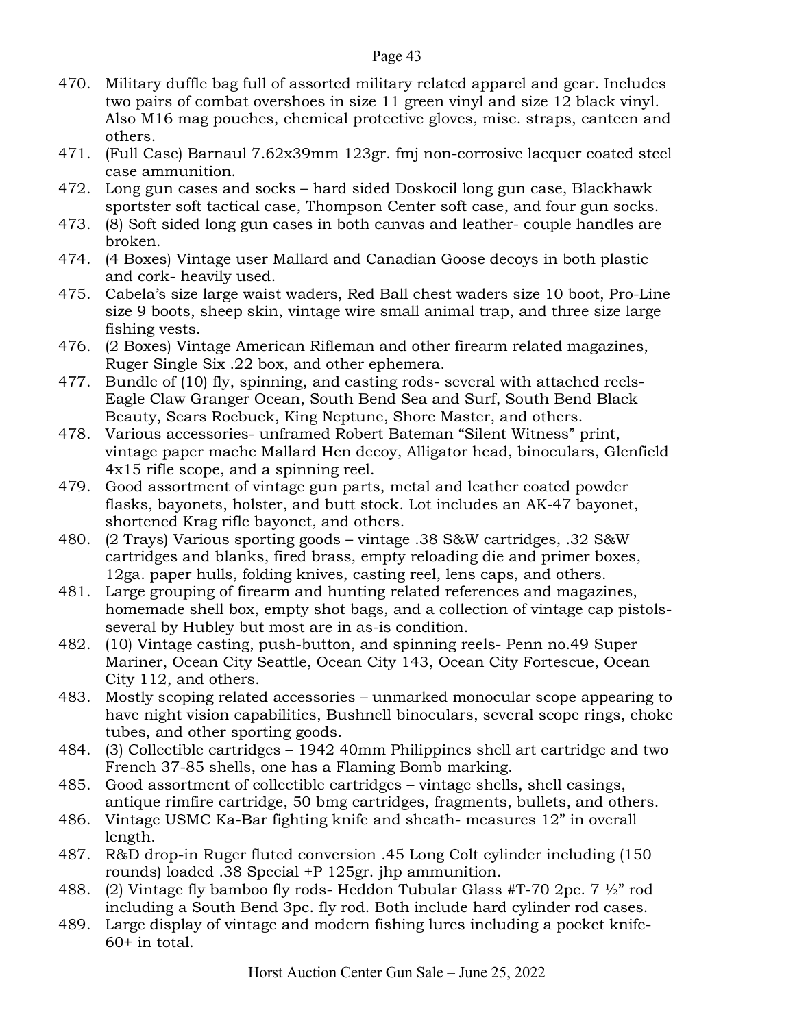470. Military duffle bag full of assorted military related apparel and gear. Includes two pairs of combat overshoes in size 11 green vinyl and size 12 black vinyl. Also M16 mag pouches, chemical protective gloves, misc. straps, canteen and others.
471. (Full Case) Barnaul 7.62x39mm 123gr. fmj non-corrosive lacquer coated steel case ammunition.
472. Long gun cases and socks – hard sided Doskocil long gun case, Blackhawk sportster soft tactical case, Thompson Center soft case, and four gun socks.
473. (8) Soft sided long gun cases in both canvas and leather- couple handles are broken.
474. (4 Boxes) Vintage user Mallard and Canadian Goose decoys in both plastic and cork- heavily used.
475. Cabela's size large waist waders, Red Ball chest waders size 10 boot, Pro-Line size 9 boots, sheep skin, vintage wire small animal trap, and three size large fishing vests.
476. (2 Boxes) Vintage American Rifleman and other firearm related magazines, Ruger Single Six .22 box, and other ephemera.
477. Bundle of (10) fly, spinning, and casting rods- several with attached reels- Eagle Claw Granger Ocean, South Bend Sea and Surf, South Bend Black Beauty, Sears Roebuck, King Neptune, Shore Master, and others.
478. Various accessories- unframed Robert Bateman "Silent Witness" print, vintage paper mache Mallard Hen decoy, Alligator head, binoculars, Glenfield 4x15 rifle scope, and a spinning reel.
479. Good assortment of vintage gun parts, metal and leather coated powder flasks, bayonets, holster, and butt stock. Lot includes an AK-47 bayonet, shortened Krag rifle bayonet, and others.
480. (2 Trays) Various sporting goods – vintage .38 S&W cartridges, .32 S&W cartridges and blanks, fired brass, empty reloading die and primer boxes, 12ga. paper hulls, folding knives, casting reel, lens caps, and others.
481. Large grouping of firearm and hunting related references and magazines, homemade shell box, empty shot bags, and a collection of vintage cap pistols- several by Hubley but most are in as-is condition.
482. (10) Vintage casting, push-button, and spinning reels- Penn no.49 Super Mariner, Ocean City Seattle, Ocean City 143, Ocean City Fortescue, Ocean City 112, and others.
483. Mostly scoping related accessories – unmarked monocular scope appearing to have night vision capabilities, Bushnell binoculars, several scope rings, choke tubes, and other sporting goods.
484. (3) Collectible cartridges – 1942 40mm Philippines shell art cartridge and two French 37-85 shells, one has a Flaming Bomb marking.
485. Good assortment of collectible cartridges – vintage shells, shell casings, antique rimfire cartridge, 50 bmg cartridges, fragments, bullets, and others.
486. Vintage USMC Ka-Bar fighting knife and sheath- measures 12" in overall length.
487. R&D drop-in Ruger fluted conversion .45 Long Colt cylinder including (150 rounds) loaded .38 Special +P 125gr. jhp ammunition.
488. (2) Vintage fly bamboo fly rods- Heddon Tubular Glass #T-70 2pc. 7 ½" rod including a South Bend 3pc. fly rod. Both include hard cylinder rod cases.
489. Large display of vintage and modern fishing lures including a pocket knife- 60+ in total.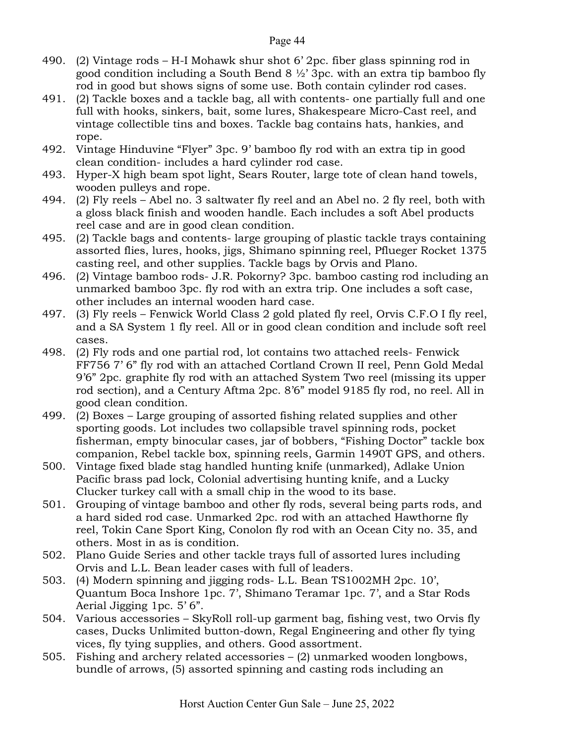490. (2) Vintage rods – H-I Mohawk shur shot 6' 2pc. fiber glass spinning rod in good condition including a South Bend 8 ½' 3pc. with an extra tip bamboo fly rod in good but shows signs of some use. Both contain cylinder rod cases.
491. (2) Tackle boxes and a tackle bag, all with contents- one partially full and one full with hooks, sinkers, bait, some lures, Shakespeare Micro-Cast reel, and vintage collectible tins and boxes. Tackle bag contains hats, hankies, and rope.
492. Vintage Hinduvine "Flyer" 3pc. 9' bamboo fly rod with an extra tip in good clean condition- includes a hard cylinder rod case.
493. Hyper-X high beam spot light, Sears Router, large tote of clean hand towels, wooden pulleys and rope.
494. (2) Fly reels – Abel no. 3 saltwater fly reel and an Abel no. 2 fly reel, both with a gloss black finish and wooden handle. Each includes a soft Abel products reel case and are in good clean condition.
495. (2) Tackle bags and contents- large grouping of plastic tackle trays containing assorted flies, lures, hooks, jigs, Shimano spinning reel, Pflueger Rocket 1375 casting reel, and other supplies. Tackle bags by Orvis and Plano.
496. (2) Vintage bamboo rods- J.R. Pokorny? 3pc. bamboo casting rod including an unmarked bamboo 3pc. fly rod with an extra trip. One includes a soft case, other includes an internal wooden hard case.
497. (3) Fly reels – Fenwick World Class 2 gold plated fly reel, Orvis C.F.O I fly reel, and a SA System 1 fly reel. All or in good clean condition and include soft reel cases.
498. (2) Fly rods and one partial rod, lot contains two attached reels- Fenwick FF756 7' 6" fly rod with an attached Cortland Crown II reel, Penn Gold Medal 9'6" 2pc. graphite fly rod with an attached System Two reel (missing its upper rod section), and a Century Aftma 2pc. 8'6" model 9185 fly rod, no reel. All in good clean condition.
499. (2) Boxes – Large grouping of assorted fishing related supplies and other sporting goods. Lot includes two collapsible travel spinning rods, pocket fisherman, empty binocular cases, jar of bobbers, "Fishing Doctor" tackle box companion, Rebel tackle box, spinning reels, Garmin 1490T GPS, and others.
500. Vintage fixed blade stag handled hunting knife (unmarked), Adlake Union Pacific brass pad lock, Colonial advertising hunting knife, and a Lucky Clucker turkey call with a small chip in the wood to its base.
501. Grouping of vintage bamboo and other fly rods, several being parts rods, and a hard sided rod case. Unmarked 2pc. rod with an attached Hawthorne fly reel, Tokin Cane Sport King, Conolon fly rod with an Ocean City no. 35, and others. Most in as is condition.
502. Plano Guide Series and other tackle trays full of assorted lures including Orvis and L.L. Bean leader cases with full of leaders.
503. (4) Modern spinning and jigging rods- L.L. Bean TS1002MH 2pc. 10', Quantum Boca Inshore 1pc. 7', Shimano Teramar 1pc. 7', and a Star Rods Aerial Jigging 1pc. 5' 6".
504. Various accessories – SkyRoll roll-up garment bag, fishing vest, two Orvis fly cases, Ducks Unlimited button-down, Regal Engineering and other fly tying vices, fly tying supplies, and others. Good assortment.
505. Fishing and archery related accessories – (2) unmarked wooden longbows, bundle of arrows, (5) assorted spinning and casting rods including an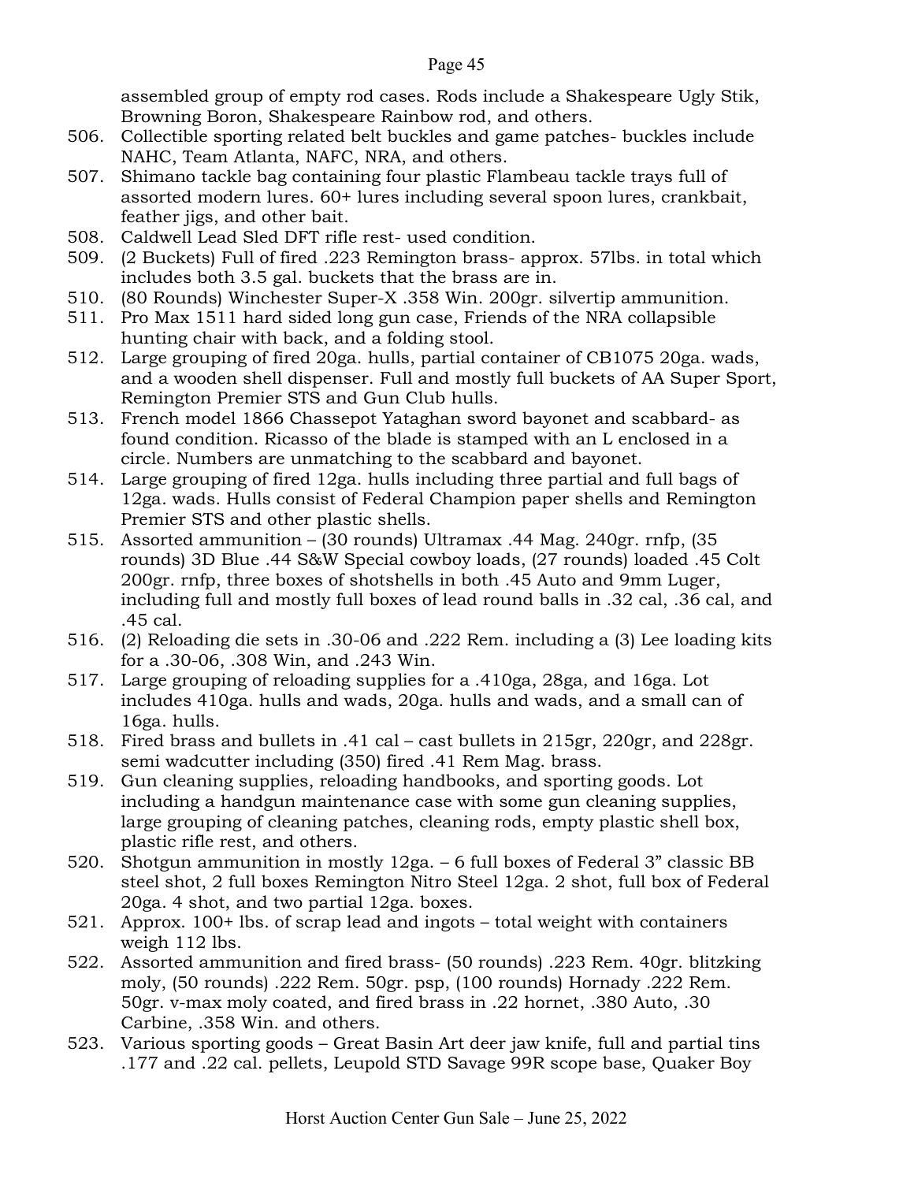assembled group of empty rod cases. Rods include a Shakespeare Ugly Stik, Browning Boron, Shakespeare Rainbow rod, and others.

506. Collectible sporting related belt buckles and game patches- buckles include NAHC, Team Atlanta, NAFC, NRA, and others.
507. Shimano tackle bag containing four plastic Flambeau tackle trays full of assorted modern lures. 60+ lures including several spoon lures, crankbait, feather jigs, and other bait.
508. Caldwell Lead Sled DFT rifle rest- used condition.
509. (2 Buckets) Full of fired .223 Remington brass- approx. 57lbs. in total which includes both 3.5 gal. buckets that the brass are in.
510. (80 Rounds) Winchester Super-X .358 Win. 200gr. silvertip ammunition.
511. Pro Max 1511 hard sided long gun case, Friends of the NRA collapsible hunting chair with back, and a folding stool.
512. Large grouping of fired 20ga. hulls, partial container of CB1075 20ga. wads, and a wooden shell dispenser. Full and mostly full buckets of AA Super Sport, Remington Premier STS and Gun Club hulls.
513. French model 1866 Chassepot Yataghan sword bayonet and scabbard- as found condition. Ricasso of the blade is stamped with an L enclosed in a circle. Numbers are unmatching to the scabbard and bayonet.
514. Large grouping of fired 12ga. hulls including three partial and full bags of 12ga. wads. Hulls consist of Federal Champion paper shells and Remington Premier STS and other plastic shells.
515. Assorted ammunition – (30 rounds) Ultramax .44 Mag. 240gr. rnfp, (35 rounds) 3D Blue .44 S&W Special cowboy loads, (27 rounds) loaded .45 Colt 200gr. rnfp, three boxes of shotshells in both .45 Auto and 9mm Luger, including full and mostly full boxes of lead round balls in .32 cal, .36 cal, and .45 cal.
516. (2) Reloading die sets in .30-06 and .222 Rem. including a (3) Lee loading kits for a .30-06, .308 Win, and .243 Win.
517. Large grouping of reloading supplies for a .410ga, 28ga, and 16ga. Lot includes 410ga. hulls and wads, 20ga. hulls and wads, and a small can of 16ga. hulls.
518. Fired brass and bullets in .41 cal – cast bullets in 215gr, 220gr, and 228gr. semi wadcutter including (350) fired .41 Rem Mag. brass.
519. Gun cleaning supplies, reloading handbooks, and sporting goods. Lot including a handgun maintenance case with some gun cleaning supplies, large grouping of cleaning patches, cleaning rods, empty plastic shell box, plastic rifle rest, and others.
520. Shotgun ammunition in mostly 12ga. – 6 full boxes of Federal 3" classic BB steel shot, 2 full boxes Remington Nitro Steel 12ga. 2 shot, full box of Federal 20ga. 4 shot, and two partial 12ga. boxes.
521. Approx. 100+ lbs. of scrap lead and ingots – total weight with containers weigh 112 lbs.
522. Assorted ammunition and fired brass- (50 rounds) .223 Rem. 40gr. blitzking moly, (50 rounds) .222 Rem. 50gr. psp, (100 rounds) Hornady .222 Rem. 50gr. v-max moly coated, and fired brass in .22 hornet, .380 Auto, .30 Carbine, .358 Win. and others.
523. Various sporting goods – Great Basin Art deer jaw knife, full and partial tins .177 and .22 cal. pellets, Leupold STD Savage 99R scope base, Quaker Boy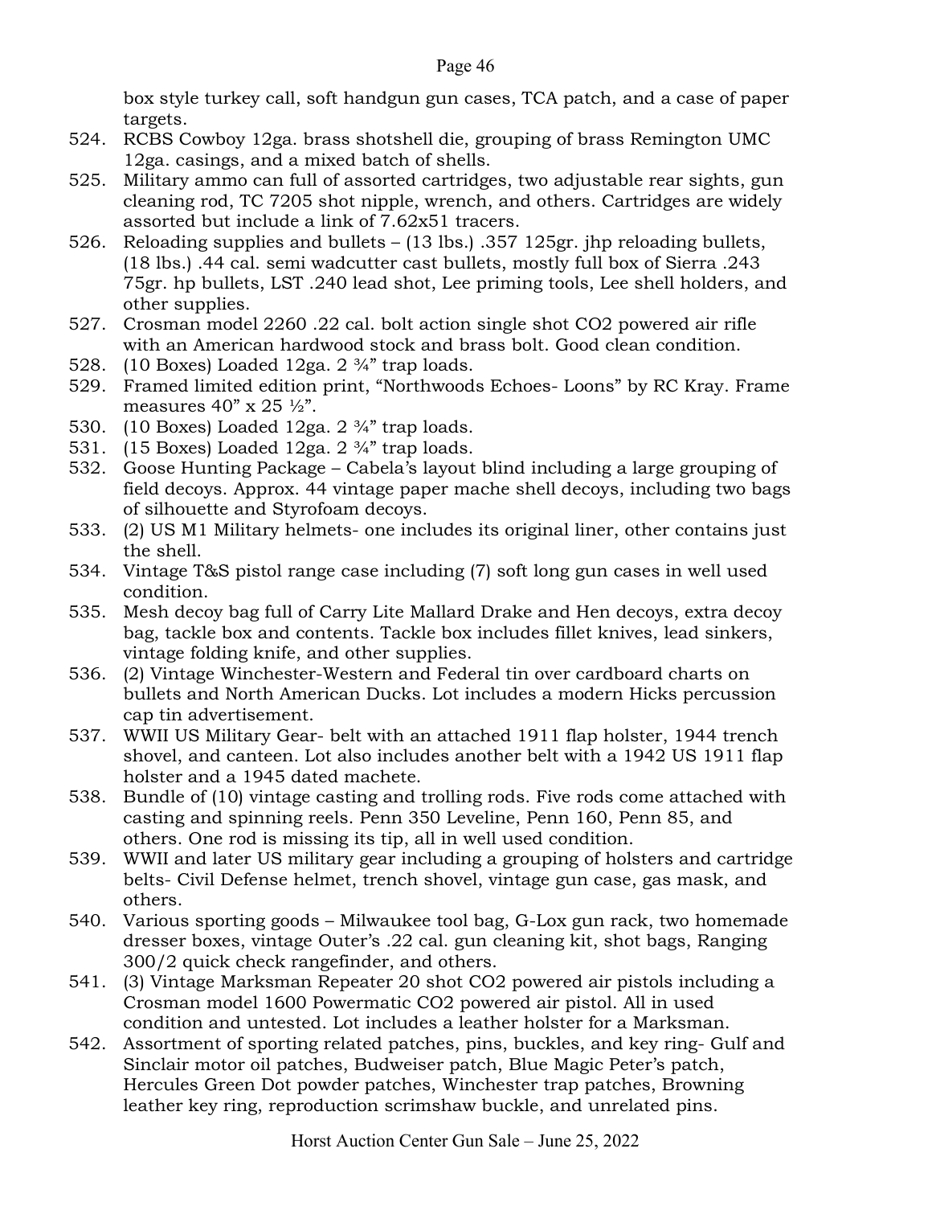box style turkey call, soft handgun gun cases, TCA patch, and a case of paper targets.

524. RCBS Cowboy 12ga. brass shotshell die, grouping of brass Remington UMC 12ga. casings, and a mixed batch of shells.
525. Military ammo can full of assorted cartridges, two adjustable rear sights, gun cleaning rod, TC 7205 shot nipple, wrench, and others. Cartridges are widely assorted but include a link of 7.62x51 tracers.
526. Reloading supplies and bullets – (13 lbs.) .357 125gr. jhp reloading bullets, (18 lbs.) .44 cal. semi wadcutter cast bullets, mostly full box of Sierra .243 75gr. hp bullets, LST .240 lead shot, Lee priming tools, Lee shell holders, and other supplies.
527. Crosman model 2260 .22 cal. bolt action single shot CO2 powered air rifle with an American hardwood stock and brass bolt. Good clean condition.
528. (10 Boxes) Loaded 12ga. 2 ¾" trap loads.
529. Framed limited edition print, "Northwoods Echoes- Loons" by RC Kray. Frame measures 40" x 25 ½".
530. (10 Boxes) Loaded 12ga. 2 ¾" trap loads.
531. (15 Boxes) Loaded 12ga. 2 ¾" trap loads.
532. Goose Hunting Package – Cabela's layout blind including a large grouping of field decoys. Approx. 44 vintage paper mache shell decoys, including two bags of silhouette and Styrofoam decoys.
533. (2) US M1 Military helmets- one includes its original liner, other contains just the shell.
534. Vintage T&S pistol range case including (7) soft long gun cases in well used condition.
535. Mesh decoy bag full of Carry Lite Mallard Drake and Hen decoys, extra decoy bag, tackle box and contents. Tackle box includes fillet knives, lead sinkers, vintage folding knife, and other supplies.
536. (2) Vintage Winchester-Western and Federal tin over cardboard charts on bullets and North American Ducks. Lot includes a modern Hicks percussion cap tin advertisement.
537. WWII US Military Gear- belt with an attached 1911 flap holster, 1944 trench shovel, and canteen. Lot also includes another belt with a 1942 US 1911 flap holster and a 1945 dated machete.
538. Bundle of (10) vintage casting and trolling rods. Five rods come attached with casting and spinning reels. Penn 350 Leveline, Penn 160, Penn 85, and others. One rod is missing its tip, all in well used condition.
539. WWII and later US military gear including a grouping of holsters and cartridge belts- Civil Defense helmet, trench shovel, vintage gun case, gas mask, and others.
540. Various sporting goods – Milwaukee tool bag, G-Lox gun rack, two homemade dresser boxes, vintage Outer's .22 cal. gun cleaning kit, shot bags, Ranging 300/2 quick check rangefinder, and others.
541. (3) Vintage Marksman Repeater 20 shot CO2 powered air pistols including a Crosman model 1600 Powermatic CO2 powered air pistol. All in used condition and untested. Lot includes a leather holster for a Marksman.
542. Assortment of sporting related patches, pins, buckles, and key ring- Gulf and Sinclair motor oil patches, Budweiser patch, Blue Magic Peter's patch, Hercules Green Dot powder patches, Winchester trap patches, Browning leather key ring, reproduction scrimshaw buckle, and unrelated pins.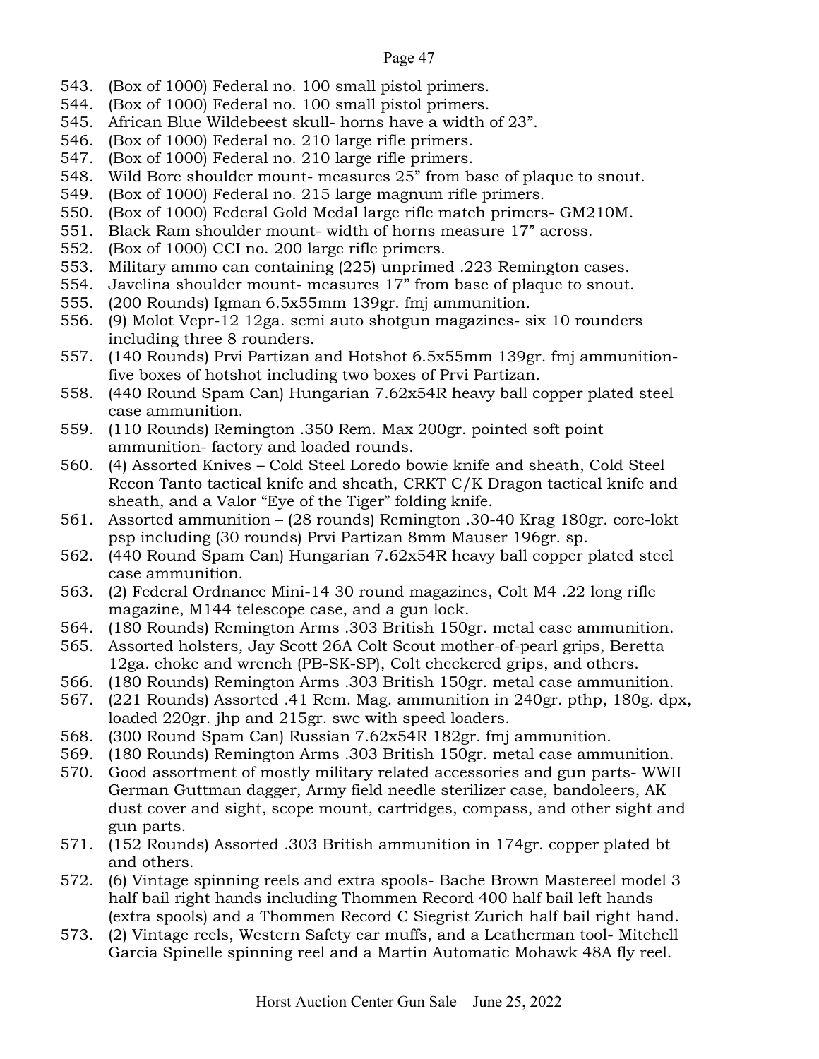543. (Box of 1000) Federal no. 100 small pistol primers.
544. (Box of 1000) Federal no. 100 small pistol primers.
545. African Blue Wildebeest skull- horns have a width of 23”.
546. (Box of 1000) Federal no. 210 large rifle primers.
547. (Box of 1000) Federal no. 210 large rifle primers.
548. Wild Bore shoulder mount- measures 25” from base of plaque to snout.
549. (Box of 1000) Federal no. 215 large magnum rifle primers.
550. (Box of 1000) Federal Gold Medal large rifle match primers- GM210M.
551. Black Ram shoulder mount- width of horns measure 17” across.
552. (Box of 1000) CCI no. 200 large rifle primers.
553. Military ammo can containing (225) unprimed .223 Remington cases.
554. Javelina shoulder mount- measures 17” from base of plaque to snout.
555. (200 Rounds) Igman 6.5x55mm 139gr. fmj ammunition.
556. (9) Molot Vepr-12 12ga. semi auto shotgun magazines- six 10 rounders including three 8 rounders.
557. (140 Rounds) Prvi Partizan and Hotshot 6.5x55mm 139gr. fmj ammunition- five boxes of hotshot including two boxes of Prvi Partizan.
558. (440 Round Spam Can) Hungarian 7.62x54R heavy ball copper plated steel case ammunition.
559. (110 Rounds) Remington .350 Rem. Max 200gr. pointed soft point ammunition- factory and loaded rounds.
560. (4) Assorted Knives – Cold Steel Loredo bowie knife and sheath, Cold Steel Recon Tanto tactical knife and sheath, CRKT C/K Dragon tactical knife and sheath, and a Valor “Eye of the Tiger” folding knife.
561. Assorted ammunition – (28 rounds) Remington .30-40 Krag 180gr. core-lokt psp including (30 rounds) Prvi Partizan 8mm Mauser 196gr. sp.
562. (440 Round Spam Can) Hungarian 7.62x54R heavy ball copper plated steel case ammunition.
563. (2) Federal Ordnance Mini-14 30 round magazines, Colt M4 .22 long rifle magazine, M144 telescope case, and a gun lock.
564. (180 Rounds) Remington Arms .303 British 150gr. metal case ammunition.
565. Assorted holsters, Jay Scott 26A Colt Scout mother-of-pearl grips, Beretta 12ga. choke and wrench (PB-SK-SP), Colt checkered grips, and others.
566. (180 Rounds) Remington Arms .303 British 150gr. metal case ammunition.
567. (221 Rounds) Assorted .41 Rem. Mag. ammunition in 240gr. pthp, 180g. dpx, loaded 220gr. jhp and 215gr. swc with speed loaders.
568. (300 Round Spam Can) Russian 7.62x54R 182gr. fmj ammunition.
569. (180 Rounds) Remington Arms .303 British 150gr. metal case ammunition.
570. Good assortment of mostly military related accessories and gun parts- WWII German Guttman dagger, Army field needle sterilizer case, bandoleers, AK dust cover and sight, scope mount, cartridges, compass, and other sight and gun parts.
571. (152 Rounds) Assorted .303 British ammunition in 174gr. copper plated bt and others.
572. (6) Vintage spinning reels and extra spools- Bache Brown Mastereel model 3 half bail right hands including Thommen Record 400 half bail left hands (extra spools) and a Thommen Record C Siegrist Zurich half bail right hand.
573. (2) Vintage reels, Western Safety ear muffs, and a Leatherman tool- Mitchell Garcia Spinelle spinning reel and a Martin Automatic Mohawk 48A fly reel.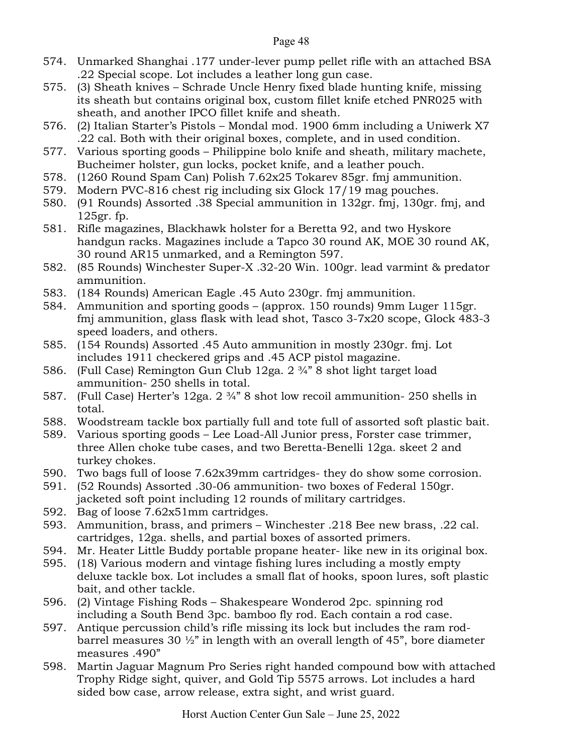574. Unmarked Shanghai .177 under-lever pump pellet rifle with an attached BSA .22 Special scope. Lot includes a leather long gun case.
575. (3) Sheath knives – Schrade Uncle Henry fixed blade hunting knife, missing its sheath but contains original box, custom fillet knife etched PNR025 with sheath, and another IPCO fillet knife and sheath.
576. (2) Italian Starter's Pistols – Mondal mod. 1900 6mm including a Uniwerk X7 .22 cal. Both with their original boxes, complete, and in used condition.
577. Various sporting goods – Philippine bolo knife and sheath, military machete, Bucheimer holster, gun locks, pocket knife, and a leather pouch.
578. (1260 Round Spam Can) Polish 7.62x25 Tokarev 85gr. fmj ammunition.
579. Modern PVC-816 chest rig including six Glock 17/19 mag pouches.
580. (91 Rounds) Assorted .38 Special ammunition in 132gr. fmj, 130gr. fmj, and 125gr. fp.
581. Rifle magazines, Blackhawk holster for a Beretta 92, and two Hyskore handgun racks. Magazines include a Tapco 30 round AK, MOE 30 round AK, 30 round AR15 unmarked, and a Remington 597.
582. (85 Rounds) Winchester Super-X .32-20 Win. 100gr. lead varmint & predator ammunition.
583. (184 Rounds) American Eagle .45 Auto 230gr. fmj ammunition.
584. Ammunition and sporting goods – (approx. 150 rounds) 9mm Luger 115gr. fmj ammunition, glass flask with lead shot, Tasco 3-7x20 scope, Glock 483-3 speed loaders, and others.
585. (154 Rounds) Assorted .45 Auto ammunition in mostly 230gr. fmj. Lot includes 1911 checkered grips and .45 ACP pistol magazine.
586. (Full Case) Remington Gun Club 12ga. 2 ¾" 8 shot light target load ammunition- 250 shells in total.
587. (Full Case) Herter's 12ga. 2 ¾" 8 shot low recoil ammunition- 250 shells in total.
588. Woodstream tackle box partially full and tote full of assorted soft plastic bait.
589. Various sporting goods – Lee Load-All Junior press, Forster case trimmer, three Allen choke tube cases, and two Beretta-Benelli 12ga. skeet 2 and turkey chokes.
590. Two bags full of loose 7.62x39mm cartridges- they do show some corrosion.
591. (52 Rounds) Assorted .30-06 ammunition- two boxes of Federal 150gr. jacketed soft point including 12 rounds of military cartridges.
592. Bag of loose 7.62x51mm cartridges.
593. Ammunition, brass, and primers – Winchester .218 Bee new brass, .22 cal. cartridges, 12ga. shells, and partial boxes of assorted primers.
594. Mr. Heater Little Buddy portable propane heater- like new in its original box.
595. (18) Various modern and vintage fishing lures including a mostly empty deluxe tackle box. Lot includes a small flat of hooks, spoon lures, soft plastic bait, and other tackle.
596. (2) Vintage Fishing Rods – Shakespeare Wonderod 2pc. spinning rod including a South Bend 3pc. bamboo fly rod. Each contain a rod case.
597. Antique percussion child's rifle missing its lock but includes the ram rod- barrel measures 30 ½" in length with an overall length of 45", bore diameter measures .490"
598. Martin Jaguar Magnum Pro Series right handed compound bow with attached Trophy Ridge sight, quiver, and Gold Tip 5575 arrows. Lot includes a hard sided bow case, arrow release, extra sight, and wrist guard.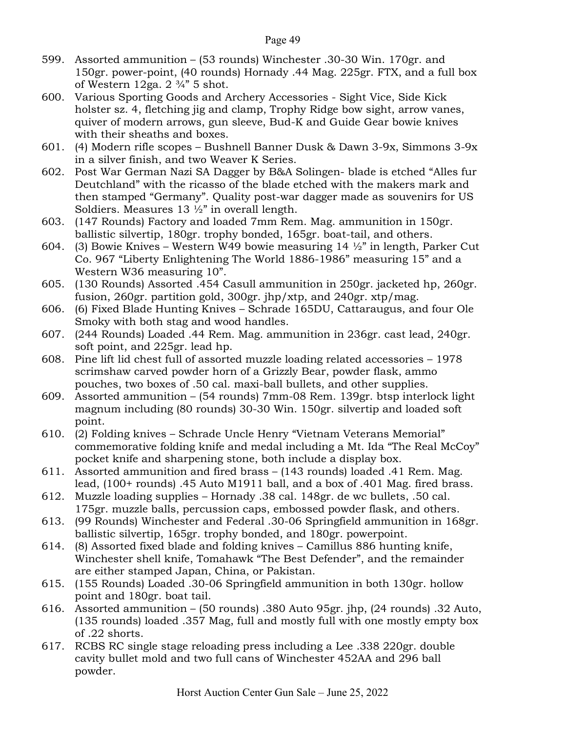599. Assorted ammunition – (53 rounds) Winchester .30-30 Win. 170gr. and 150gr. power-point, (40 rounds) Hornady .44 Mag. 225gr. FTX, and a full box of Western 12ga. 2 ¾" 5 shot.
600. Various Sporting Goods and Archery Accessories - Sight Vice, Side Kick holster sz. 4, fletching jig and clamp, Trophy Ridge bow sight, arrow vanes, quiver of modern arrows, gun sleeve, Bud-K and Guide Gear bowie knives with their sheaths and boxes.
601. (4) Modern rifle scopes – Bushnell Banner Dusk & Dawn 3-9x, Simmons 3-9x in a silver finish, and two Weaver K Series.
602. Post War German Nazi SA Dagger by B&A Solingen- blade is etched "Alles fur Deutchland" with the ricasso of the blade etched with the makers mark and then stamped "Germany". Quality post-war dagger made as souvenirs for US Soldiers. Measures 13 ½" in overall length.
603. (147 Rounds) Factory and loaded 7mm Rem. Mag. ammunition in 150gr. ballistic silvertip, 180gr. trophy bonded, 165gr. boat-tail, and others.
604. (3) Bowie Knives – Western W49 bowie measuring 14 ½" in length, Parker Cut Co. 967 "Liberty Enlightening The World 1886-1986" measuring 15" and a Western W36 measuring 10".
605. (130 Rounds) Assorted .454 Casull ammunition in 250gr. jacketed hp, 260gr. fusion, 260gr. partition gold, 300gr. jhp/xtp, and 240gr. xtp/mag.
606. (6) Fixed Blade Hunting Knives – Schrade 165DU, Cattaraugus, and four Ole Smoky with both stag and wood handles.
607. (244 Rounds) Loaded .44 Rem. Mag. ammunition in 236gr. cast lead, 240gr. soft point, and 225gr. lead hp.
608. Pine lift lid chest full of assorted muzzle loading related accessories – 1978 scrimshaw carved powder horn of a Grizzly Bear, powder flask, ammo pouches, two boxes of .50 cal. maxi-ball bullets, and other supplies.
609. Assorted ammunition – (54 rounds) 7mm-08 Rem. 139gr. btsp interlock light magnum including (80 rounds) 30-30 Win. 150gr. silvertip and loaded soft point.
610. (2) Folding knives – Schrade Uncle Henry "Vietnam Veterans Memorial" commemorative folding knife and medal including a Mt. Ida "The Real McCoy" pocket knife and sharpening stone, both include a display box.
611. Assorted ammunition and fired brass – (143 rounds) loaded .41 Rem. Mag. lead, (100+ rounds) .45 Auto M1911 ball, and a box of .401 Mag. fired brass.
612. Muzzle loading supplies – Hornady .38 cal. 148gr. de wc bullets, .50 cal. 175gr. muzzle balls, percussion caps, embossed powder flask, and others.
613. (99 Rounds) Winchester and Federal .30-06 Springfield ammunition in 168gr. ballistic silvertip, 165gr. trophy bonded, and 180gr. powerpoint.
614. (8) Assorted fixed blade and folding knives – Camillus 886 hunting knife, Winchester shell knife, Tomahawk "The Best Defender", and the remainder are either stamped Japan, China, or Pakistan.
615. (155 Rounds) Loaded .30-06 Springfield ammunition in both 130gr. hollow point and 180gr. boat tail.
616. Assorted ammunition – (50 rounds) .380 Auto 95gr. jhp, (24 rounds) .32 Auto, (135 rounds) loaded .357 Mag, full and mostly full with one mostly empty box of .22 shorts.
617. RCBS RC single stage reloading press including a Lee .338 220gr. double cavity bullet mold and two full cans of Winchester 452AA and 296 ball powder.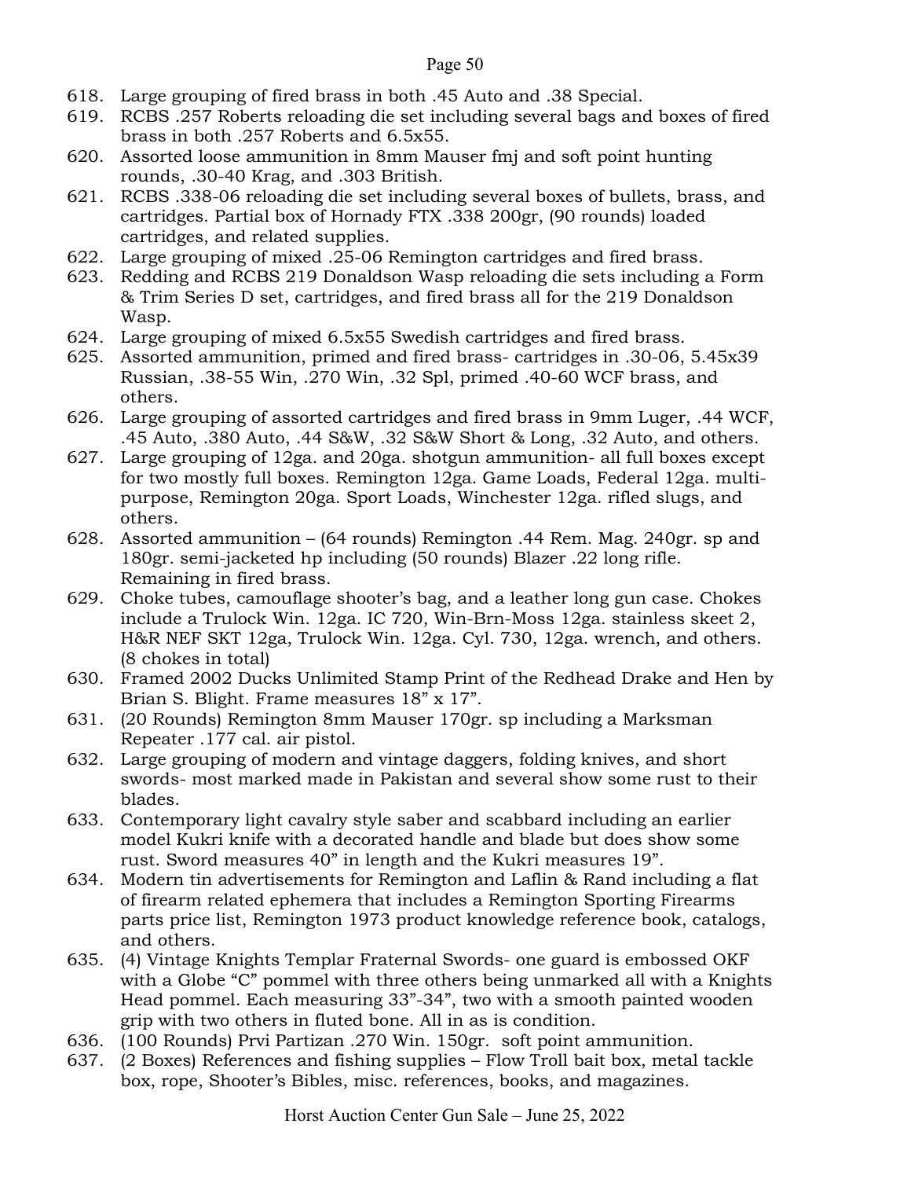618. Large grouping of fired brass in both .45 Auto and .38 Special.
619. RCBS .257 Roberts reloading die set including several bags and boxes of fired brass in both .257 Roberts and 6.5x55.
620. Assorted loose ammunition in 8mm Mauser fmj and soft point hunting rounds, .30-40 Krag, and .303 British.
621. RCBS .338-06 reloading die set including several boxes of bullets, brass, and cartridges. Partial box of Hornady FTX .338 200gr, (90 rounds) loaded cartridges, and related supplies.
622. Large grouping of mixed .25-06 Remington cartridges and fired brass.
623. Redding and RCBS 219 Donaldson Wasp reloading die sets including a Form & Trim Series D set, cartridges, and fired brass all for the 219 Donaldson Wasp.
624. Large grouping of mixed 6.5x55 Swedish cartridges and fired brass.
625. Assorted ammunition, primed and fired brass- cartridges in .30-06, 5.45x39 Russian, .38-55 Win, .270 Win, .32 Spl, primed .40-60 WCF brass, and others.
626. Large grouping of assorted cartridges and fired brass in 9mm Luger, .44 WCF, .45 Auto, .380 Auto, .44 S&W, .32 S&W Short & Long, .32 Auto, and others.
627. Large grouping of 12ga. and 20ga. shotgun ammunition- all full boxes except for two mostly full boxes. Remington 12ga. Game Loads, Federal 12ga. multi-purpose, Remington 20ga. Sport Loads, Winchester 12ga. rifled slugs, and others.
628. Assorted ammunition – (64 rounds) Remington .44 Rem. Mag. 240gr. sp and 180gr. semi-jacketed hp including (50 rounds) Blazer .22 long rifle. Remaining in fired brass.
629. Choke tubes, camouflage shooter's bag, and a leather long gun case. Chokes include a Trulock Win. 12ga. IC 720, Win-Brn-Moss 12ga. stainless skeet 2, H&R NEF SKT 12ga, Trulock Win. 12ga. Cyl. 730, 12ga. wrench, and others. (8 chokes in total)
630. Framed 2002 Ducks Unlimited Stamp Print of the Redhead Drake and Hen by Brian S. Blight. Frame measures 18" x 17".
631. (20 Rounds) Remington 8mm Mauser 170gr. sp including a Marksman Repeater .177 cal. air pistol.
632. Large grouping of modern and vintage daggers, folding knives, and short swords- most marked made in Pakistan and several show some rust to their blades.
633. Contemporary light cavalry style saber and scabbard including an earlier model Kukri knife with a decorated handle and blade but does show some rust. Sword measures 40" in length and the Kukri measures 19".
634. Modern tin advertisements for Remington and Laflin & Rand including a flat of firearm related ephemera that includes a Remington Sporting Firearms parts price list, Remington 1973 product knowledge reference book, catalogs, and others.
635. (4) Vintage Knights Templar Fraternal Swords- one guard is embossed OKF with a Globe "C" pommel with three others being unmarked all with a Knights Head pommel. Each measuring 33"-34", two with a smooth painted wooden grip with two others in fluted bone. All in as is condition.
636. (100 Rounds) Prvi Partizan .270 Win. 150gr. soft point ammunition.
637. (2 Boxes) References and fishing supplies – Flow Troll bait box, metal tackle box, rope, Shooter's Bibles, misc. references, books, and magazines.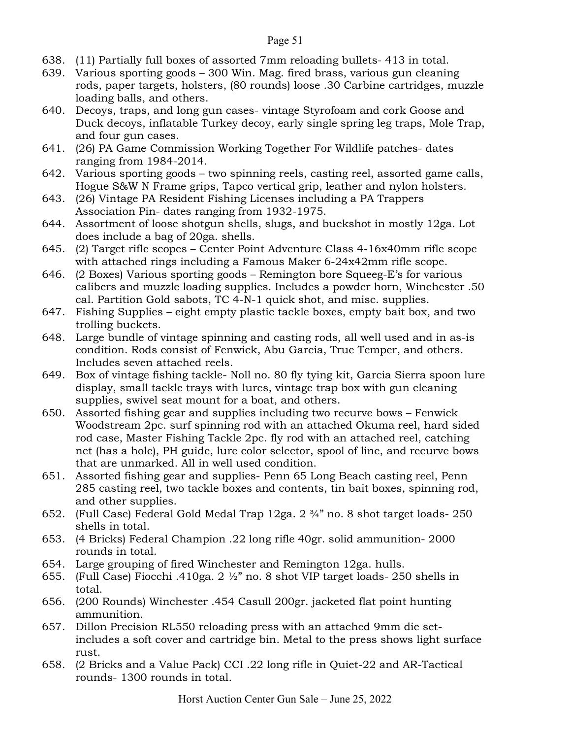638. (11) Partially full boxes of assorted 7mm reloading bullets- 413 in total.
639. Various sporting goods – 300 Win. Mag. fired brass, various gun cleaning rods, paper targets, holsters, (80 rounds) loose .30 Carbine cartridges, muzzle loading balls, and others.
640. Decoys, traps, and long gun cases- vintage Styrofoam and cork Goose and Duck decoys, inflatable Turkey decoy, early single spring leg traps, Mole Trap, and four gun cases.
641. (26) PA Game Commission Working Together For Wildlife patches- dates ranging from 1984-2014.
642. Various sporting goods – two spinning reels, casting reel, assorted game calls, Hogue S&W N Frame grips, Tapco vertical grip, leather and nylon holsters.
643. (26) Vintage PA Resident Fishing Licenses including a PA Trappers Association Pin- dates ranging from 1932-1975.
644. Assortment of loose shotgun shells, slugs, and buckshot in mostly 12ga. Lot does include a bag of 20ga. shells.
645. (2) Target rifle scopes – Center Point Adventure Class 4-16x40mm rifle scope with attached rings including a Famous Maker 6-24x42mm rifle scope.
646. (2 Boxes) Various sporting goods – Remington bore Squeeg-E's for various calibers and muzzle loading supplies. Includes a powder horn, Winchester .50 cal. Partition Gold sabots, TC 4-N-1 quick shot, and misc. supplies.
647. Fishing Supplies – eight empty plastic tackle boxes, empty bait box, and two trolling buckets.
648. Large bundle of vintage spinning and casting rods, all well used and in as-is condition. Rods consist of Fenwick, Abu Garcia, True Temper, and others. Includes seven attached reels.
649. Box of vintage fishing tackle- Noll no. 80 fly tying kit, Garcia Sierra spoon lure display, small tackle trays with lures, vintage trap box with gun cleaning supplies, swivel seat mount for a boat, and others.
650. Assorted fishing gear and supplies including two recurve bows – Fenwick Woodstream 2pc. surf spinning rod with an attached Okuma reel, hard sided rod case, Master Fishing Tackle 2pc. fly rod with an attached reel, catching net (has a hole), PH guide, lure color selector, spool of line, and recurve bows that are unmarked. All in well used condition.
651. Assorted fishing gear and supplies- Penn 65 Long Beach casting reel, Penn 285 casting reel, two tackle boxes and contents, tin bait boxes, spinning rod, and other supplies.
652. (Full Case) Federal Gold Medal Trap 12ga. 2 ¾" no. 8 shot target loads- 250 shells in total.
653. (4 Bricks) Federal Champion .22 long rifle 40gr. solid ammunition- 2000 rounds in total.
654. Large grouping of fired Winchester and Remington 12ga. hulls.
655. (Full Case) Fiocchi .410ga. 2 ½" no. 8 shot VIP target loads- 250 shells in total.
656. (200 Rounds) Winchester .454 Casull 200gr. jacketed flat point hunting ammunition.
657. Dillon Precision RL550 reloading press with an attached 9mm die set- includes a soft cover and cartridge bin. Metal to the press shows light surface rust.
658. (2 Bricks and a Value Pack) CCI .22 long rifle in Quiet-22 and AR-Tactical rounds- 1300 rounds in total.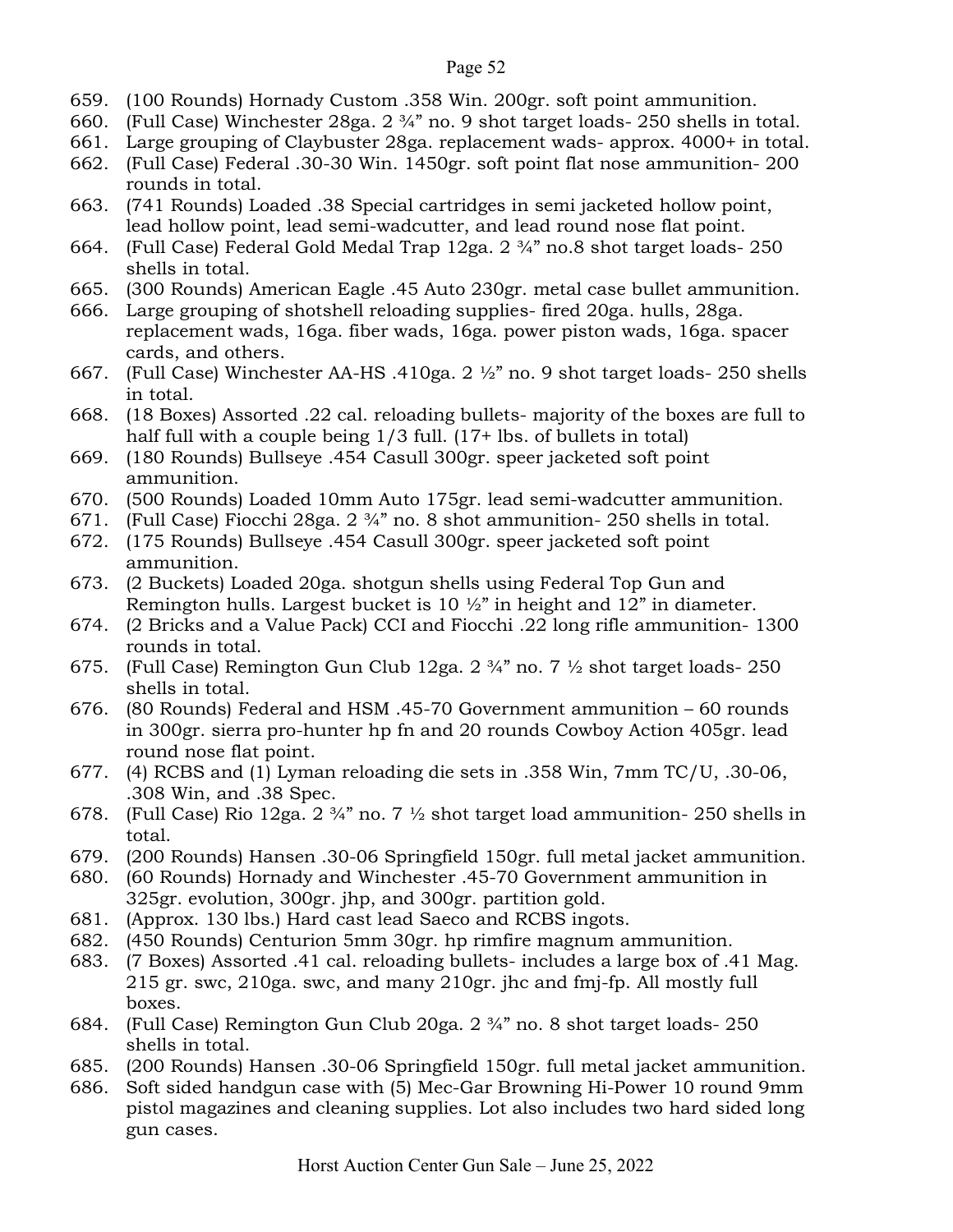659. (100 Rounds) Hornady Custom .358 Win. 200gr. soft point ammunition.
660. (Full Case) Winchester 28ga. 2 ¾" no. 9 shot target loads- 250 shells in total.
661. Large grouping of Claybuster 28ga. replacement wads- approx. 4000+ in total.
662. (Full Case) Federal .30-30 Win. 1450gr. soft point flat nose ammunition- 200 rounds in total.
663. (741 Rounds) Loaded .38 Special cartridges in semi jacketed hollow point, lead hollow point, lead semi-wadcutter, and lead round nose flat point.
664. (Full Case) Federal Gold Medal Trap 12ga. 2 ¾" no.8 shot target loads- 250 shells in total.
665. (300 Rounds) American Eagle .45 Auto 230gr. metal case bullet ammunition.
666. Large grouping of shotshell reloading supplies- fired 20ga. hulls, 28ga. replacement wads, 16ga. fiber wads, 16ga. power piston wads, 16ga. spacer cards, and others.
667. (Full Case) Winchester AA-HS .410ga. 2 ½" no. 9 shot target loads- 250 shells in total.
668. (18 Boxes) Assorted .22 cal. reloading bullets- majority of the boxes are full to half full with a couple being 1/3 full. (17+ lbs. of bullets in total)
669. (180 Rounds) Bullseye .454 Casull 300gr. speer jacketed soft point ammunition.
670. (500 Rounds) Loaded 10mm Auto 175gr. lead semi-wadcutter ammunition.
671. (Full Case) Fiocchi 28ga. 2 ¾" no. 8 shot ammunition- 250 shells in total.
672. (175 Rounds) Bullseye .454 Casull 300gr. speer jacketed soft point ammunition.
673. (2 Buckets) Loaded 20ga. shotgun shells using Federal Top Gun and Remington hulls. Largest bucket is 10 ½" in height and 12" in diameter.
674. (2 Bricks and a Value Pack) CCI and Fiocchi .22 long rifle ammunition- 1300 rounds in total.
675. (Full Case) Remington Gun Club 12ga. 2 ¾" no. 7 ½ shot target loads- 250 shells in total.
676. (80 Rounds) Federal and HSM .45-70 Government ammunition – 60 rounds in 300gr. sierra pro-hunter hp fn and 20 rounds Cowboy Action 405gr. lead round nose flat point.
677. (4) RCBS and (1) Lyman reloading die sets in .358 Win, 7mm TC/U, .30-06, .308 Win, and .38 Spec.
678. (Full Case) Rio 12ga. 2 ¾" no. 7 ½ shot target load ammunition- 250 shells in total.
679. (200 Rounds) Hansen .30-06 Springfield 150gr. full metal jacket ammunition.
680. (60 Rounds) Hornady and Winchester .45-70 Government ammunition in 325gr. evolution, 300gr. jhp, and 300gr. partition gold.
681. (Approx. 130 lbs.) Hard cast lead Saeco and RCBS ingots.
682. (450 Rounds) Centurion 5mm 30gr. hp rimfire magnum ammunition.
683. (7 Boxes) Assorted .41 cal. reloading bullets- includes a large box of .41 Mag. 215 gr. swc, 210ga. swc, and many 210gr. jhc and fmj-fp. All mostly full boxes.
684. (Full Case) Remington Gun Club 20ga. 2 ¾" no. 8 shot target loads- 250 shells in total.
685. (200 Rounds) Hansen .30-06 Springfield 150gr. full metal jacket ammunition.
686. Soft sided handgun case with (5) Mec-Gar Browning Hi-Power 10 round 9mm pistol magazines and cleaning supplies. Lot also includes two hard sided long gun cases.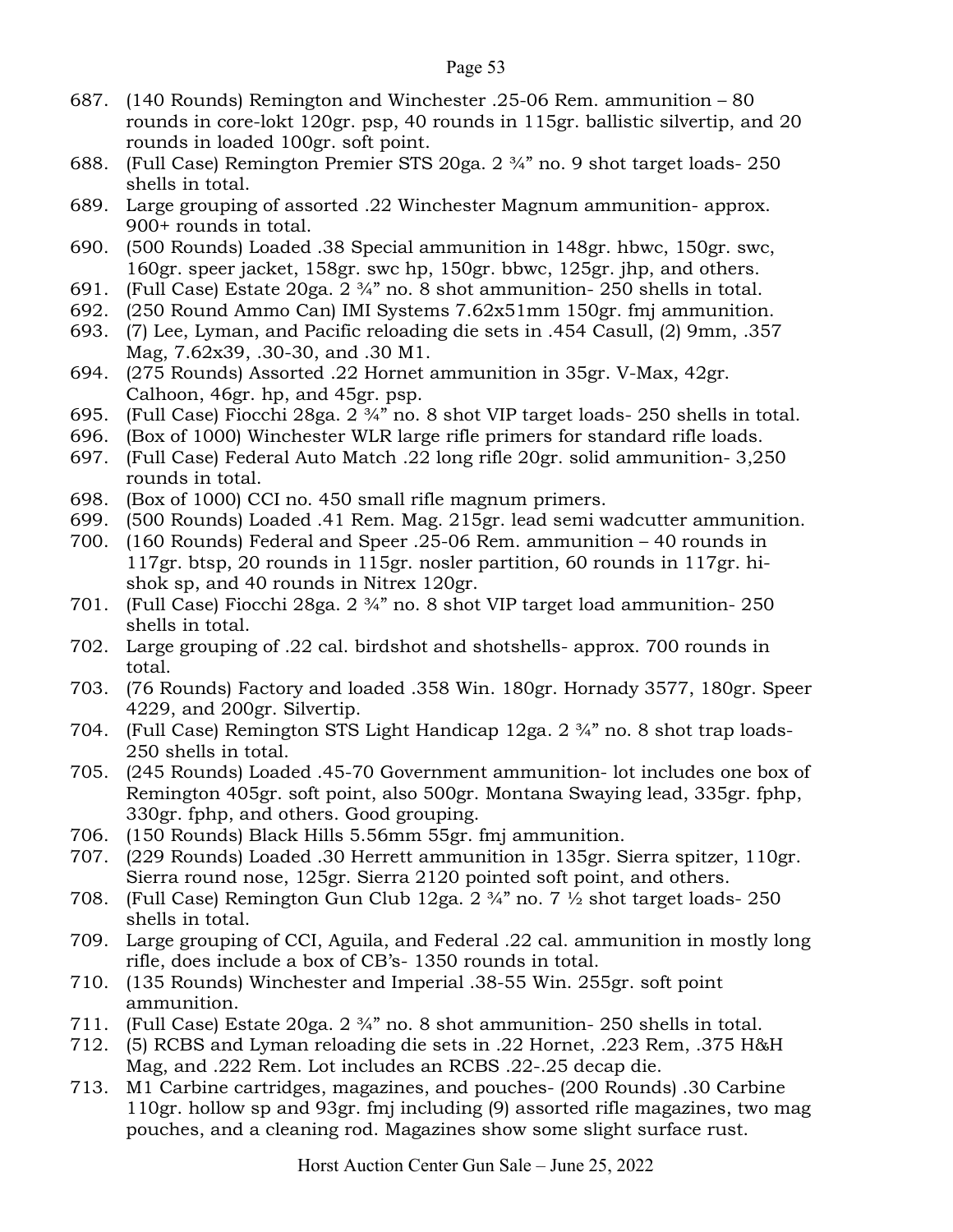687. (140 Rounds) Remington and Winchester .25-06 Rem. ammunition – 80 rounds in core-lokt 120gr. psp, 40 rounds in 115gr. ballistic silvertip, and 20 rounds in loaded 100gr. soft point.
688. (Full Case) Remington Premier STS 20ga. 2 ¾" no. 9 shot target loads- 250 shells in total.
689. Large grouping of assorted .22 Winchester Magnum ammunition- approx. 900+ rounds in total.
690. (500 Rounds) Loaded .38 Special ammunition in 148gr. hbwc, 150gr. swc, 160gr. speer jacket, 158gr. swc hp, 150gr. bbwc, 125gr. jhp, and others.
691. (Full Case) Estate 20ga. 2 ¾" no. 8 shot ammunition- 250 shells in total.
692. (250 Round Ammo Can) IMI Systems 7.62x51mm 150gr. fmj ammunition.
693. (7) Lee, Lyman, and Pacific reloading die sets in .454 Casull, (2) 9mm, .357 Mag, 7.62x39, .30-30, and .30 M1.
694. (275 Rounds) Assorted .22 Hornet ammunition in 35gr. V-Max, 42gr. Calhoon, 46gr. hp, and 45gr. psp.
695. (Full Case) Fiocchi 28ga. 2 ¾" no. 8 shot VIP target loads- 250 shells in total.
696. (Box of 1000) Winchester WLR large rifle primers for standard rifle loads.
697. (Full Case) Federal Auto Match .22 long rifle 20gr. solid ammunition- 3,250 rounds in total.
698. (Box of 1000) CCI no. 450 small rifle magnum primers.
699. (500 Rounds) Loaded .41 Rem. Mag. 215gr. lead semi wadcutter ammunition.
700. (160 Rounds) Federal and Speer .25-06 Rem. ammunition – 40 rounds in 117gr. btsp, 20 rounds in 115gr. nosler partition, 60 rounds in 117gr. hi-shok sp, and 40 rounds in Nitrex 120gr.
701. (Full Case) Fiocchi 28ga. 2 ¾" no. 8 shot VIP target load ammunition- 250 shells in total.
702. Large grouping of .22 cal. birdshot and shotshells- approx. 700 rounds in total.
703. (76 Rounds) Factory and loaded .358 Win. 180gr. Hornady 3577, 180gr. Speer 4229, and 200gr. Silvertip.
704. (Full Case) Remington STS Light Handicap 12ga. 2 ¾" no. 8 shot trap loads- 250 shells in total.
705. (245 Rounds) Loaded .45-70 Government ammunition- lot includes one box of Remington 405gr. soft point, also 500gr. Montana Swaying lead, 335gr. fphp, 330gr. fphp, and others. Good grouping.
706. (150 Rounds) Black Hills 5.56mm 55gr. fmj ammunition.
707. (229 Rounds) Loaded .30 Herrett ammunition in 135gr. Sierra spitzer, 110gr. Sierra round nose, 125gr. Sierra 2120 pointed soft point, and others.
708. (Full Case) Remington Gun Club 12ga. 2 ¾" no. 7 ½ shot target loads- 250 shells in total.
709. Large grouping of CCI, Aguila, and Federal .22 cal. ammunition in mostly long rifle, does include a box of CB's- 1350 rounds in total.
710. (135 Rounds) Winchester and Imperial .38-55 Win. 255gr. soft point ammunition.
711. (Full Case) Estate 20ga. 2 ¾" no. 8 shot ammunition- 250 shells in total.
712. (5) RCBS and Lyman reloading die sets in .22 Hornet, .223 Rem, .375 H&H Mag, and .222 Rem. Lot includes an RCBS .22-.25 decap die.
713. M1 Carbine cartridges, magazines, and pouches- (200 Rounds) .30 Carbine 110gr. hollow sp and 93gr. fmj including (9) assorted rifle magazines, two mag pouches, and a cleaning rod. Magazines show some slight surface rust.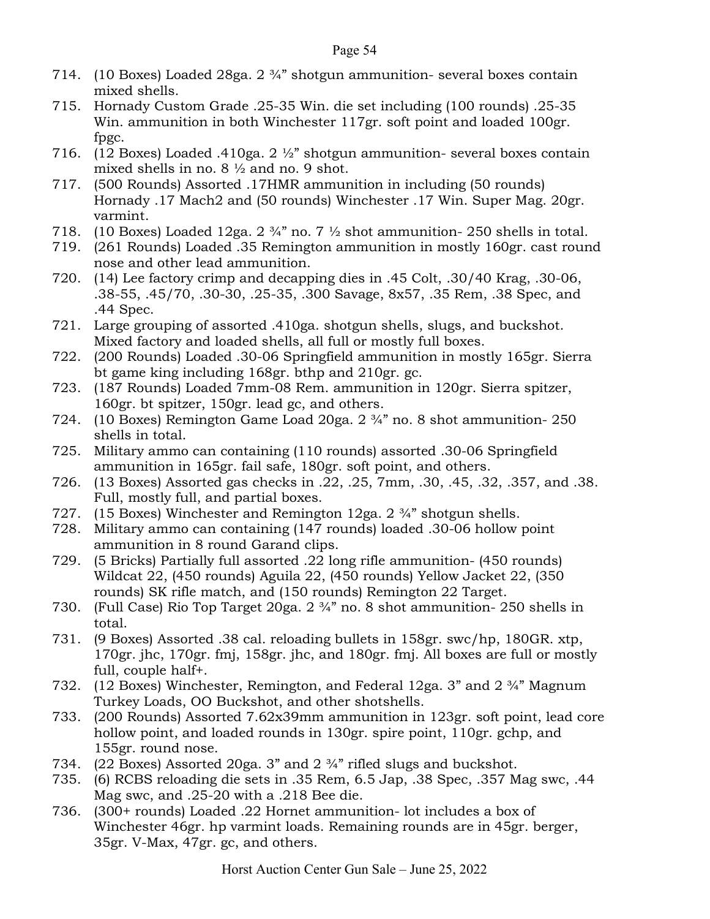714. (10 Boxes) Loaded 28ga. 2 ¾" shotgun ammunition- several boxes contain mixed shells.
715. Hornady Custom Grade .25-35 Win. die set including (100 rounds) .25-35 Win. ammunition in both Winchester 117gr. soft point and loaded 100gr. fpgc.
716. (12 Boxes) Loaded .410ga. 2 ½" shotgun ammunition- several boxes contain mixed shells in no. 8 ½ and no. 9 shot.
717. (500 Rounds) Assorted .17HMR ammunition in including (50 rounds) Hornady .17 Mach2 and (50 rounds) Winchester .17 Win. Super Mag. 20gr. varmint.
718. (10 Boxes) Loaded 12ga. 2 ¾" no. 7 ½ shot ammunition- 250 shells in total.
719. (261 Rounds) Loaded .35 Remington ammunition in mostly 160gr. cast round nose and other lead ammunition.
720. (14) Lee factory crimp and decapping dies in .45 Colt, .30/40 Krag, .30-06, .38-55, .45/70, .30-30, .25-35, .300 Savage, 8x57, .35 Rem, .38 Spec, and .44 Spec.
721. Large grouping of assorted .410ga. shotgun shells, slugs, and buckshot. Mixed factory and loaded shells, all full or mostly full boxes.
722. (200 Rounds) Loaded .30-06 Springfield ammunition in mostly 165gr. Sierra bt game king including 168gr. bthp and 210gr. gc.
723. (187 Rounds) Loaded 7mm-08 Rem. ammunition in 120gr. Sierra spitzer, 160gr. bt spitzer, 150gr. lead gc, and others.
724. (10 Boxes) Remington Game Load 20ga. 2 ¾" no. 8 shot ammunition- 250 shells in total.
725. Military ammo can containing (110 rounds) assorted .30-06 Springfield ammunition in 165gr. fail safe, 180gr. soft point, and others.
726. (13 Boxes) Assorted gas checks in .22, .25, 7mm, .30, .45, .32, .357, and .38. Full, mostly full, and partial boxes.
727. (15 Boxes) Winchester and Remington 12ga. 2 ¾" shotgun shells.
728. Military ammo can containing (147 rounds) loaded .30-06 hollow point ammunition in 8 round Garand clips.
729. (5 Bricks) Partially full assorted .22 long rifle ammunition- (450 rounds) Wildcat 22, (450 rounds) Aguila 22, (450 rounds) Yellow Jacket 22, (350 rounds) SK rifle match, and (150 rounds) Remington 22 Target.
730. (Full Case) Rio Top Target 20ga. 2 ¾" no. 8 shot ammunition- 250 shells in total.
731. (9 Boxes) Assorted .38 cal. reloading bullets in 158gr. swc/hp, 180GR. xtp, 170gr. jhc, 170gr. fmj, 158gr. jhc, and 180gr. fmj. All boxes are full or mostly full, couple half+.
732. (12 Boxes) Winchester, Remington, and Federal 12ga. 3" and 2 ¾" Magnum Turkey Loads, OO Buckshot, and other shotshells.
733. (200 Rounds) Assorted 7.62x39mm ammunition in 123gr. soft point, lead core hollow point, and loaded rounds in 130gr. spire point, 110gr. gchp, and 155gr. round nose.
734. (22 Boxes) Assorted 20ga. 3" and 2 ¾" rifled slugs and buckshot.
735. (6) RCBS reloading die sets in .35 Rem, 6.5 Jap, .38 Spec, .357 Mag swc, .44 Mag swc, and .25-20 with a .218 Bee die.
736. (300+ rounds) Loaded .22 Hornet ammunition- lot includes a box of Winchester 46gr. hp varmint loads. Remaining rounds are in 45gr. berger, 35gr. V-Max, 47gr. gc, and others.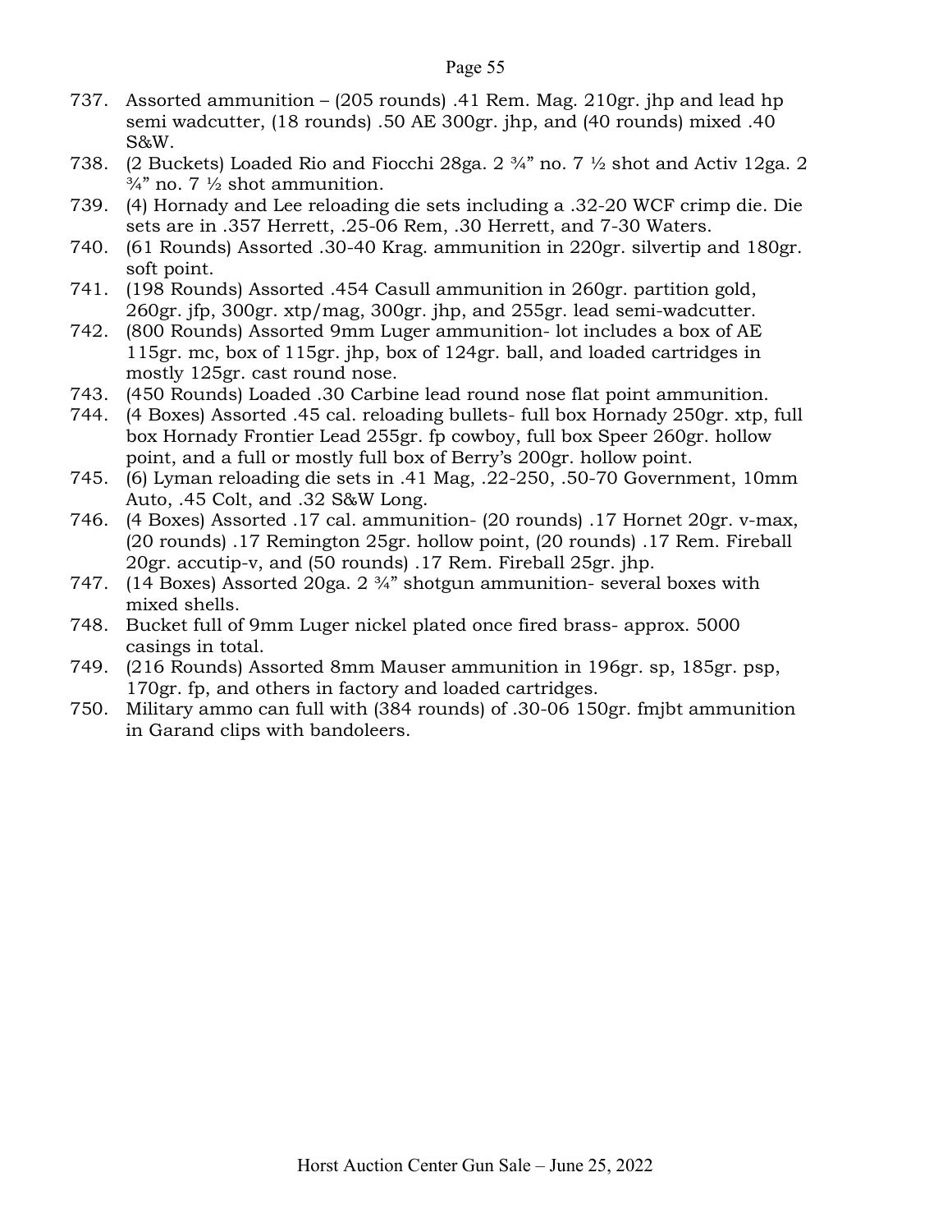737. Assorted ammunition – (205 rounds) .41 Rem. Mag. 210gr. jhp and lead hp semi wadcutter, (18 rounds) .50 AE 300gr. jhp, and (40 rounds) mixed .40 S&W.
738. (2 Buckets) Loaded Rio and Fiocchi 28ga. 2 ¾" no. 7 ½ shot and Activ 12ga. 2 ¾" no. 7 ½ shot ammunition.
739. (4) Hornady and Lee reloading die sets including a .32-20 WCF crimp die. Die sets are in .357 Herrett, .25-06 Rem, .30 Herrett, and 7-30 Waters.
740. (61 Rounds) Assorted .30-40 Krag. ammunition in 220gr. silvertip and 180gr. soft point.
741. (198 Rounds) Assorted .454 Casull ammunition in 260gr. partition gold, 260gr. jfp, 300gr. xtp/mag, 300gr. jhp, and 255gr. lead semi-wadcutter.
742. (800 Rounds) Assorted 9mm Luger ammunition- lot includes a box of AE 115gr. mc, box of 115gr. jhp, box of 124gr. ball, and loaded cartridges in mostly 125gr. cast round nose.
743. (450 Rounds) Loaded .30 Carbine lead round nose flat point ammunition.
744. (4 Boxes) Assorted .45 cal. reloading bullets- full box Hornady 250gr. xtp, full box Hornady Frontier Lead 255gr. fp cowboy, full box Speer 260gr. hollow point, and a full or mostly full box of Berry's 200gr. hollow point.
745. (6) Lyman reloading die sets in .41 Mag, .22-250, .50-70 Government, 10mm Auto, .45 Colt, and .32 S&W Long.
746. (4 Boxes) Assorted .17 cal. ammunition- (20 rounds) .17 Hornet 20gr. v-max, (20 rounds) .17 Remington 25gr. hollow point, (20 rounds) .17 Rem. Fireball 20gr. accutip-v, and (50 rounds) .17 Rem. Fireball 25gr. jhp.
747. (14 Boxes) Assorted 20ga. 2 ¾" shotgun ammunition- several boxes with mixed shells.
748. Bucket full of 9mm Luger nickel plated once fired brass- approx. 5000 casings in total.
749. (216 Rounds) Assorted 8mm Mauser ammunition in 196gr. sp, 185gr. psp, 170gr. fp, and others in factory and loaded cartridges.
750. Military ammo can full with (384 rounds) of .30-06 150gr. fmjbt ammunition in Garand clips with bandoleers.